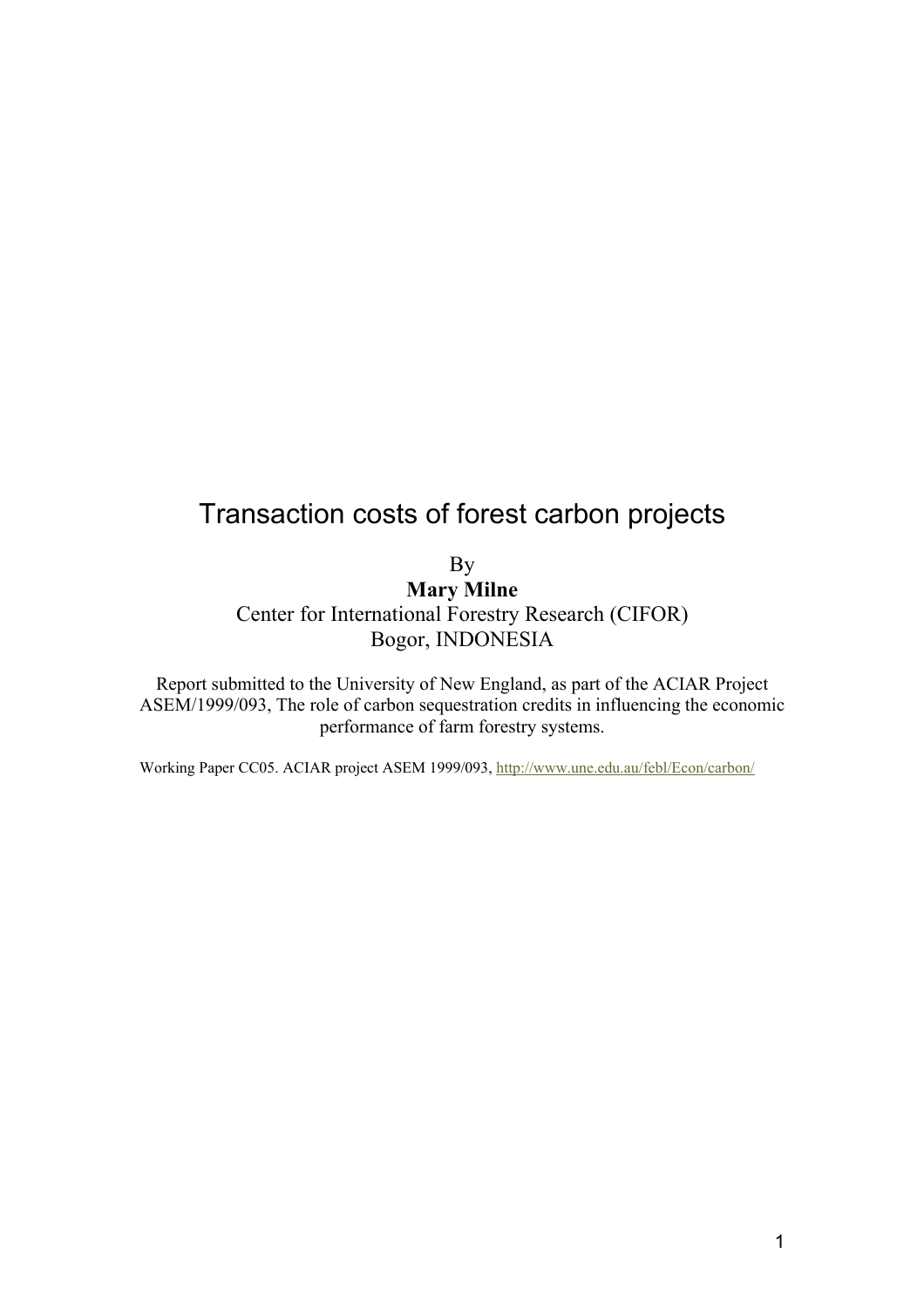# Transaction costs of forest carbon projects

By

**Mary Milne**

Center for International Forestry Research (CIFOR)

Bogor, INDONESIA

Report submitted to the University of New England, as part of the ACIAR Project ASEM/1999/093, The role of carbon sequestration credits in influencing the economic performance of farm forestry systems.

Working Paper CC05. ACIAR project ASEM 1999/093, http://www.une.edu.au/febl/Econ/carbon/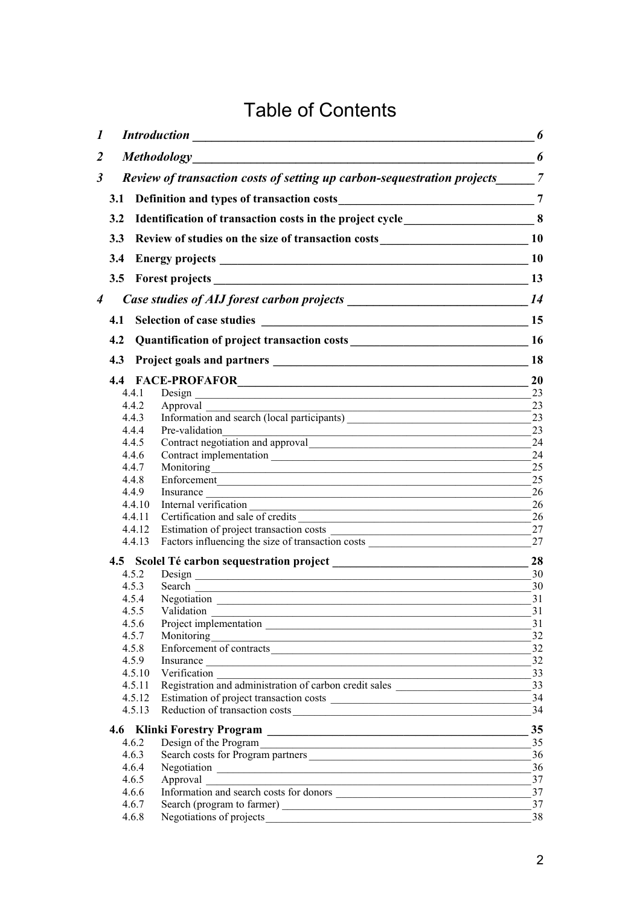# Table of Contents

*1 Introduction* ______ *6*

*2 Methodology* ______ *6*

*3 Review of transaction costs of setting up carbon-sequestration projects* ______ *7*

**3.1 Definition and types of transaction costs ______ 7**

**3.2 Identification of transaction costs in the project cycle ______ 8**

**3.3 Review of studies on the size of transaction costs ______ 10**

**3.4 Energy projects ______ 10**

**3.5 Forest projects ______ 13**

*4 Case studies of AIJ forest carbon projects* ______ *14*

**4.1 Selection of case studies ______ 15**

**4.2 Quantification of project transaction costs ______ 16**

**4.3 Project goals and partners ______ 18**

**4.4 FACE-PROFAFOR ______ 20**

4.4.1 Design ______ 23
4.4.2 Approval ______ 23
4.4.3 Information and search (local participants) ______ 23
4.4.4 Pre-validation ______ 23
4.4.5 Contract negotiation and approval ______ 24
4.4.6 Contract implementation ______ 24
4.4.7 Monitoring ______ 25
4.4.8 Enforcement ______ 25
4.4.9 Insurance ______ 26
4.4.10 Internal verification ______ 26
4.4.11 Certification and sale of credits ______ 26
4.4.12 Estimation of project transaction costs ______ 27
4.4.13 Factors influencing the size of transaction costs ______ 27

**4.5 Scolel Té carbon sequestration project ______ 28**

4.5.2 Design ______ 30
4.5.3 Search ______ 30
4.5.4 Negotiation ______ 31
4.5.5 Validation ______ 31
4.5.6 Project implementation ______ 31
4.5.7 Monitoring ______ 32
4.5.8 Enforcement of contracts ______ 32
4.5.9 Insurance ______ 32
4.5.10 Verification ______ 33
4.5.11 Registration and administration of carbon credit sales ______ 33
4.5.12 Estimation of project transaction costs ______ 34
4.5.13 Reduction of transaction costs ______ 34

**4.6 Klinki Forestry Program ______ 35**

4.6.2 Design of the Program ______ 35
4.6.3 Search costs for Program partners ______ 36
4.6.4 Negotiation ______ 36
4.6.5 Approval ______ 37
4.6.6 Information and search costs for donors ______ 37
4.6.7 Search (program to farmer) ______ 37
4.6.8 Negotiations of projects ______ 38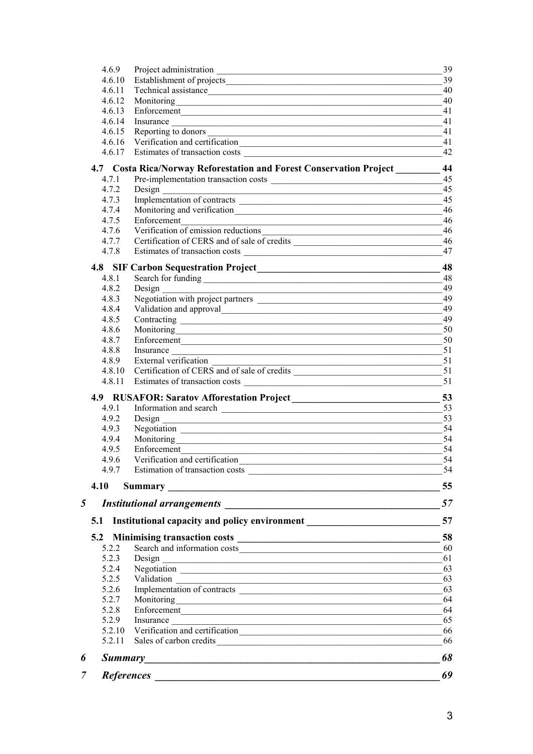4.6.9 Project administration ____ 39
4.6.10 Establishment of projects ____ 39
4.6.11 Technical assistance ____ 40
4.6.12 Monitoring ____ 40
4.6.13 Enforcement ____ 41
4.6.14 Insurance ____ 41
4.6.15 Reporting to donors ____ 41
4.6.16 Verification and certification ____ 41
4.6.17 Estimates of transaction costs ____ 42

**4.7 Costa Rica/Norway Reforestation and Forest Conservation Project ____ 44**
4.7.1 Pre-implementation transaction costs ____ 45
4.7.2 Design ____ 45
4.7.3 Implementation of contracts ____ 45
4.7.4 Monitoring and verification ____ 46
4.7.5 Enforcement ____ 46
4.7.6 Verification of emission reductions ____ 46
4.7.7 Certification of CERS and of sale of credits ____ 46
4.7.8 Estimates of transaction costs ____ 47

**4.8 SIF Carbon Sequestration Project ____ 48**
4.8.1 Search for funding ____ 48
4.8.2 Design ____ 49
4.8.3 Negotiation with project partners ____ 49
4.8.4 Validation and approval ____ 49
4.8.5 Contracting ____ 49
4.8.6 Monitoring ____ 50
4.8.7 Enforcement ____ 50
4.8.8 Insurance ____ 51
4.8.9 External verification ____ 51
4.8.10 Certification of CERS and of sale of credits ____ 51
4.8.11 Estimates of transaction costs ____ 51

**4.9 RUSAFOR: Saratov Afforestation Project ____ 53**
4.9.1 Information and search ____ 53
4.9.2 Design ____ 53
4.9.3 Negotiation ____ 54
4.9.4 Monitoring ____ 54
4.9.5 Enforcement ____ 54
4.9.6 Verification and certification ____ 54
4.9.7 Estimation of transaction costs ____ 54

**4.10 Summary ____ 55**

***5 Institutional arrangements ____ 57***

**5.1 Institutional capacity and policy environment ____ 57**

**5.2 Minimising transaction costs ____ 58**
5.2.2 Search and information costs ____ 60
5.2.3 Design ____ 61
5.2.4 Negotiation ____ 63
5.2.5 Validation ____ 63
5.2.6 Implementation of contracts ____ 63
5.2.7 Monitoring ____ 64
5.2.8 Enforcement ____ 64
5.2.9 Insurance ____ 65
5.2.10 Verification and certification ____ 66
5.2.11 Sales of carbon credits ____ 66

***6 Summary ____ 68***

***7 References ____ 69***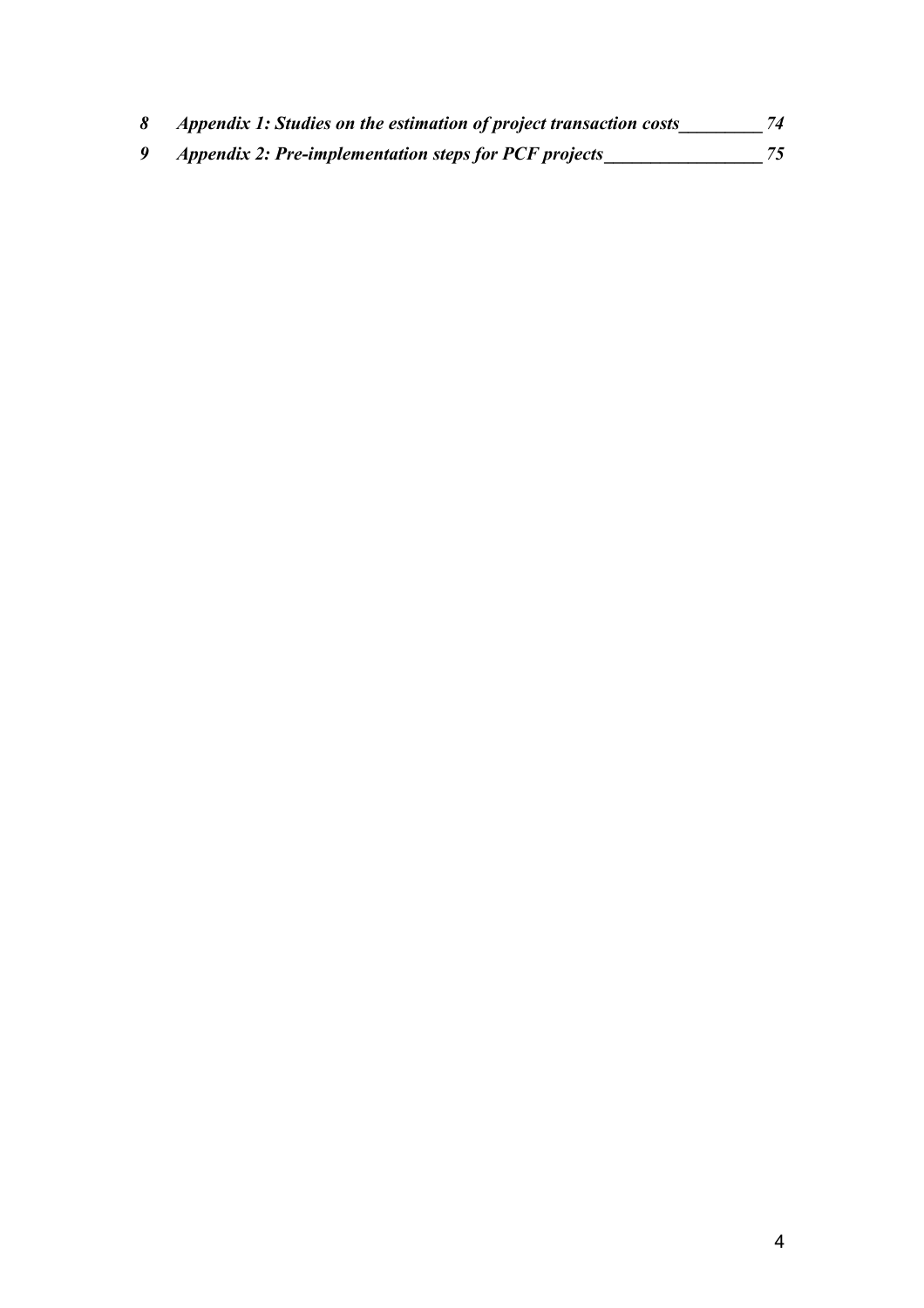*8 Appendix 1: Studies on the estimation of project transaction costs_________ 74*

*9 Appendix 2: Pre-implementation steps for PCF projects_________________ 75*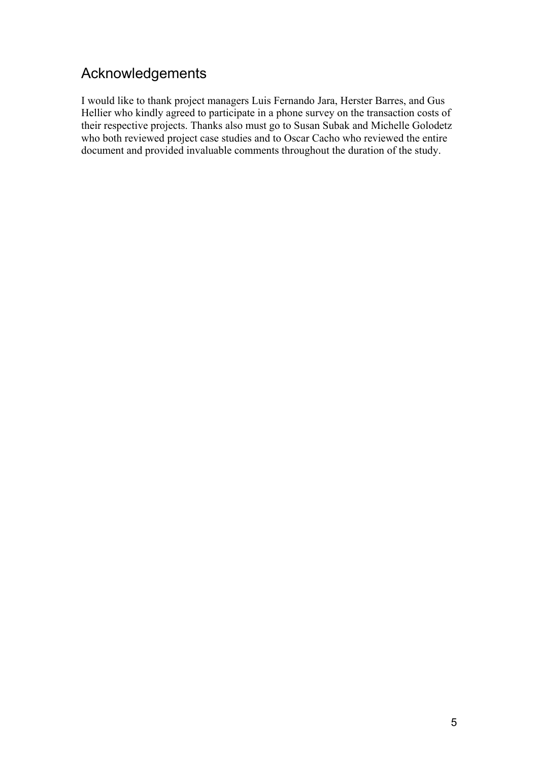## Acknowledgements

I would like to thank project managers Luis Fernando Jara, Herster Barres, and Gus Hellier who kindly agreed to participate in a phone survey on the transaction costs of their respective projects. Thanks also must go to Susan Subak and Michelle Golodetz who both reviewed project case studies and to Oscar Cacho who reviewed the entire document and provided invaluable comments throughout the duration of the study.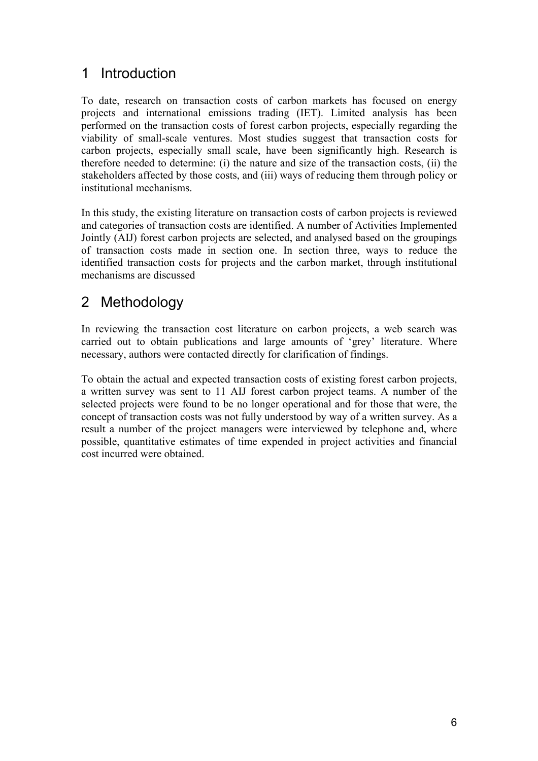# 1 Introduction

To date, research on transaction costs of carbon markets has focused on energy projects and international emissions trading (IET). Limited analysis has been performed on the transaction costs of forest carbon projects, especially regarding the viability of small-scale ventures. Most studies suggest that transaction costs for carbon projects, especially small scale, have been significantly high. Research is therefore needed to determine: (i) the nature and size of the transaction costs, (ii) the stakeholders affected by those costs, and (iii) ways of reducing them through policy or institutional mechanisms.

In this study, the existing literature on transaction costs of carbon projects is reviewed and categories of transaction costs are identified. A number of Activities Implemented Jointly (AIJ) forest carbon projects are selected, and analysed based on the groupings of transaction costs made in section one. In section three, ways to reduce the identified transaction costs for projects and the carbon market, through institutional mechanisms are discussed

# 2 Methodology

In reviewing the transaction cost literature on carbon projects, a web search was carried out to obtain publications and large amounts of 'grey' literature. Where necessary, authors were contacted directly for clarification of findings.

To obtain the actual and expected transaction costs of existing forest carbon projects, a written survey was sent to 11 AIJ forest carbon project teams. A number of the selected projects were found to be no longer operational and for those that were, the concept of transaction costs was not fully understood by way of a written survey. As a result a number of the project managers were interviewed by telephone and, where possible, quantitative estimates of time expended in project activities and financial cost incurred were obtained.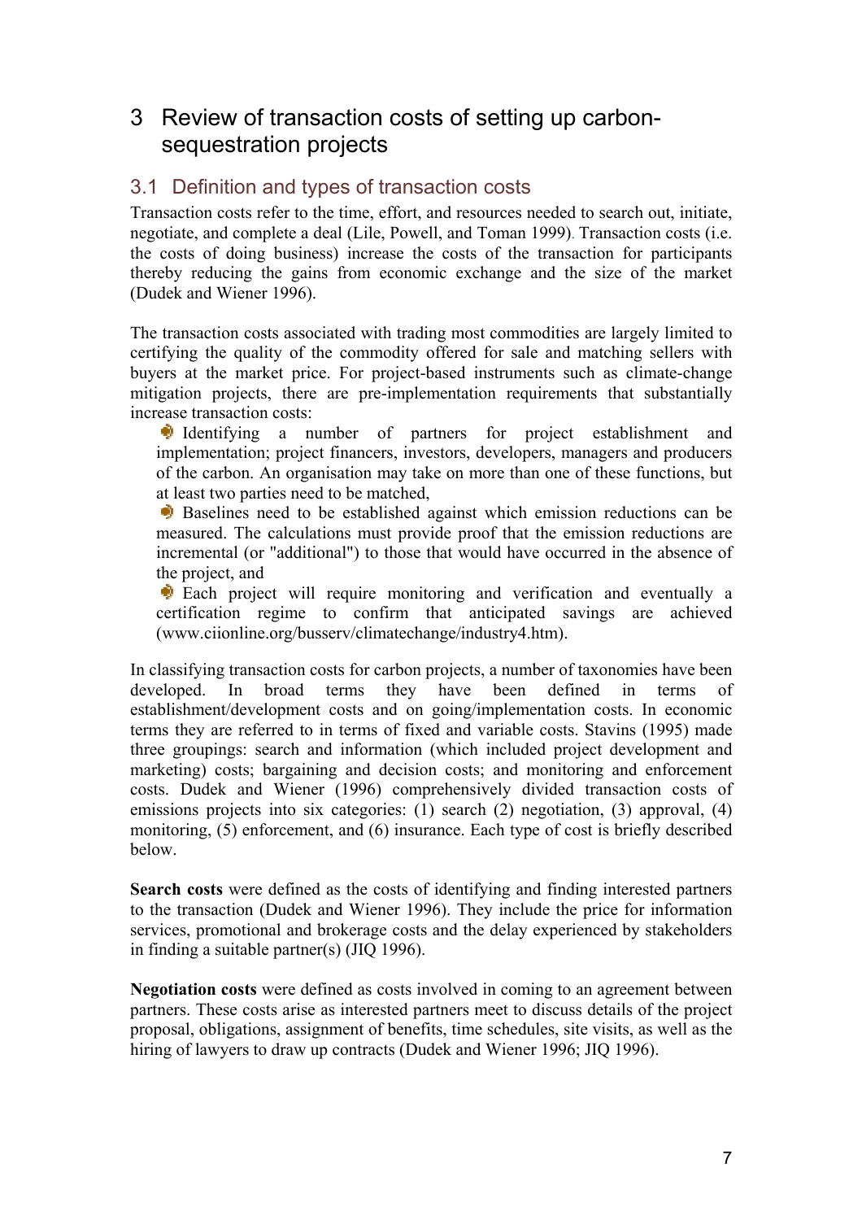# 3 Review of transaction costs of setting up carbon-sequestration projects

## 3.1 Definition and types of transaction costs

Transaction costs refer to the time, effort, and resources needed to search out, initiate, negotiate, and complete a deal (Lile, Powell, and Toman 1999). Transaction costs (i.e. the costs of doing business) increase the costs of the transaction for participants thereby reducing the gains from economic exchange and the size of the market (Dudek and Wiener 1996).

The transaction costs associated with trading most commodities are largely limited to certifying the quality of the commodity offered for sale and matching sellers with buyers at the market price. For project-based instruments such as climate-change mitigation projects, there are pre-implementation requirements that substantially increase transaction costs:

- Identifying a number of partners for project establishment and implementation; project financers, investors, developers, managers and producers of the carbon. An organisation may take on more than one of these functions, but at least two parties need to be matched,
- Baselines need to be established against which emission reductions can be measured. The calculations must provide proof that the emission reductions are incremental (or "additional") to those that would have occurred in the absence of the project, and
- Each project will require monitoring and verification and eventually a certification regime to confirm that anticipated savings are achieved (www.ciionline.org/busserv/climatechange/industry4.htm).

In classifying transaction costs for carbon projects, a number of taxonomies have been developed. In broad terms they have been defined in terms of establishment/development costs and on going/implementation costs. In economic terms they are referred to in terms of fixed and variable costs. Stavins (1995) made three groupings: search and information (which included project development and marketing) costs; bargaining and decision costs; and monitoring and enforcement costs. Dudek and Wiener (1996) comprehensively divided transaction costs of emissions projects into six categories: (1) search (2) negotiation, (3) approval, (4) monitoring, (5) enforcement, and (6) insurance. Each type of cost is briefly described below.

**Search costs** were defined as the costs of identifying and finding interested partners to the transaction (Dudek and Wiener 1996). They include the price for information services, promotional and brokerage costs and the delay experienced by stakeholders in finding a suitable partner(s) (JIQ 1996).

**Negotiation costs** were defined as costs involved in coming to an agreement between partners. These costs arise as interested partners meet to discuss details of the project proposal, obligations, assignment of benefits, time schedules, site visits, as well as the hiring of lawyers to draw up contracts (Dudek and Wiener 1996; JIQ 1996).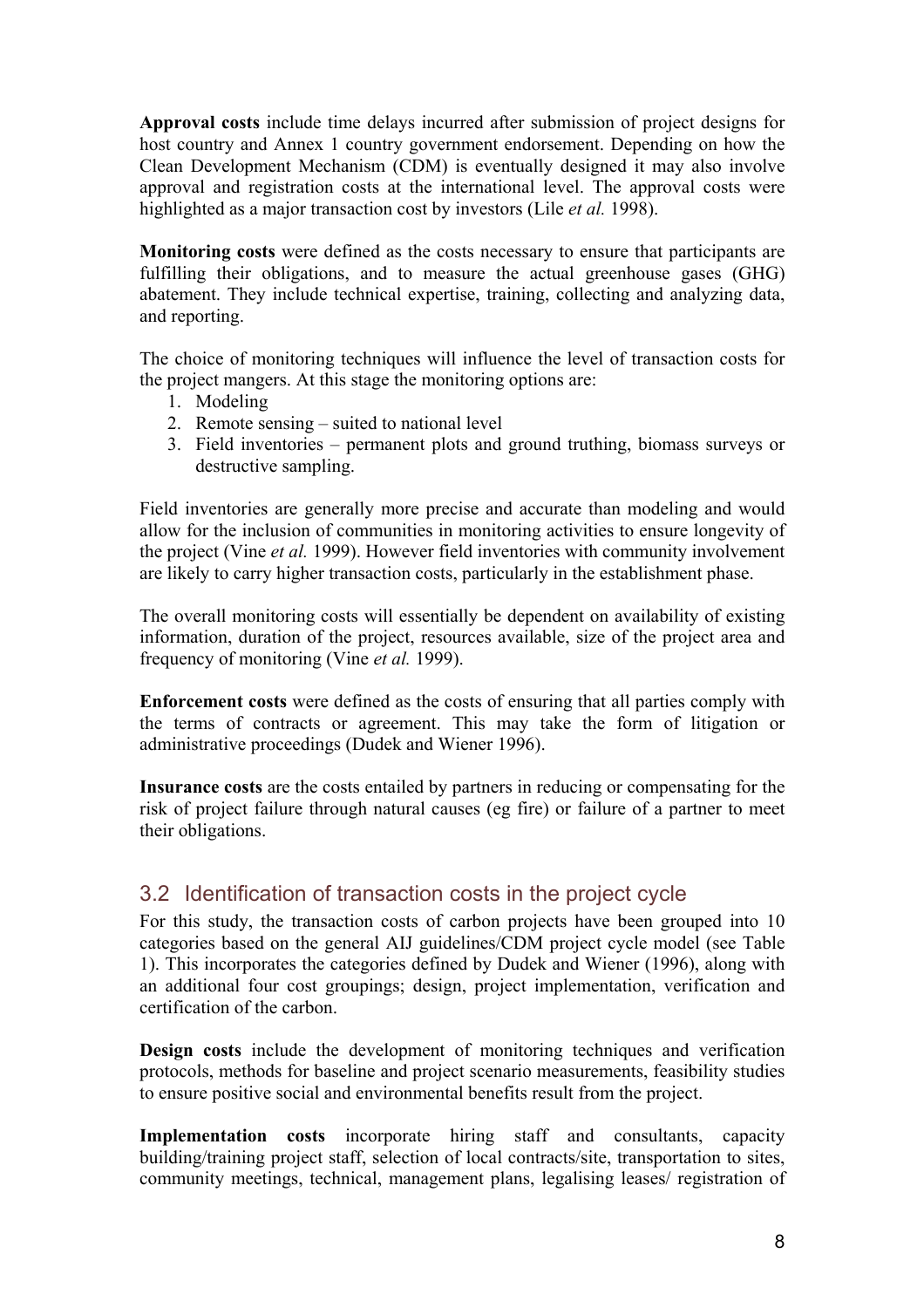**Approval costs** include time delays incurred after submission of project designs for host country and Annex 1 country government endorsement. Depending on how the Clean Development Mechanism (CDM) is eventually designed it may also involve approval and registration costs at the international level. The approval costs were highlighted as a major transaction cost by investors (Lile *et al.* 1998).

**Monitoring costs** were defined as the costs necessary to ensure that participants are fulfilling their obligations, and to measure the actual greenhouse gases (GHG) abatement. They include technical expertise, training, collecting and analyzing data, and reporting.

The choice of monitoring techniques will influence the level of transaction costs for the project mangers. At this stage the monitoring options are:

1. Modeling
2. Remote sensing – suited to national level
3. Field inventories – permanent plots and ground truthing, biomass surveys or destructive sampling.

Field inventories are generally more precise and accurate than modeling and would allow for the inclusion of communities in monitoring activities to ensure longevity of the project (Vine *et al.* 1999). However field inventories with community involvement are likely to carry higher transaction costs, particularly in the establishment phase.

The overall monitoring costs will essentially be dependent on availability of existing information, duration of the project, resources available, size of the project area and frequency of monitoring (Vine *et al.* 1999).

**Enforcement costs** were defined as the costs of ensuring that all parties comply with the terms of contracts or agreement. This may take the form of litigation or administrative proceedings (Dudek and Wiener 1996).

**Insurance costs** are the costs entailed by partners in reducing or compensating for the risk of project failure through natural causes (eg fire) or failure of a partner to meet their obligations.

## 3.2 Identification of transaction costs in the project cycle

For this study, the transaction costs of carbon projects have been grouped into 10 categories based on the general AIJ guidelines/CDM project cycle model (see Table 1). This incorporates the categories defined by Dudek and Wiener (1996), along with an additional four cost groupings; design, project implementation, verification and certification of the carbon.

**Design costs** include the development of monitoring techniques and verification protocols, methods for baseline and project scenario measurements, feasibility studies to ensure positive social and environmental benefits result from the project.

**Implementation costs** incorporate hiring staff and consultants, capacity building/training project staff, selection of local contracts/site, transportation to sites, community meetings, technical, management plans, legalising leases/ registration of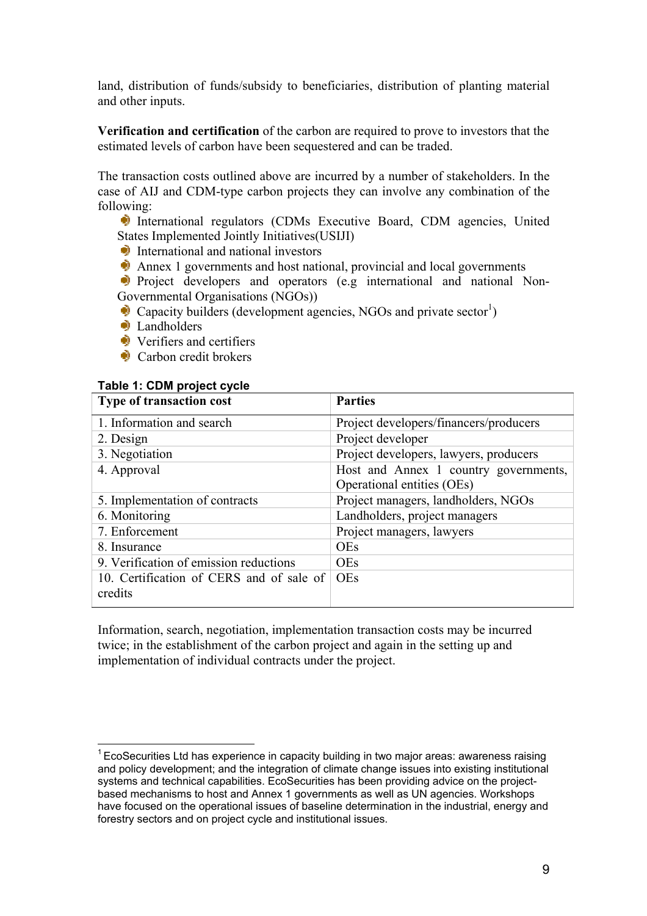land, distribution of funds/subsidy to beneficiaries, distribution of planting material and other inputs.

**Verification and certification** of the carbon are required to prove to investors that the estimated levels of carbon have been sequestered and can be traded.

The transaction costs outlined above are incurred by a number of stakeholders. In the case of AIJ and CDM-type carbon projects they can involve any combination of the following:

- International regulators (CDMs Executive Board, CDM agencies, United States Implemented Jointly Initiatives(USIJI)
- International and national investors
- Annex 1 governments and host national, provincial and local governments
- Project developers and operators (e.g international and national Non-Governmental Organisations (NGOs))
- Capacity builders (development agencies, NGOs and private sector[1])
- Landholders
- Verifiers and certifiers
- Carbon credit brokers

**Table 1: CDM project cycle**

| Type of transaction cost | Parties |
|---|---|
| 1. Information and search | Project developers/financers/producers |
| 2. Design | Project developer |
| 3. Negotiation | Project developers, lawyers, producers |
| 4. Approval | Host and Annex 1 country governments, Operational entities (OEs) |
| 5. Implementation of contracts | Project managers, landholders, NGOs |
| 6. Monitoring | Landholders, project managers |
| 7. Enforcement | Project managers, lawyers |
| 8. Insurance | OEs |
| 9. Verification of emission reductions | OEs |
| 10. Certification of CERS and of sale of credits | OEs |

Information, search, negotiation, implementation transaction costs may be incurred twice; in the establishment of the carbon project and again in the setting up and implementation of individual contracts under the project.

[1] EcoSecurities Ltd has experience in capacity building in two major areas: awareness raising and policy development; and the integration of climate change issues into existing institutional systems and technical capabilities. EcoSecurities has been providing advice on the project-based mechanisms to host and Annex 1 governments as well as UN agencies. Workshops have focused on the operational issues of baseline determination in the industrial, energy and forestry sectors and on project cycle and institutional issues.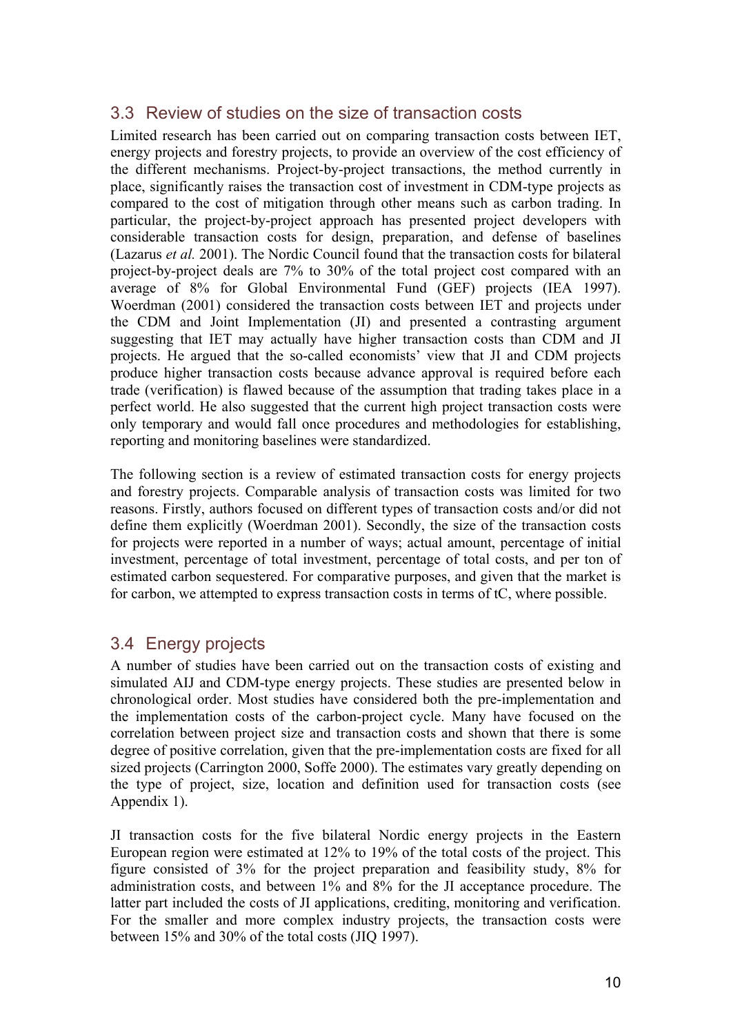## 3.3 Review of studies on the size of transaction costs

Limited research has been carried out on comparing transaction costs between IET, energy projects and forestry projects, to provide an overview of the cost efficiency of the different mechanisms. Project-by-project transactions, the method currently in place, significantly raises the transaction cost of investment in CDM-type projects as compared to the cost of mitigation through other means such as carbon trading. In particular, the project-by-project approach has presented project developers with considerable transaction costs for design, preparation, and defense of baselines (Lazarus *et al.* 2001). The Nordic Council found that the transaction costs for bilateral project-by-project deals are 7% to 30% of the total project cost compared with an average of 8% for Global Environmental Fund (GEF) projects (IEA 1997). Woerdman (2001) considered the transaction costs between IET and projects under the CDM and Joint Implementation (JI) and presented a contrasting argument suggesting that IET may actually have higher transaction costs than CDM and JI projects. He argued that the so-called economists' view that JI and CDM projects produce higher transaction costs because advance approval is required before each trade (verification) is flawed because of the assumption that trading takes place in a perfect world. He also suggested that the current high project transaction costs were only temporary and would fall once procedures and methodologies for establishing, reporting and monitoring baselines were standardized.

The following section is a review of estimated transaction costs for energy projects and forestry projects. Comparable analysis of transaction costs was limited for two reasons. Firstly, authors focused on different types of transaction costs and/or did not define them explicitly (Woerdman 2001). Secondly, the size of the transaction costs for projects were reported in a number of ways; actual amount, percentage of initial investment, percentage of total investment, percentage of total costs, and per ton of estimated carbon sequestered. For comparative purposes, and given that the market is for carbon, we attempted to express transaction costs in terms of tC, where possible.

## 3.4 Energy projects

A number of studies have been carried out on the transaction costs of existing and simulated AIJ and CDM-type energy projects. These studies are presented below in chronological order. Most studies have considered both the pre-implementation and the implementation costs of the carbon-project cycle. Many have focused on the correlation between project size and transaction costs and shown that there is some degree of positive correlation, given that the pre-implementation costs are fixed for all sized projects (Carrington 2000, Soffe 2000). The estimates vary greatly depending on the type of project, size, location and definition used for transaction costs (see Appendix 1).

JI transaction costs for the five bilateral Nordic energy projects in the Eastern European region were estimated at 12% to 19% of the total costs of the project. This figure consisted of 3% for the project preparation and feasibility study, 8% for administration costs, and between 1% and 8% for the JI acceptance procedure. The latter part included the costs of JI applications, crediting, monitoring and verification. For the smaller and more complex industry projects, the transaction costs were between 15% and 30% of the total costs (JIQ 1997).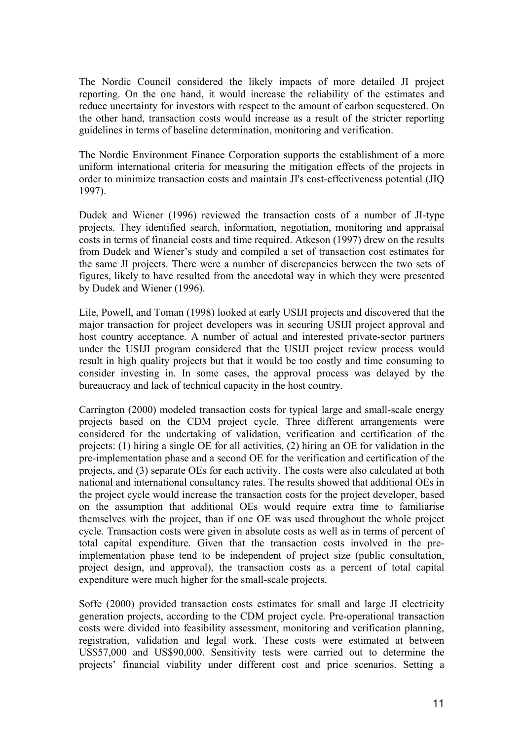The Nordic Council considered the likely impacts of more detailed JI project reporting. On the one hand, it would increase the reliability of the estimates and reduce uncertainty for investors with respect to the amount of carbon sequestered. On the other hand, transaction costs would increase as a result of the stricter reporting guidelines in terms of baseline determination, monitoring and verification.

The Nordic Environment Finance Corporation supports the establishment of a more uniform international criteria for measuring the mitigation effects of the projects in order to minimize transaction costs and maintain JI's cost-effectiveness potential (JIQ 1997).

Dudek and Wiener (1996) reviewed the transaction costs of a number of JI-type projects. They identified search, information, negotiation, monitoring and appraisal costs in terms of financial costs and time required. Atkeson (1997) drew on the results from Dudek and Wiener's study and compiled a set of transaction cost estimates for the same JI projects. There were a number of discrepancies between the two sets of figures, likely to have resulted from the anecdotal way in which they were presented by Dudek and Wiener (1996).

Lile, Powell, and Toman (1998) looked at early USIJI projects and discovered that the major transaction for project developers was in securing USIJI project approval and host country acceptance. A number of actual and interested private-sector partners under the USIJI program considered that the USIJI project review process would result in high quality projects but that it would be too costly and time consuming to consider investing in. In some cases, the approval process was delayed by the bureaucracy and lack of technical capacity in the host country.

Carrington (2000) modeled transaction costs for typical large and small-scale energy projects based on the CDM project cycle. Three different arrangements were considered for the undertaking of validation, verification and certification of the projects: (1) hiring a single OE for all activities, (2) hiring an OE for validation in the pre-implementation phase and a second OE for the verification and certification of the projects, and (3) separate OEs for each activity. The costs were also calculated at both national and international consultancy rates. The results showed that additional OEs in the project cycle would increase the transaction costs for the project developer, based on the assumption that additional OEs would require extra time to familiarise themselves with the project, than if one OE was used throughout the whole project cycle. Transaction costs were given in absolute costs as well as in terms of percent of total capital expenditure. Given that the transaction costs involved in the pre-implementation phase tend to be independent of project size (public consultation, project design, and approval), the transaction costs as a percent of total capital expenditure were much higher for the small-scale projects.

Soffe (2000) provided transaction costs estimates for small and large JI electricity generation projects, according to the CDM project cycle. Pre-operational transaction costs were divided into feasibility assessment, monitoring and verification planning, registration, validation and legal work. These costs were estimated at between US$57,000 and US$90,000. Sensitivity tests were carried out to determine the projects' financial viability under different cost and price scenarios. Setting a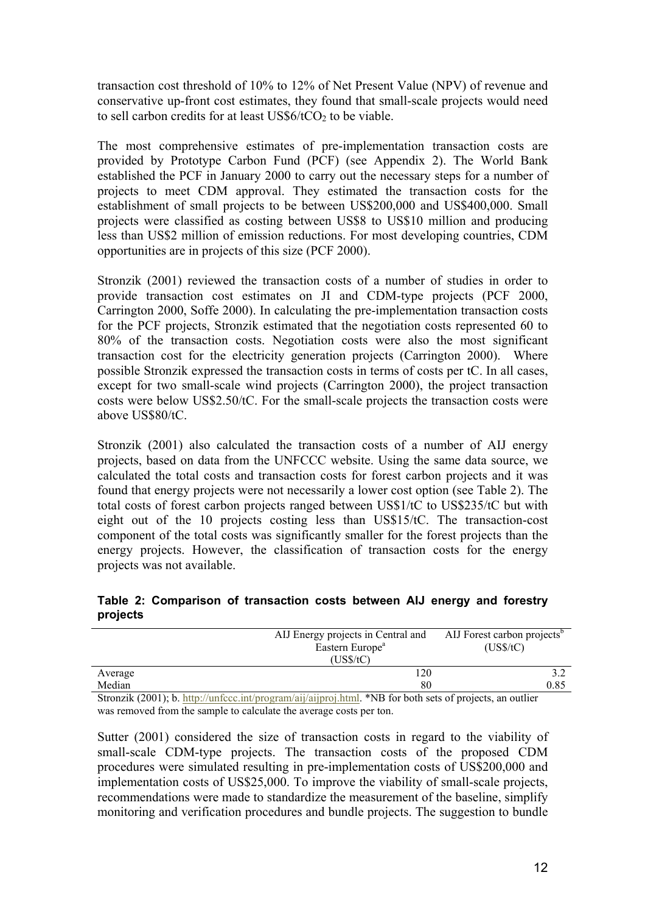transaction cost threshold of 10% to 12% of Net Present Value (NPV) of revenue and conservative up-front cost estimates, they found that small-scale projects would need to sell carbon credits for at least US\$6/t$CO_2$ to be viable.

The most comprehensive estimates of pre-implementation transaction costs are provided by Prototype Carbon Fund (PCF) (see Appendix 2). The World Bank established the PCF in January 2000 to carry out the necessary steps for a number of projects to meet CDM approval. They estimated the transaction costs for the establishment of small projects to be between US\$200,000 and US\$400,000. Small projects were classified as costing between US\$8 to US\$10 million and producing less than US\$2 million of emission reductions. For most developing countries, CDM opportunities are in projects of this size (PCF 2000).

Stronzik (2001) reviewed the transaction costs of a number of studies in order to provide transaction cost estimates on JI and CDM-type projects (PCF 2000, Carrington 2000, Soffe 2000). In calculating the pre-implementation transaction costs for the PCF projects, Stronzik estimated that the negotiation costs represented 60 to 80% of the transaction costs. Negotiation costs were also the most significant transaction cost for the electricity generation projects (Carrington 2000). Where possible Stronzik expressed the transaction costs in terms of costs per tC. In all cases, except for two small-scale wind projects (Carrington 2000), the project transaction costs were below US\$2.50/tC. For the small-scale projects the transaction costs were above US\$80/tC.

Stronzik (2001) also calculated the transaction costs of a number of AIJ energy projects, based on data from the UNFCCC website. Using the same data source, we calculated the total costs and transaction costs for forest carbon projects and it was found that energy projects were not necessarily a lower cost option (see Table 2). The total costs of forest carbon projects ranged between US\$1/tC to US\$235/tC but with eight out of the 10 projects costing less than US\$15/tC. The transaction-cost component of the total costs was significantly smaller for the forest projects than the energy projects. However, the classification of transaction costs for the energy projects was not available.

**Table 2: Comparison of transaction costs between AIJ energy and forestry projects**

| | AIJ Energy projects in Central and Eastern Europe[a] (US\$/tC) | AIJ Forest carbon projects[b] (US\$/tC) |
|---|---|---|
| Average | 120 | 3.2 |
| Median | 80 | 0.85 |

Stronzik (2001); b. http://unfccc.int/program/aij/aijproj.html. *NB for both sets of projects, an outlier was removed from the sample to calculate the average costs per ton.

Sutter (2001) considered the size of transaction costs in regard to the viability of small-scale CDM-type projects. The transaction costs of the proposed CDM procedures were simulated resulting in pre-implementation costs of US\$200,000 and implementation costs of US\$25,000. To improve the viability of small-scale projects, recommendations were made to standardize the measurement of the baseline, simplify monitoring and verification procedures and bundle projects. The suggestion to bundle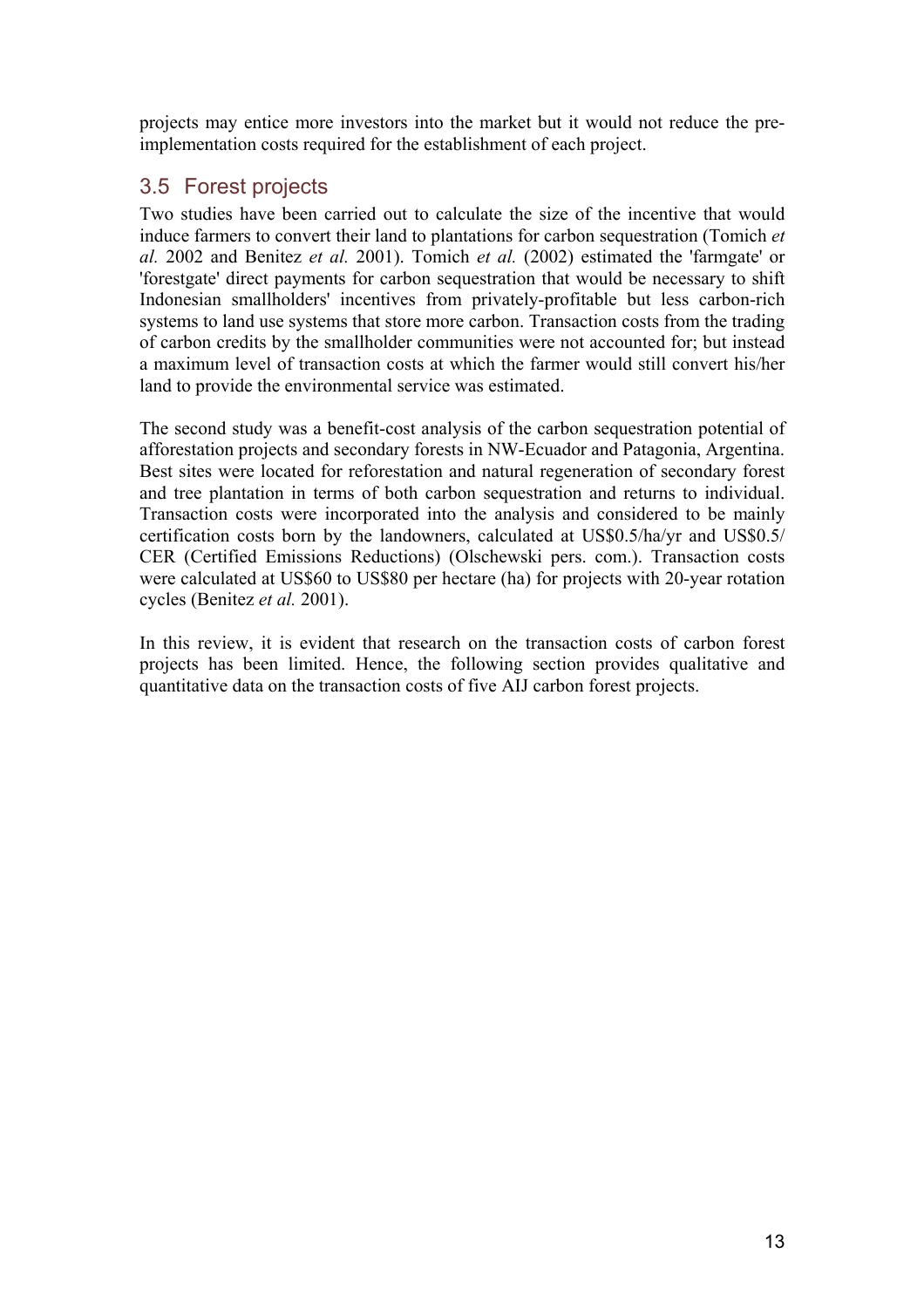projects may entice more investors into the market but it would not reduce the pre-implementation costs required for the establishment of each project.

## 3.5 Forest projects

Two studies have been carried out to calculate the size of the incentive that would induce farmers to convert their land to plantations for carbon sequestration (Tomich *et al.* 2002 and Benitez *et al.* 2001). Tomich *et al.* (2002) estimated the 'farmgate' or 'forestgate' direct payments for carbon sequestration that would be necessary to shift Indonesian smallholders' incentives from privately-profitable but less carbon-rich systems to land use systems that store more carbon. Transaction costs from the trading of carbon credits by the smallholder communities were not accounted for; but instead a maximum level of transaction costs at which the farmer would still convert his/her land to provide the environmental service was estimated.

The second study was a benefit-cost analysis of the carbon sequestration potential of afforestation projects and secondary forests in NW-Ecuador and Patagonia, Argentina. Best sites were located for reforestation and natural regeneration of secondary forest and tree plantation in terms of both carbon sequestration and returns to individual. Transaction costs were incorporated into the analysis and considered to be mainly certification costs born by the landowners, calculated at US$0.5/ha/yr and US$0.5/ CER (Certified Emissions Reductions) (Olschewski pers. com.). Transaction costs were calculated at US$60 to US$80 per hectare (ha) for projects with 20-year rotation cycles (Benitez *et al.* 2001).

In this review, it is evident that research on the transaction costs of carbon forest projects has been limited. Hence, the following section provides qualitative and quantitative data on the transaction costs of five AIJ carbon forest projects.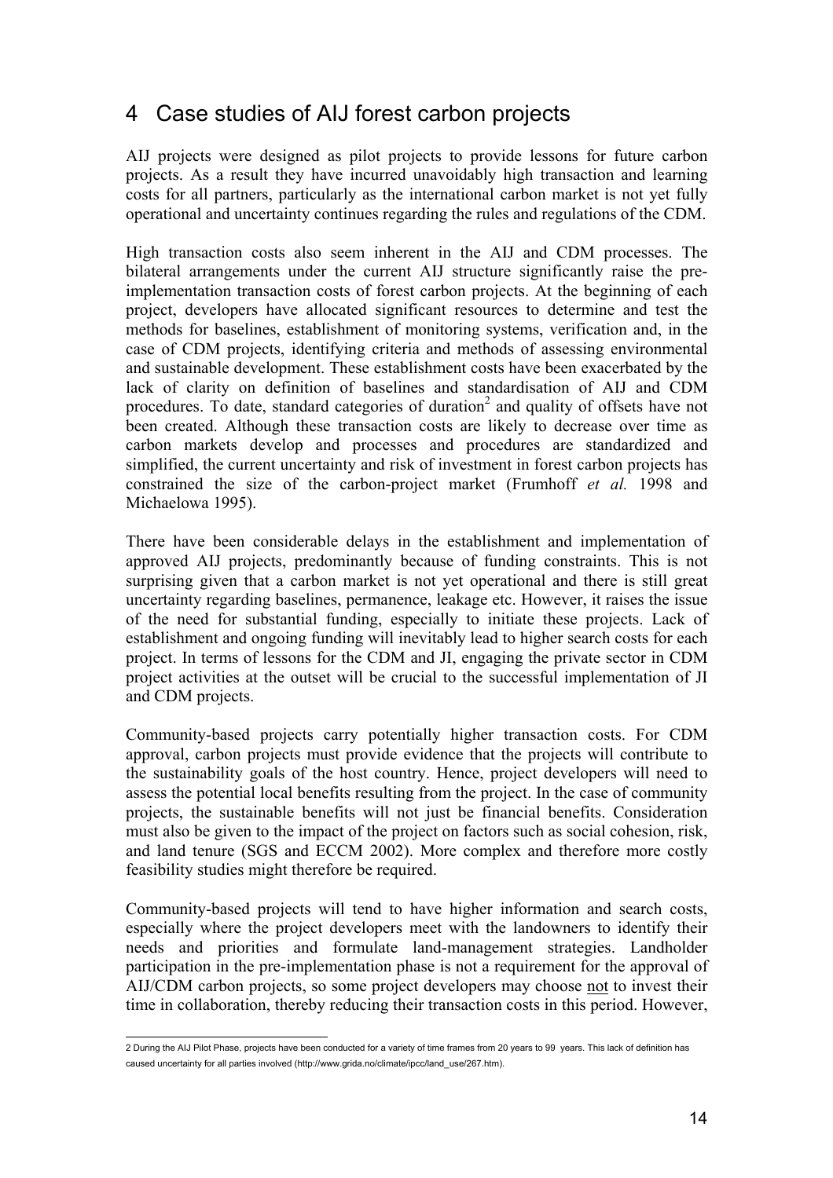# 4 Case studies of AIJ forest carbon projects

AIJ projects were designed as pilot projects to provide lessons for future carbon projects. As a result they have incurred unavoidably high transaction and learning costs for all partners, particularly as the international carbon market is not yet fully operational and uncertainty continues regarding the rules and regulations of the CDM.

High transaction costs also seem inherent in the AIJ and CDM processes. The bilateral arrangements under the current AIJ structure significantly raise the pre-implementation transaction costs of forest carbon projects. At the beginning of each project, developers have allocated significant resources to determine and test the methods for baselines, establishment of monitoring systems, verification and, in the case of CDM projects, identifying criteria and methods of assessing environmental and sustainable development. These establishment costs have been exacerbated by the lack of clarity on definition of baselines and standardisation of AIJ and CDM procedures. To date, standard categories of duration[2] and quality of offsets have not been created. Although these transaction costs are likely to decrease over time as carbon markets develop and processes and procedures are standardized and simplified, the current uncertainty and risk of investment in forest carbon projects has constrained the size of the carbon-project market (Frumhoff *et al.* 1998 and Michaelowa 1995).

There have been considerable delays in the establishment and implementation of approved AIJ projects, predominantly because of funding constraints. This is not surprising given that a carbon market is not yet operational and there is still great uncertainty regarding baselines, permanence, leakage etc. However, it raises the issue of the need for substantial funding, especially to initiate these projects. Lack of establishment and ongoing funding will inevitably lead to higher search costs for each project. In terms of lessons for the CDM and JI, engaging the private sector in CDM project activities at the outset will be crucial to the successful implementation of JI and CDM projects.

Community-based projects carry potentially higher transaction costs. For CDM approval, carbon projects must provide evidence that the projects will contribute to the sustainability goals of the host country. Hence, project developers will need to assess the potential local benefits resulting from the project. In the case of community projects, the sustainable benefits will not just be financial benefits. Consideration must also be given to the impact of the project on factors such as social cohesion, risk, and land tenure (SGS and ECCM 2002). More complex and therefore more costly feasibility studies might therefore be required.

Community-based projects will tend to have higher information and search costs, especially where the project developers meet with the landowners to identify their needs and priorities and formulate land-management strategies. Landholder participation in the pre-implementation phase is not a requirement for the approval of AIJ/CDM carbon projects, so some project developers may choose not to invest their time in collaboration, thereby reducing their transaction costs in this period. However,

---

2 During the AIJ Pilot Phase, projects have been conducted for a variety of time frames from 20 years to 99 years. This lack of definition has caused uncertainty for all parties involved (http://www.grida.no/climate/ipcc/land_use/267.htm).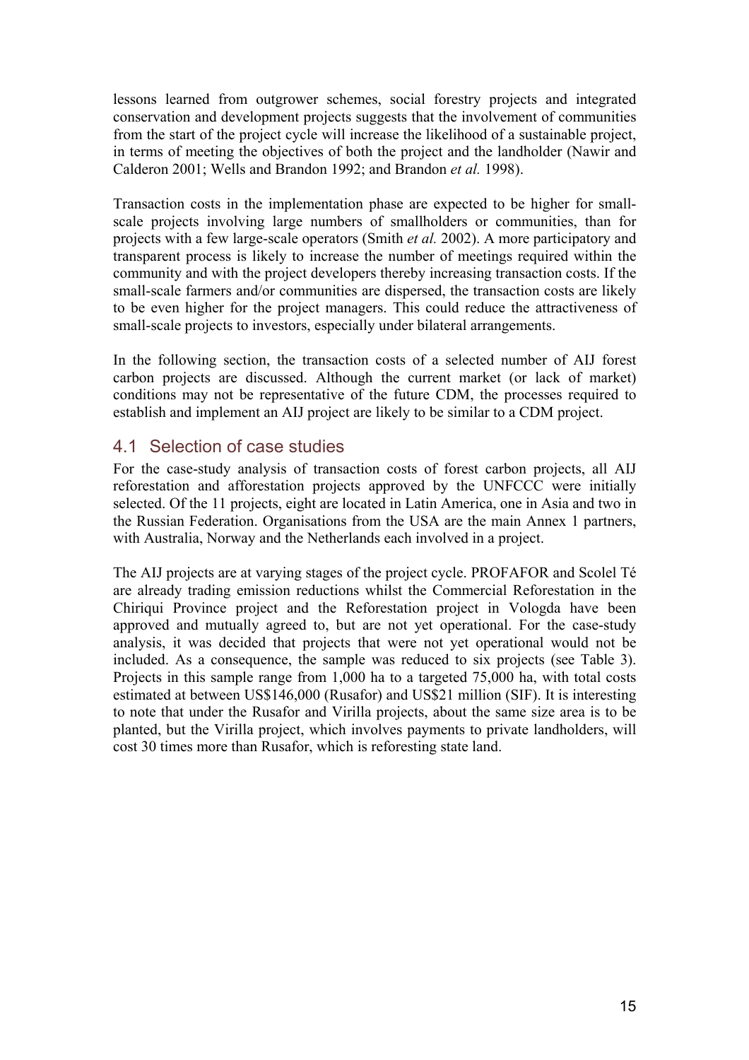lessons learned from outgrower schemes, social forestry projects and integrated conservation and development projects suggests that the involvement of communities from the start of the project cycle will increase the likelihood of a sustainable project, in terms of meeting the objectives of both the project and the landholder (Nawir and Calderon 2001; Wells and Brandon 1992; and Brandon *et al.* 1998).

Transaction costs in the implementation phase are expected to be higher for small-scale projects involving large numbers of smallholders or communities, than for projects with a few large-scale operators (Smith *et al.* 2002). A more participatory and transparent process is likely to increase the number of meetings required within the community and with the project developers thereby increasing transaction costs. If the small-scale farmers and/or communities are dispersed, the transaction costs are likely to be even higher for the project managers. This could reduce the attractiveness of small-scale projects to investors, especially under bilateral arrangements.

In the following section, the transaction costs of a selected number of AIJ forest carbon projects are discussed. Although the current market (or lack of market) conditions may not be representative of the future CDM, the processes required to establish and implement an AIJ project are likely to be similar to a CDM project.

## 4.1 Selection of case studies

For the case-study analysis of transaction costs of forest carbon projects, all AIJ reforestation and afforestation projects approved by the UNFCCC were initially selected. Of the 11 projects, eight are located in Latin America, one in Asia and two in the Russian Federation. Organisations from the USA are the main Annex 1 partners, with Australia, Norway and the Netherlands each involved in a project.

The AIJ projects are at varying stages of the project cycle. PROFAFOR and Scolel Té are already trading emission reductions whilst the Commercial Reforestation in the Chiriqui Province project and the Reforestation project in Vologda have been approved and mutually agreed to, but are not yet operational. For the case-study analysis, it was decided that projects that were not yet operational would not be included. As a consequence, the sample was reduced to six projects (see Table 3). Projects in this sample range from 1,000 ha to a targeted 75,000 ha, with total costs estimated at between US$146,000 (Rusafor) and US$21 million (SIF). It is interesting to note that under the Rusafor and Virilla projects, about the same size area is to be planted, but the Virilla project, which involves payments to private landholders, will cost 30 times more than Rusafor, which is reforesting state land.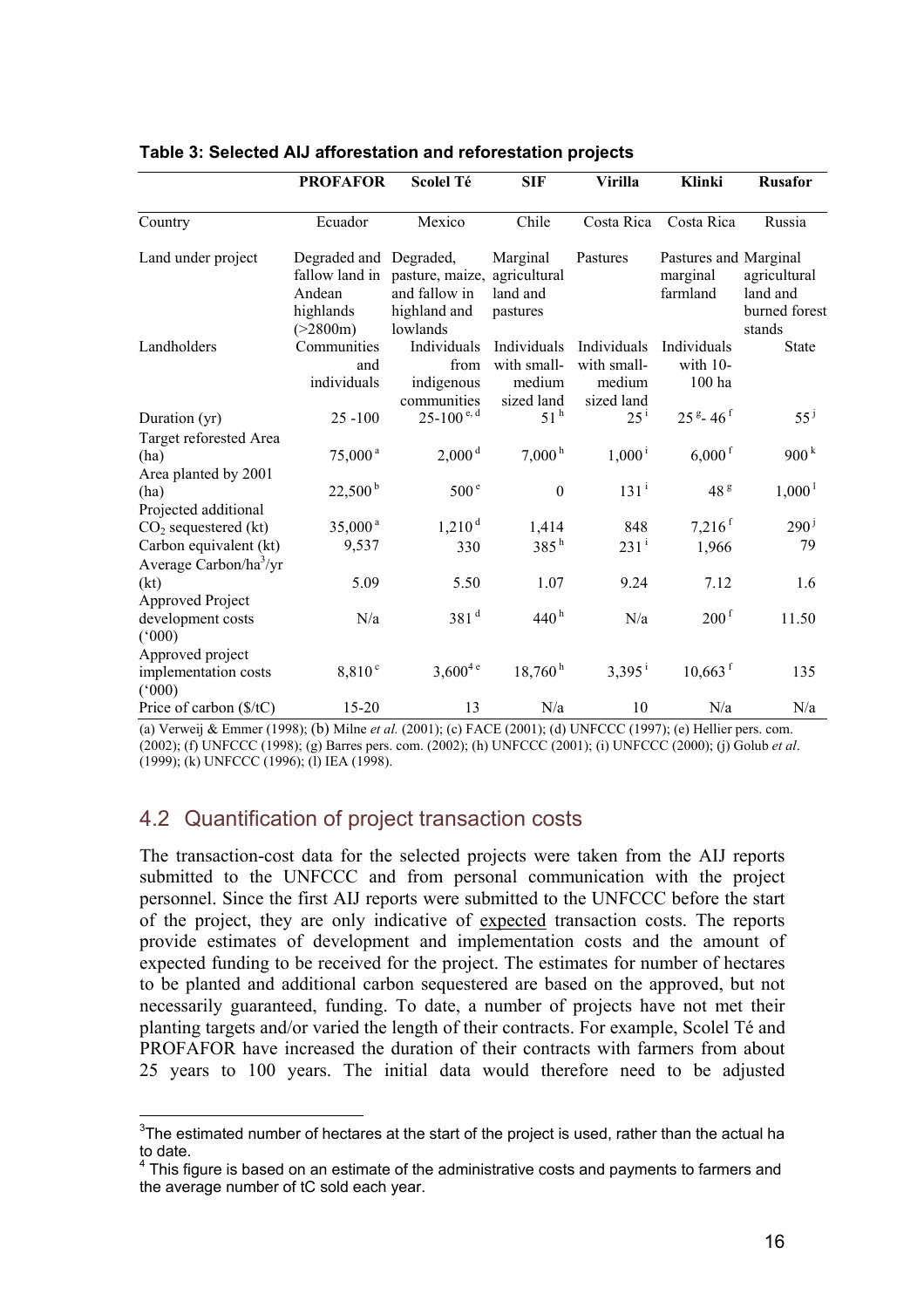**Table 3: Selected AIJ afforestation and reforestation projects**

| | PROFAFOR | Scolel Té | SIF | Virilla | Klinki | Rusafor |
|---|---|---|---|---|---|---|
| Country | Ecuador | Mexico | Chile | Costa Rica | Costa Rica | Russia |
| Land under project | Degraded and fallow land in Andean highlands (>2800m) | Degraded, pasture, maize, and fallow in highland and lowlands | Marginal agricultural land and pastures | Pastures | Pastures and marginal farmland | Marginal agricultural land and burned forest stands |
| Landholders | Communities and individuals | Individuals from indigenous communities | Individuals with small-medium sized land | Individuals with small-medium sized land | Individuals with 10-100 ha | State |
| Duration (yr) | 25 -100 | 25-100 [e, d] | 51 [h] | 25 [i] | 25 [g]- 46 [f] | 55 [j] |
| Target reforested Area (ha) | 75,000 [a] | 2,000 [d] | 7,000 [h] | 1,000 [i] | 6,000 [f] | 900 [k] |
| Area planted by 2001 (ha) | 22,500 [b] | 500 [e] | 0 | 131 [i] | 48 [g] | 1,000 [l] |
| Projected additional $CO_2$ sequestered (kt) | 35,000 [a] | 1,210 [d] | 1,414 | 848 | 7,216 [f] | 290 [j] |
| Carbon equivalent (kt) | 9,537 | 330 | 385 [h] | 231 [i] | 1,966 | 79 |
| Average Carbon/ha[3]/yr (kt) | 5.09 | 5.50 | 1.07 | 9.24 | 7.12 | 1.6 |
| Approved Project development costs ('000) | N/a | 381 [d] | 440 [h] | N/a | 200 [f] | 11.50 |
| Approved project implementation costs ('000) | 8,810 [c] | 3,600[4 e] | 18,760 [h] | 3,395 [i] | 10,663 [f] | 135 |
| Price of carbon ($/tC) | 15-20 | 13 | N/a | 10 | N/a | N/a |

(a) Verweij & Emmer (1998); (b) Milne *et al.* (2001); (c) FACE (2001); (d) UNFCCC (1997); (e) Hellier pers. com. (2002); (f) UNFCCC (1998); (g) Barres pers. com. (2002); (h) UNFCCC (2001); (i) UNFCCC (2000); (j) Golub *et al*. (1999); (k) UNFCCC (1996); (l) IEA (1998).

## 4.2 Quantification of project transaction costs

The transaction-cost data for the selected projects were taken from the AIJ reports submitted to the UNFCCC and from personal communication with the project personnel. Since the first AIJ reports were submitted to the UNFCCC before the start of the project, they are only indicative of expected transaction costs. The reports provide estimates of development and implementation costs and the amount of expected funding to be received for the project. The estimates for number of hectares to be planted and additional carbon sequestered are based on the approved, but not necessarily guaranteed, funding. To date, a number of projects have not met their planting targets and/or varied the length of their contracts. For example, Scolel Té and PROFAFOR have increased the duration of their contracts with farmers from about 25 years to 100 years. The initial data would therefore need to be adjusted

[3] The estimated number of hectares at the start of the project is used, rather than the actual ha to date.

[4] This figure is based on an estimate of the administrative costs and payments to farmers and the average number of tC sold each year.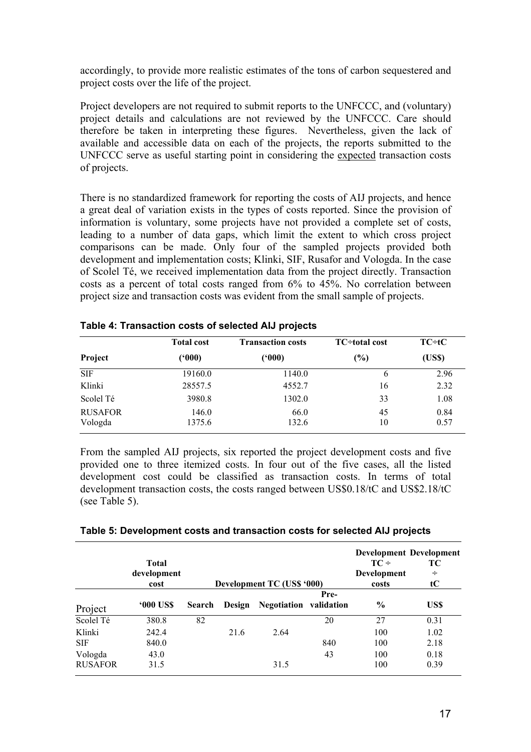accordingly, to provide more realistic estimates of the tons of carbon sequestered and project costs over the life of the project.

Project developers are not required to submit reports to the UNFCCC, and (voluntary) project details and calculations are not reviewed by the UNFCCC. Care should therefore be taken in interpreting these figures. Nevertheless, given the lack of available and accessible data on each of the projects, the reports submitted to the UNFCCC serve as useful starting point in considering the expected transaction costs of projects.

There is no standardized framework for reporting the costs of AIJ projects, and hence a great deal of variation exists in the types of costs reported. Since the provision of information is voluntary, some projects have not provided a complete set of costs, leading to a number of data gaps, which limit the extent to which cross project comparisons can be made. Only four of the sampled projects provided both development and implementation costs; Klinki, SIF, Rusafor and Vologda. In the case of Scolel Té, we received implementation data from the project directly. Transaction costs as a percent of total costs ranged from 6% to 45%. No correlation between project size and transaction costs was evident from the small sample of projects.

**Table 4: Transaction costs of selected AIJ projects**

| Project | Total cost ('000) | Transaction costs ('000) | TC÷total cost (%) | TC÷tC (US$) |
|---|---|---|---|---|
| SIF | 19160.0 | 1140.0 | 6 | 2.96 |
| Klinki | 28557.5 | 4552.7 | 16 | 2.32 |
| Scolel Té | 3980.8 | 1302.0 | 33 | 1.08 |
| RUSAFOR | 146.0 | 66.0 | 45 | 0.84 |
| Vologda | 1375.6 | 132.6 | 10 | 0.57 |

From the sampled AIJ projects, six reported the project development costs and five provided one to three itemized costs. In four out of the five cases, all the listed development cost could be classified as transaction costs. In terms of total development transaction costs, the costs ranged between US$0.18/tC and US$2.18/tC (see Table 5).

**Table 5: Development costs and transaction costs for selected AIJ projects**

| Project | Total development cost | Development TC (US$ '000) | | | | Development TC ÷ Development costs | Development TC ÷ tC |
|---|---|---|---|---|---|---|---|
| | '000 US$ | Search | Design | Negotiation | Pre-validation | % | US$ |
| Scolel Té | 380.8 | 82 | | | 20 | 27 | 0.31 |
| Klinki | 242.4 | | 21.6 | 2.64 | | 100 | 1.02 |
| SIF | 840.0 | | | | 840 | 100 | 2.18 |
| Vologda | 43.0 | | | | 43 | 100 | 0.18 |
| RUSAFOR | 31.5 | | | 31.5 | | 100 | 0.39 |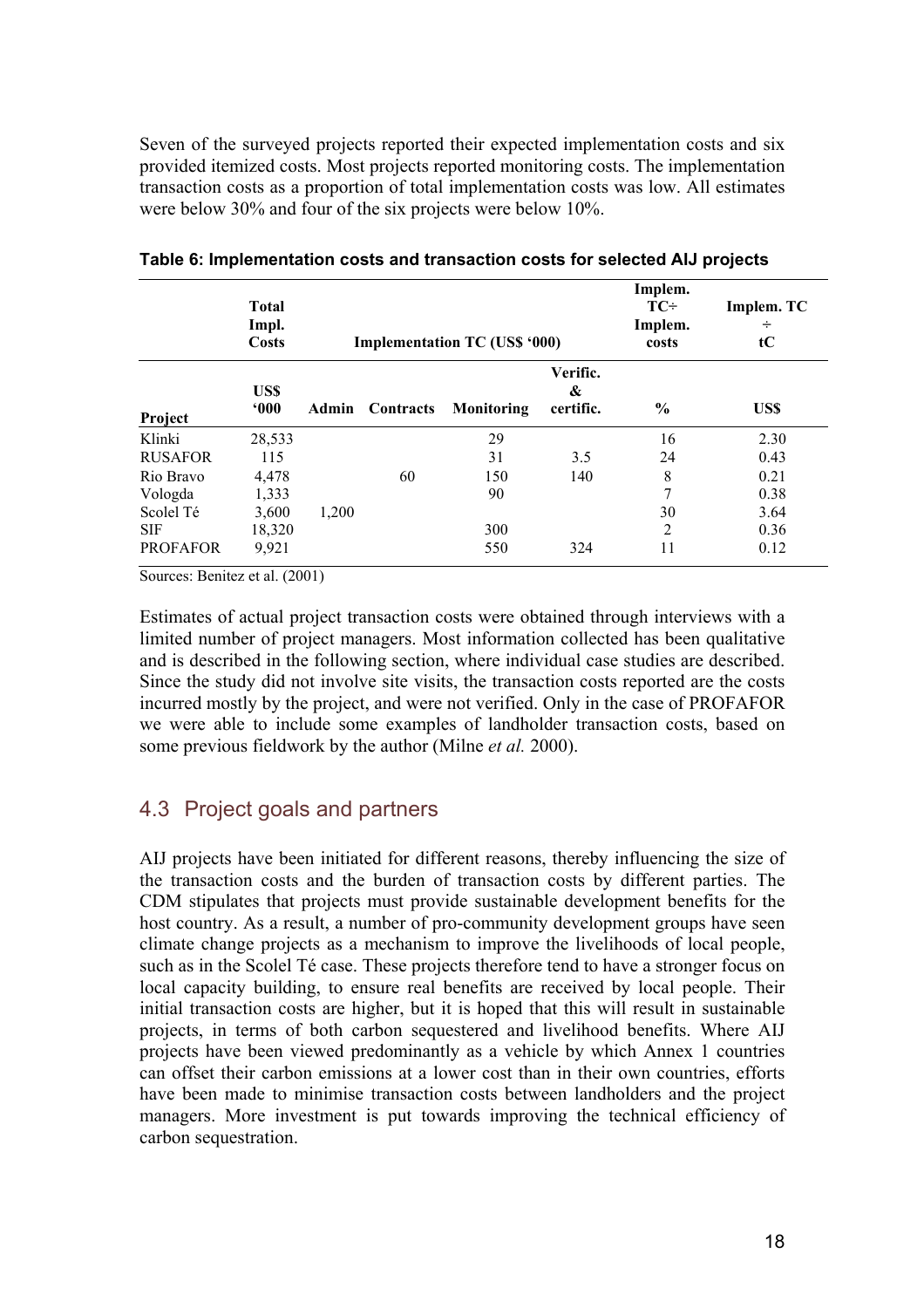Seven of the surveyed projects reported their expected implementation costs and six provided itemized costs. Most projects reported monitoring costs. The implementation transaction costs as a proportion of total implementation costs was low. All estimates were below 30% and four of the six projects were below 10%.

**Table 6: Implementation costs and transaction costs for selected AIJ projects**

| | Total Impl. Costs | Implementation TC (US$ '000) | | | | Implem. TC÷ Implem. costs | Implem. TC ÷ tC |
|---|---|---|---|---|---|---|---|
| Project | US$ '000 | Admin | Contracts | Monitoring | Verific. & certific. | % | US$ |
| Klinki | 28,533 | | | 29 | | 16 | 2.30 |
| RUSAFOR | 115 | | | 31 | 3.5 | 24 | 0.43 |
| Rio Bravo | 4,478 | | 60 | 150 | 140 | 8 | 0.21 |
| Vologda | 1,333 | | | 90 | | 7 | 0.38 |
| Scolel Té | 3,600 | 1,200 | | | | 30 | 3.64 |
| SIF | 18,320 | | | 300 | | 2 | 0.36 |
| PROFAFOR | 9,921 | | | 550 | 324 | 11 | 0.12 |

Sources: Benitez et al. (2001)

Estimates of actual project transaction costs were obtained through interviews with a limited number of project managers. Most information collected has been qualitative and is described in the following section, where individual case studies are described. Since the study did not involve site visits, the transaction costs reported are the costs incurred mostly by the project, and were not verified. Only in the case of PROFAFOR we were able to include some examples of landholder transaction costs, based on some previous fieldwork by the author (Milne *et al.* 2000).

## 4.3 Project goals and partners

AIJ projects have been initiated for different reasons, thereby influencing the size of the transaction costs and the burden of transaction costs by different parties. The CDM stipulates that projects must provide sustainable development benefits for the host country. As a result, a number of pro-community development groups have seen climate change projects as a mechanism to improve the livelihoods of local people, such as in the Scolel Té case. These projects therefore tend to have a stronger focus on local capacity building, to ensure real benefits are received by local people. Their initial transaction costs are higher, but it is hoped that this will result in sustainable projects, in terms of both carbon sequestered and livelihood benefits. Where AIJ projects have been viewed predominantly as a vehicle by which Annex 1 countries can offset their carbon emissions at a lower cost than in their own countries, efforts have been made to minimise transaction costs between landholders and the project managers. More investment is put towards improving the technical efficiency of carbon sequestration.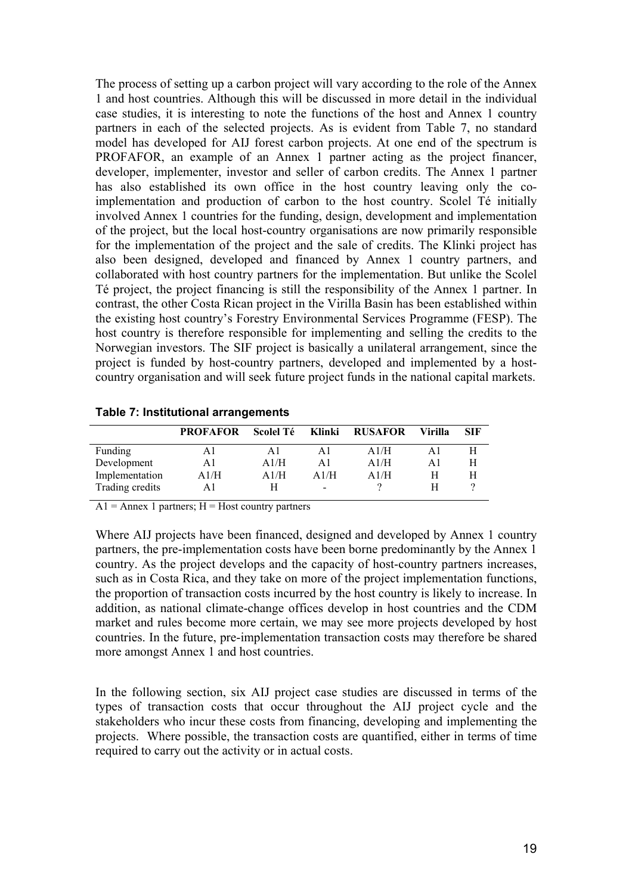The process of setting up a carbon project will vary according to the role of the Annex 1 and host countries. Although this will be discussed in more detail in the individual case studies, it is interesting to note the functions of the host and Annex 1 country partners in each of the selected projects. As is evident from Table 7, no standard model has developed for AIJ forest carbon projects. At one end of the spectrum is PROFAFOR, an example of an Annex 1 partner acting as the project financer, developer, implementer, investor and seller of carbon credits. The Annex 1 partner has also established its own office in the host country leaving only the co-implementation and production of carbon to the host country. Scolel Té initially involved Annex 1 countries for the funding, design, development and implementation of the project, but the local host-country organisations are now primarily responsible for the implementation of the project and the sale of credits. The Klinki project has also been designed, developed and financed by Annex 1 country partners, and collaborated with host country partners for the implementation. But unlike the Scolel Té project, the project financing is still the responsibility of the Annex 1 partner. In contrast, the other Costa Rican project in the Virilla Basin has been established within the existing host country's Forestry Environmental Services Programme (FESP). The host country is therefore responsible for implementing and selling the credits to the Norwegian investors. The SIF project is basically a unilateral arrangement, since the project is funded by host-country partners, developed and implemented by a host-country organisation and will seek future project funds in the national capital markets.

**Table 7: Institutional arrangements**

| | PROFAFOR | Scolel Té | Klinki | RUSAFOR | Virilla | SIF |
|---|---|---|---|---|---|---|
| Funding | A1 | A1 | A1 | A1/H | A1 | H |
| Development | A1 | A1/H | A1 | A1/H | A1 | H |
| Implementation | A1/H | A1/H | A1/H | A1/H | H | H |
| Trading credits | A1 | H | - | ? | H | ? |

A1 = Annex 1 partners; H = Host country partners

Where AIJ projects have been financed, designed and developed by Annex 1 country partners, the pre-implementation costs have been borne predominantly by the Annex 1 country. As the project develops and the capacity of host-country partners increases, such as in Costa Rica, and they take on more of the project implementation functions, the proportion of transaction costs incurred by the host country is likely to increase. In addition, as national climate-change offices develop in host countries and the CDM market and rules become more certain, we may see more projects developed by host countries. In the future, pre-implementation transaction costs may therefore be shared more amongst Annex 1 and host countries.

In the following section, six AIJ project case studies are discussed in terms of the types of transaction costs that occur throughout the AIJ project cycle and the stakeholders who incur these costs from financing, developing and implementing the projects. Where possible, the transaction costs are quantified, either in terms of time required to carry out the activity or in actual costs.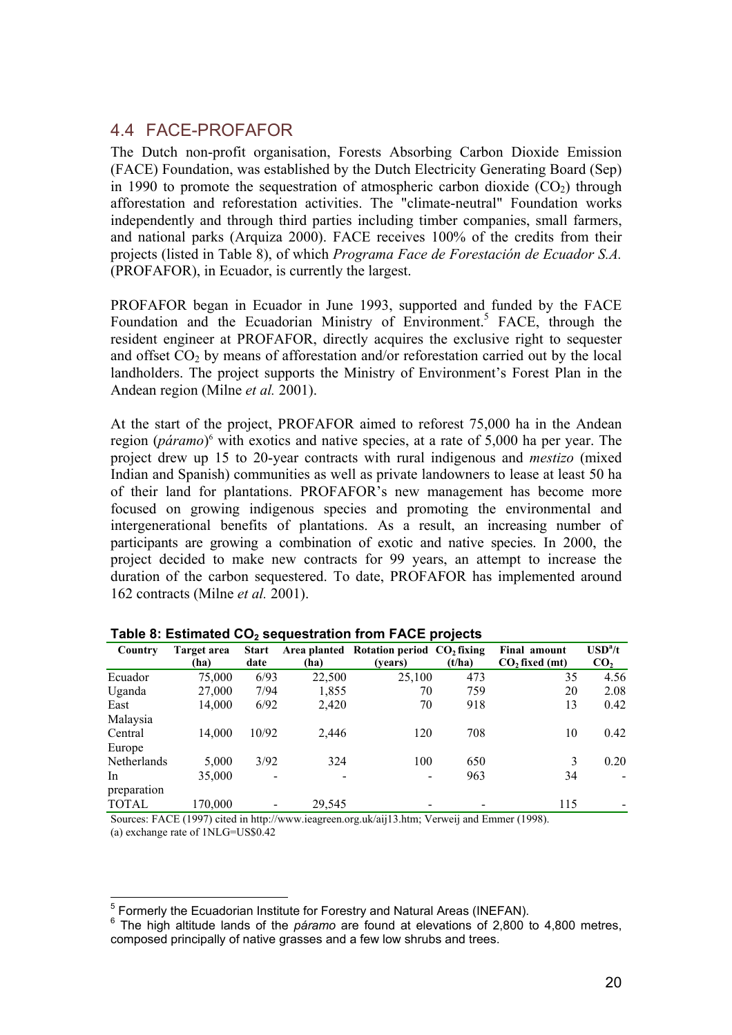## 4.4 FACE-PROFAFOR

The Dutch non-profit organisation, Forests Absorbing Carbon Dioxide Emission (FACE) Foundation, was established by the Dutch Electricity Generating Board (Sep) in 1990 to promote the sequestration of atmospheric carbon dioxide ($CO_2$) through afforestation and reforestation activities. The "climate-neutral" Foundation works independently and through third parties including timber companies, small farmers, and national parks (Arquiza 2000). FACE receives 100% of the credits from their projects (listed in Table 8), of which *Programa Face de Forestación de Ecuador S.A.* (PROFAFOR), in Ecuador, is currently the largest.

PROFAFOR began in Ecuador in June 1993, supported and funded by the FACE Foundation and the Ecuadorian Ministry of Environment.[5] FACE, through the resident engineer at PROFAFOR, directly acquires the exclusive right to sequester and offset $CO_2$ by means of afforestation and/or reforestation carried out by the local landholders. The project supports the Ministry of Environment's Forest Plan in the Andean region (Milne *et al.* 2001).

At the start of the project, PROFAFOR aimed to reforest 75,000 ha in the Andean region (*páramo*)[6] with exotics and native species, at a rate of 5,000 ha per year. The project drew up 15 to 20-year contracts with rural indigenous and *mestizo* (mixed Indian and Spanish) communities as well as private landowners to lease at least 50 ha of their land for plantations. PROFAFOR's new management has become more focused on growing indigenous species and promoting the environmental and intergenerational benefits of plantations. As a result, an increasing number of participants are growing a combination of exotic and native species. In 2000, the project decided to make new contracts for 99 years, an attempt to increase the duration of the carbon sequestered. To date, PROFAFOR has implemented around 162 contracts (Milne *et al.* 2001).

**Table 8: Estimated $CO_2$ sequestration from FACE projects**

| Country | Target area (ha) | Start date | Area planted (ha) | Rotation period (years) | $CO_2$ fixing (t/ha) | Final amount $CO_2$ fixed (mt) | USD[a]/t $CO_2$ |
|---|---|---|---|---|---|---|---|
| Ecuador | 75,000 | 6/93 | 22,500 | 25,100 | 473 | 35 | 4.56 |
| Uganda | 27,000 | 7/94 | 1,855 | 70 | 759 | 20 | 2.08 |
| East Malaysia | 14,000 | 6/92 | 2,420 | 70 | 918 | 13 | 0.42 |
| Central Europe | 14,000 | 10/92 | 2,446 | 120 | 708 | 10 | 0.42 |
| Netherlands | 5,000 | 3/92 | 324 | 100 | 650 | 3 | 0.20 |
| In preparation | 35,000 | - | - | - | 963 | 34 | - |
| TOTAL | 170,000 | - | 29,545 | - | - | 115 | - |

Sources: FACE (1997) cited in http://www.ieagreen.org.uk/aij13.htm; Verweij and Emmer (1998).
(a) exchange rate of 1NLG=US$0.42

---

[5] Formerly the Ecuadorian Institute for Forestry and Natural Areas (INEFAN).

[6] The high altitude lands of the *páramo* are found at elevations of 2,800 to 4,800 metres, composed principally of native grasses and a few low shrubs and trees.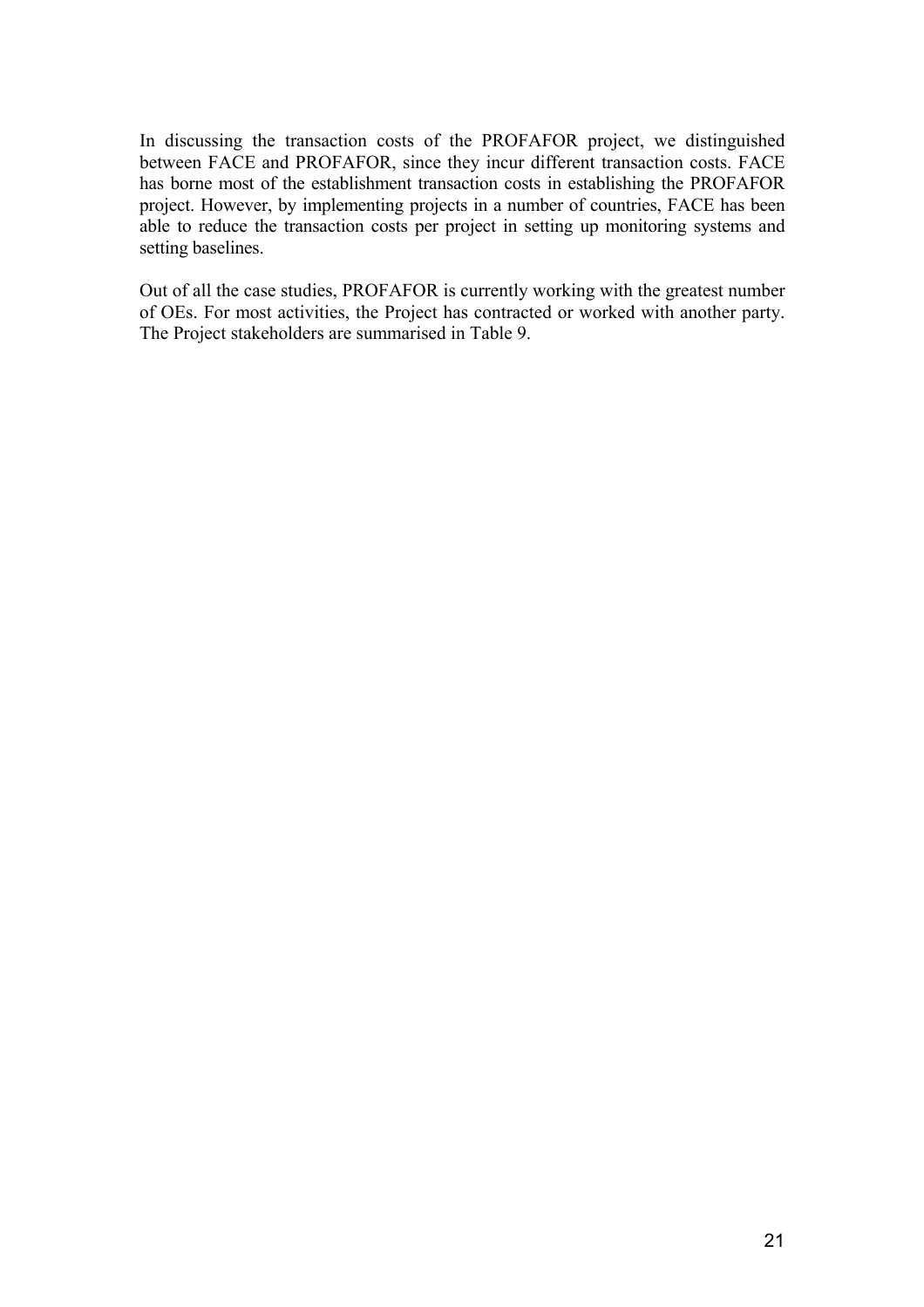In discussing the transaction costs of the PROFAFOR project, we distinguished between FACE and PROFAFOR, since they incur different transaction costs. FACE has borne most of the establishment transaction costs in establishing the PROFAFOR project. However, by implementing projects in a number of countries, FACE has been able to reduce the transaction costs per project in setting up monitoring systems and setting baselines.

Out of all the case studies, PROFAFOR is currently working with the greatest number of OEs. For most activities, the Project has contracted or worked with another party. The Project stakeholders are summarised in Table 9.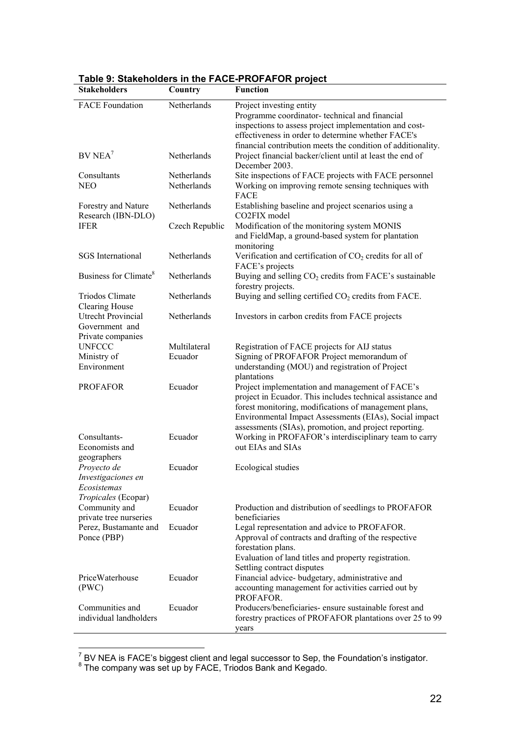**Table 9: Stakeholders in the FACE-PROFAFOR project**

| Stakeholders | Country | Function |
|---|---|---|
| FACE Foundation | Netherlands | Project investing entity<br>Programme coordinator- technical and financial inspections to assess project implementation and cost-effectiveness in order to determine whether FACE's financial contribution meets the condition of additionality. |
| BV NEA[7] | Netherlands | Project financial backer/client until at least the end of December 2003. |
| Consultants | Netherlands | Site inspections of FACE projects with FACE personnel |
| NEO | Netherlands | Working on improving remote sensing techniques with FACE |
| Forestry and Nature Research (IBN-DLO) | Netherlands | Establishing baseline and project scenarios using a CO2FIX model |
| IFER | Czech Republic | Modification of the monitoring system MONIS and FieldMap, a ground-based system for plantation monitoring |
| SGS International | Netherlands | Verification and certification of $CO_2$ credits for all of FACE's projects |
| Business for Climate[8] | Netherlands | Buying and selling $CO_2$ credits from FACE's sustainable forestry projects. |
| Triodos Climate Clearing House | Netherlands | Buying and selling certified $CO_2$ credits from FACE. |
| Utrecht Provincial Government and Private companies | Netherlands | Investors in carbon credits from FACE projects |
| UNFCCC | Multilateral | Registration of FACE projects for AIJ status |
| Ministry of Environment | Ecuador | Signing of PROFAFOR Project memorandum of understanding (MOU) and registration of Project plantations |
| PROFAFOR | Ecuador | Project implementation and management of FACE's project in Ecuador. This includes technical assistance and forest monitoring, modifications of management plans, Environmental Impact Assessments (EIAs), Social impact assessments (SIAs), promotion, and project reporting. |
| Consultants- Economists and geographers | Ecuador | Working in PROFAFOR's interdisciplinary team to carry out EIAs and SIAs |
| *Proyecto de Investigaciones en Ecosistemas Tropicales* (Ecopar) | Ecuador | Ecological studies |
| Community and private tree nurseries | Ecuador | Production and distribution of seedlings to PROFAFOR beneficiaries |
| Perez, Bustamante and Ponce (PBP) | Ecuador | Legal representation and advice to PROFAFOR.<br>Approval of contracts and drafting of the respective forestation plans.<br>Evaluation of land titles and property registration.<br>Settling contract disputes |
| PriceWaterhouse (PWC) | Ecuador | Financial advice- budgetary, administrative and accounting management for activities carried out by PROFAFOR. |
| Communities and individual landholders | Ecuador | Producers/beneficiaries- ensure sustainable forest and forestry practices of PROFAFOR plantations over 25 to 99 years |

[7] BV NEA is FACE's biggest client and legal successor to Sep, the Foundation's instigator.

[8] The company was set up by FACE, Triodos Bank and Kegado.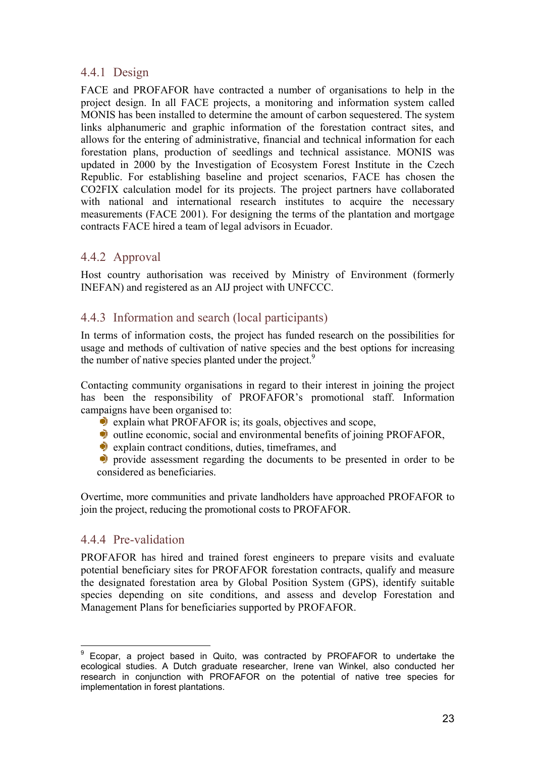### 4.4.1 Design

FACE and PROFAFOR have contracted a number of organisations to help in the project design. In all FACE projects, a monitoring and information system called MONIS has been installed to determine the amount of carbon sequestered. The system links alphanumeric and graphic information of the forestation contract sites, and allows for the entering of administrative, financial and technical information for each forestation plans, production of seedlings and technical assistance. MONIS was updated in 2000 by the Investigation of Ecosystem Forest Institute in the Czech Republic. For establishing baseline and project scenarios, FACE has chosen the CO2FIX calculation model for its projects. The project partners have collaborated with national and international research institutes to acquire the necessary measurements (FACE 2001). For designing the terms of the plantation and mortgage contracts FACE hired a team of legal advisors in Ecuador.

### 4.4.2 Approval

Host country authorisation was received by Ministry of Environment (formerly INEFAN) and registered as an AIJ project with UNFCCC.

### 4.4.3 Information and search (local participants)

In terms of information costs, the project has funded research on the possibilities for usage and methods of cultivation of native species and the best options for increasing the number of native species planted under the project.[9]

Contacting community organisations in regard to their interest in joining the project has been the responsibility of PROFAFOR's promotional staff. Information campaigns have been organised to:

- explain what PROFAFOR is; its goals, objectives and scope,
- outline economic, social and environmental benefits of joining PROFAFOR,
- explain contract conditions, duties, timeframes, and
- provide assessment regarding the documents to be presented in order to be considered as beneficiaries.

Overtime, more communities and private landholders have approached PROFAFOR to join the project, reducing the promotional costs to PROFAFOR.

### 4.4.4 Pre-validation

PROFAFOR has hired and trained forest engineers to prepare visits and evaluate potential beneficiary sites for PROFAFOR forestation contracts, qualify and measure the designated forestation area by Global Position System (GPS), identify suitable species depending on site conditions, and assess and develop Forestation and Management Plans for beneficiaries supported by PROFAFOR.

---

[9] Ecopar, a project based in Quito, was contracted by PROFAFOR to undertake the ecological studies. A Dutch graduate researcher, Irene van Winkel, also conducted her research in conjunction with PROFAFOR on the potential of native tree species for implementation in forest plantations.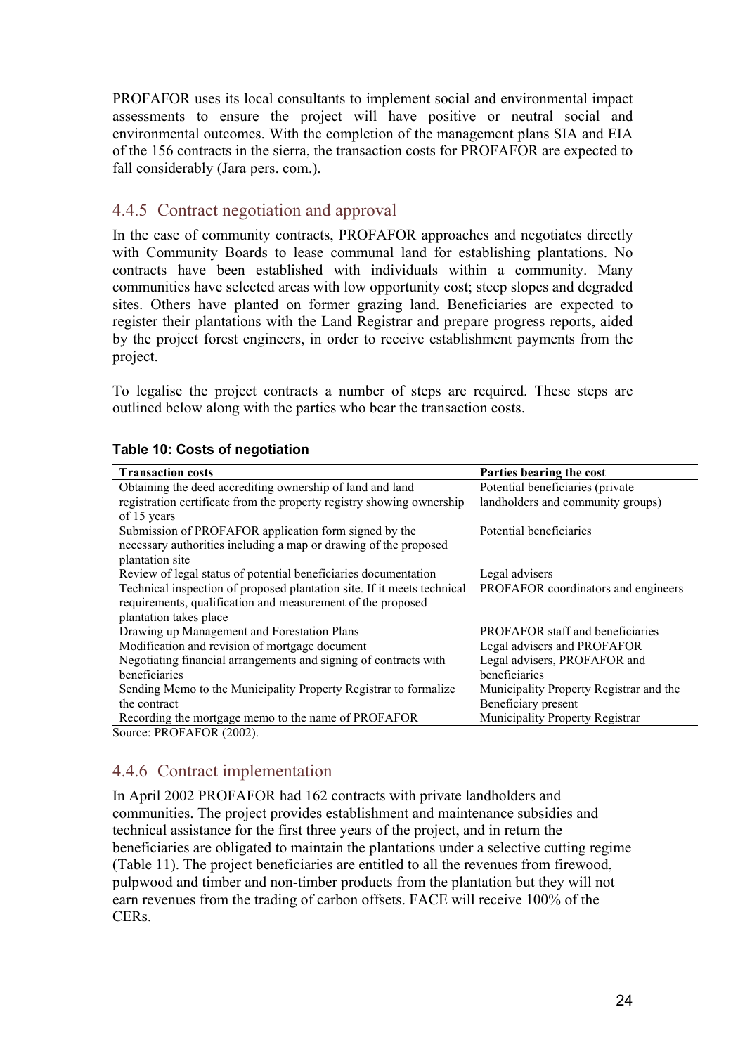PROFAFOR uses its local consultants to implement social and environmental impact assessments to ensure the project will have positive or neutral social and environmental outcomes. With the completion of the management plans SIA and EIA of the 156 contracts in the sierra, the transaction costs for PROFAFOR are expected to fall considerably (Jara pers. com.).

### 4.4.5 Contract negotiation and approval

In the case of community contracts, PROFAFOR approaches and negotiates directly with Community Boards to lease communal land for establishing plantations. No contracts have been established with individuals within a community. Many communities have selected areas with low opportunity cost; steep slopes and degraded sites. Others have planted on former grazing land. Beneficiaries are expected to register their plantations with the Land Registrar and prepare progress reports, aided by the project forest engineers, in order to receive establishment payments from the project.

To legalise the project contracts a number of steps are required. These steps are outlined below along with the parties who bear the transaction costs.

**Table 10: Costs of negotiation**

| Transaction costs | Parties bearing the cost |
|---|---|
| Obtaining the deed accrediting ownership of land and land registration certificate from the property registry showing ownership of 15 years | Potential beneficiaries (private landholders and community groups) |
| Submission of PROFAFOR application form signed by the necessary authorities including a map or drawing of the proposed plantation site | Potential beneficiaries |
| Review of legal status of potential beneficiaries documentation | Legal advisers |
| Technical inspection of proposed plantation site. If it meets technical requirements, qualification and measurement of the proposed plantation takes place | PROFAFOR coordinators and engineers |
| Drawing up Management and Forestation Plans | PROFAFOR staff and beneficiaries |
| Modification and revision of mortgage document | Legal advisers and PROFAFOR |
| Negotiating financial arrangements and signing of contracts with beneficiaries | Legal advisers, PROFAFOR and beneficiaries |
| Sending Memo to the Municipality Property Registrar to formalize the contract | Municipality Property Registrar and the Beneficiary present |
| Recording the mortgage memo to the name of PROFAFOR | Municipality Property Registrar |

Source: PROFAFOR (2002).

### 4.4.6 Contract implementation

In April 2002 PROFAFOR had 162 contracts with private landholders and communities. The project provides establishment and maintenance subsidies and technical assistance for the first three years of the project, and in return the beneficiaries are obligated to maintain the plantations under a selective cutting regime (Table 11). The project beneficiaries are entitled to all the revenues from firewood, pulpwood and timber and non-timber products from the plantation but they will not earn revenues from the trading of carbon offsets. FACE will receive 100% of the CERs.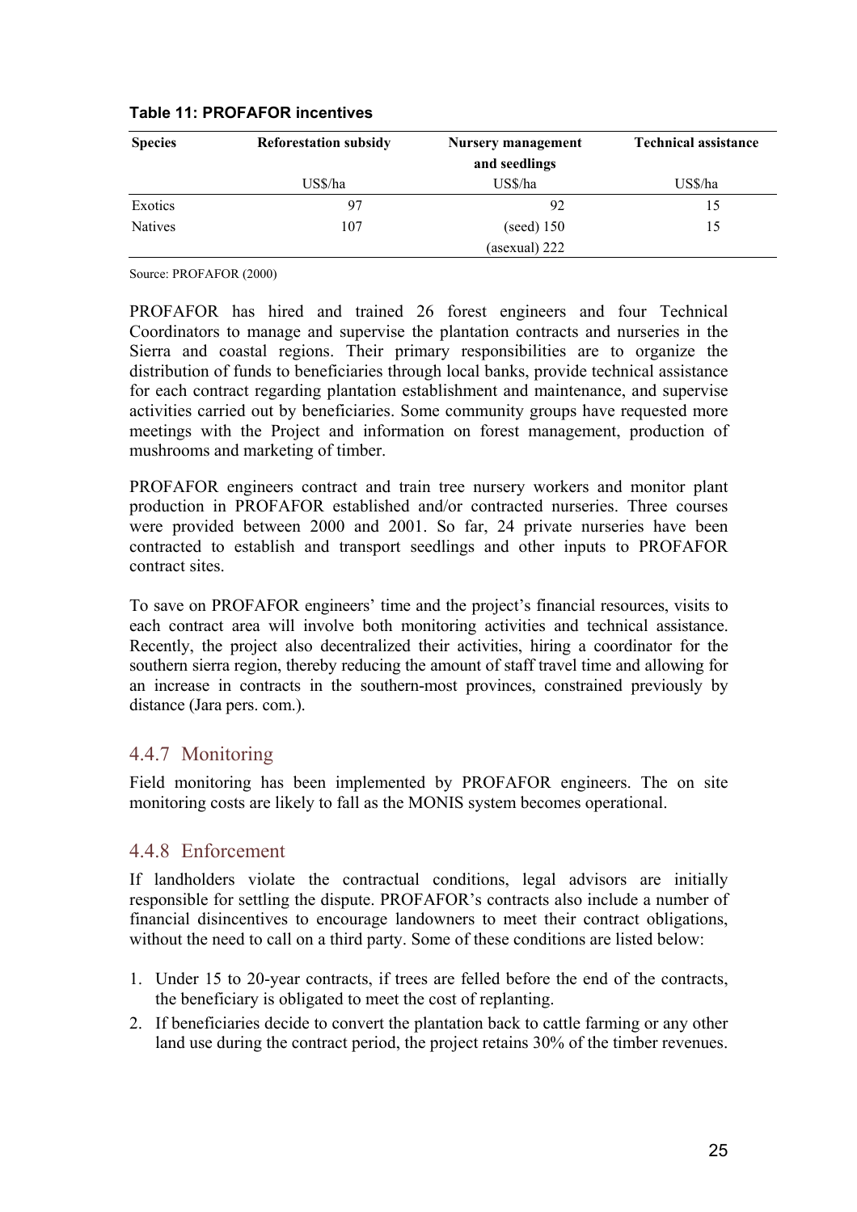**Table 11: PROFAFOR incentives**

| Species | Reforestation subsidy | Nursery management and seedlings | Technical assistance |
|---|---|---|---|
| | US$/ha | US$/ha | US$/ha |
| Exotics | 97 | 92 | 15 |
| Natives | 107 | (seed) 150 | 15 |
| | | (asexual) 222 | |

Source: PROFAFOR (2000)

PROFAFOR has hired and trained 26 forest engineers and four Technical Coordinators to manage and supervise the plantation contracts and nurseries in the Sierra and coastal regions. Their primary responsibilities are to organize the distribution of funds to beneficiaries through local banks, provide technical assistance for each contract regarding plantation establishment and maintenance, and supervise activities carried out by beneficiaries. Some community groups have requested more meetings with the Project and information on forest management, production of mushrooms and marketing of timber.

PROFAFOR engineers contract and train tree nursery workers and monitor plant production in PROFAFOR established and/or contracted nurseries. Three courses were provided between 2000 and 2001. So far, 24 private nurseries have been contracted to establish and transport seedlings and other inputs to PROFAFOR contract sites.

To save on PROFAFOR engineers' time and the project's financial resources, visits to each contract area will involve both monitoring activities and technical assistance. Recently, the project also decentralized their activities, hiring a coordinator for the southern sierra region, thereby reducing the amount of staff travel time and allowing for an increase in contracts in the southern-most provinces, constrained previously by distance (Jara pers. com.).

### 4.4.7 Monitoring

Field monitoring has been implemented by PROFAFOR engineers. The on site monitoring costs are likely to fall as the MONIS system becomes operational.

### 4.4.8 Enforcement

If landholders violate the contractual conditions, legal advisors are initially responsible for settling the dispute. PROFAFOR's contracts also include a number of financial disincentives to encourage landowners to meet their contract obligations, without the need to call on a third party. Some of these conditions are listed below:

1. Under 15 to 20-year contracts, if trees are felled before the end of the contracts, the beneficiary is obligated to meet the cost of replanting.
2. If beneficiaries decide to convert the plantation back to cattle farming or any other land use during the contract period, the project retains 30% of the timber revenues.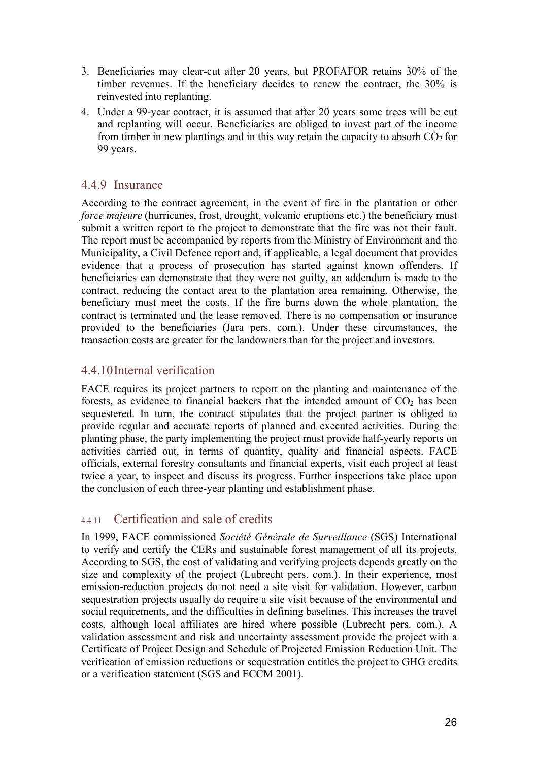3. Beneficiaries may clear-cut after 20 years, but PROFAFOR retains 30% of the timber revenues. If the beneficiary decides to renew the contract, the 30% is reinvested into replanting.
4. Under a 99-year contract, it is assumed that after 20 years some trees will be cut and replanting will occur. Beneficiaries are obliged to invest part of the income from timber in new plantings and in this way retain the capacity to absorb $CO_2$ for 99 years.

### 4.4.9 Insurance

According to the contract agreement, in the event of fire in the plantation or other *force majeure* (hurricanes, frost, drought, volcanic eruptions etc.) the beneficiary must submit a written report to the project to demonstrate that the fire was not their fault. The report must be accompanied by reports from the Ministry of Environment and the Municipality, a Civil Defence report and, if applicable, a legal document that provides evidence that a process of prosecution has started against known offenders. If beneficiaries can demonstrate that they were not guilty, an addendum is made to the contract, reducing the contact area to the plantation area remaining. Otherwise, the beneficiary must meet the costs. If the fire burns down the whole plantation, the contract is terminated and the lease removed. There is no compensation or insurance provided to the beneficiaries (Jara pers. com.). Under these circumstances, the transaction costs are greater for the landowners than for the project and investors.

### 4.4.10 Internal verification

FACE requires its project partners to report on the planting and maintenance of the forests, as evidence to financial backers that the intended amount of $CO_2$ has been sequestered. In turn, the contract stipulates that the project partner is obliged to provide regular and accurate reports of planned and executed activities. During the planting phase, the party implementing the project must provide half-yearly reports on activities carried out, in terms of quantity, quality and financial aspects. FACE officials, external forestry consultants and financial experts, visit each project at least twice a year, to inspect and discuss its progress. Further inspections take place upon the conclusion of each three-year planting and establishment phase.

### 4.4.11 Certification and sale of credits

In 1999, FACE commissioned *Société Générale de Surveillance* (SGS) International to verify and certify the CERs and sustainable forest management of all its projects. According to SGS, the cost of validating and verifying projects depends greatly on the size and complexity of the project (Lubrecht pers. com.). In their experience, most emission-reduction projects do not need a site visit for validation. However, carbon sequestration projects usually do require a site visit because of the environmental and social requirements, and the difficulties in defining baselines. This increases the travel costs, although local affiliates are hired where possible (Lubrecht pers. com.). A validation assessment and risk and uncertainty assessment provide the project with a Certificate of Project Design and Schedule of Projected Emission Reduction Unit. The verification of emission reductions or sequestration entitles the project to GHG credits or a verification statement (SGS and ECCM 2001).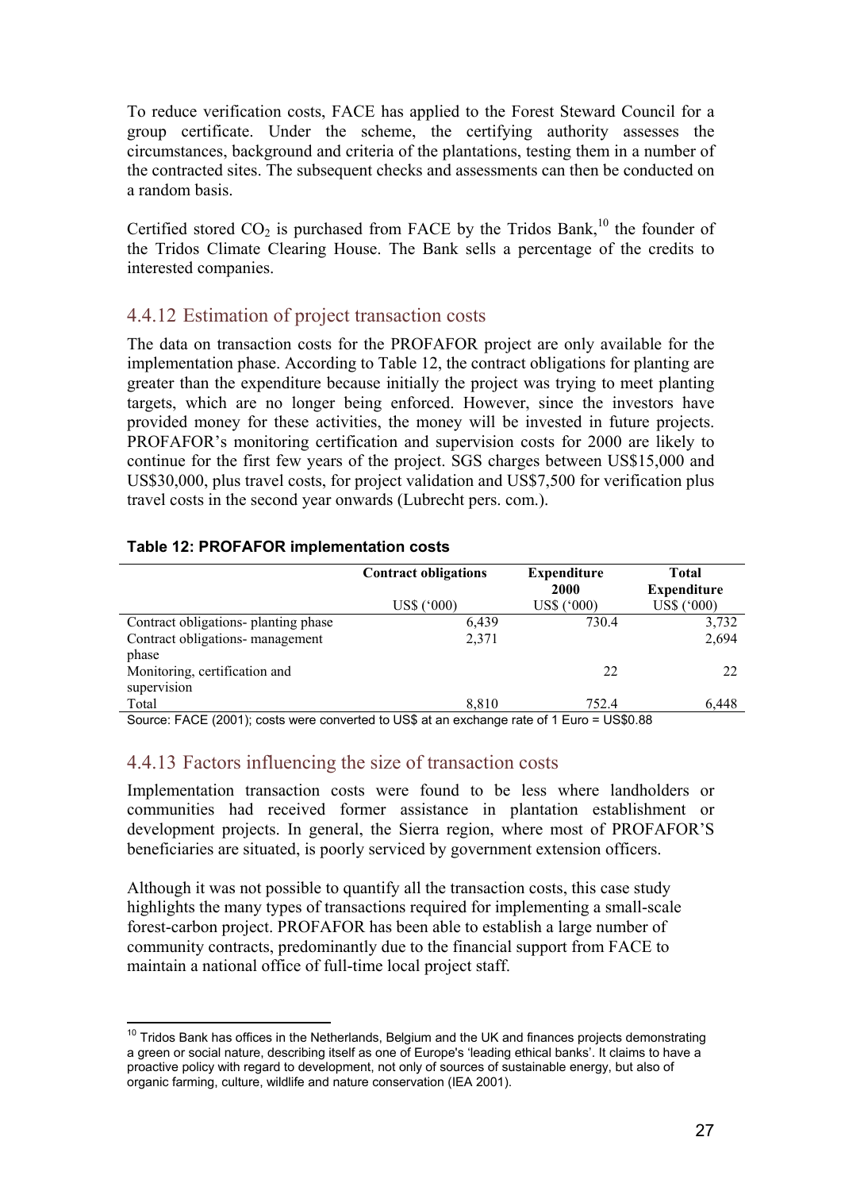To reduce verification costs, FACE has applied to the Forest Steward Council for a group certificate. Under the scheme, the certifying authority assesses the circumstances, background and criteria of the plantations, testing them in a number of the contracted sites. The subsequent checks and assessments can then be conducted on a random basis.

Certified stored $CO_2$ is purchased from FACE by the Tridos Bank,[10] the founder of the Tridos Climate Clearing House. The Bank sells a percentage of the credits to interested companies.

### 4.4.12 Estimation of project transaction costs

The data on transaction costs for the PROFAFOR project are only available for the implementation phase. According to Table 12, the contract obligations for planting are greater than the expenditure because initially the project was trying to meet planting targets, which are no longer being enforced. However, since the investors have provided money for these activities, the money will be invested in future projects. PROFAFOR's monitoring certification and supervision costs for 2000 are likely to continue for the first few years of the project. SGS charges between US$15,000 and US$30,000, plus travel costs, for project validation and US$7,500 for verification plus travel costs in the second year onwards (Lubrecht pers. com.).

**Table 12: PROFAFOR implementation costs**

| | Contract obligations | Expenditure 2000 | Total Expenditure |
|---|---|---|---|
| | US$ ('000) | US$ ('000) | US$ ('000) |
| Contract obligations- planting phase | 6,439 | 730.4 | 3,732 |
| Contract obligations- management phase | 2,371 | | 2,694 |
| Monitoring, certification and supervision | | 22 | 22 |
| Total | 8,810 | 752.4 | 6,448 |

Source: FACE (2001); costs were converted to US$ at an exchange rate of 1 Euro = US$0.88

### 4.4.13 Factors influencing the size of transaction costs

Implementation transaction costs were found to be less where landholders or communities had received former assistance in plantation establishment or development projects. In general, the Sierra region, where most of PROFAFOR'S beneficiaries are situated, is poorly serviced by government extension officers.

Although it was not possible to quantify all the transaction costs, this case study highlights the many types of transactions required for implementing a small-scale forest-carbon project. PROFAFOR has been able to establish a large number of community contracts, predominantly due to the financial support from FACE to maintain a national office of full-time local project staff.

---

[10] Tridos Bank has offices in the Netherlands, Belgium and the UK and finances projects demonstrating a green or social nature, describing itself as one of Europe's 'leading ethical banks'. It claims to have a proactive policy with regard to development, not only of sources of sustainable energy, but also of organic farming, culture, wildlife and nature conservation (IEA 2001).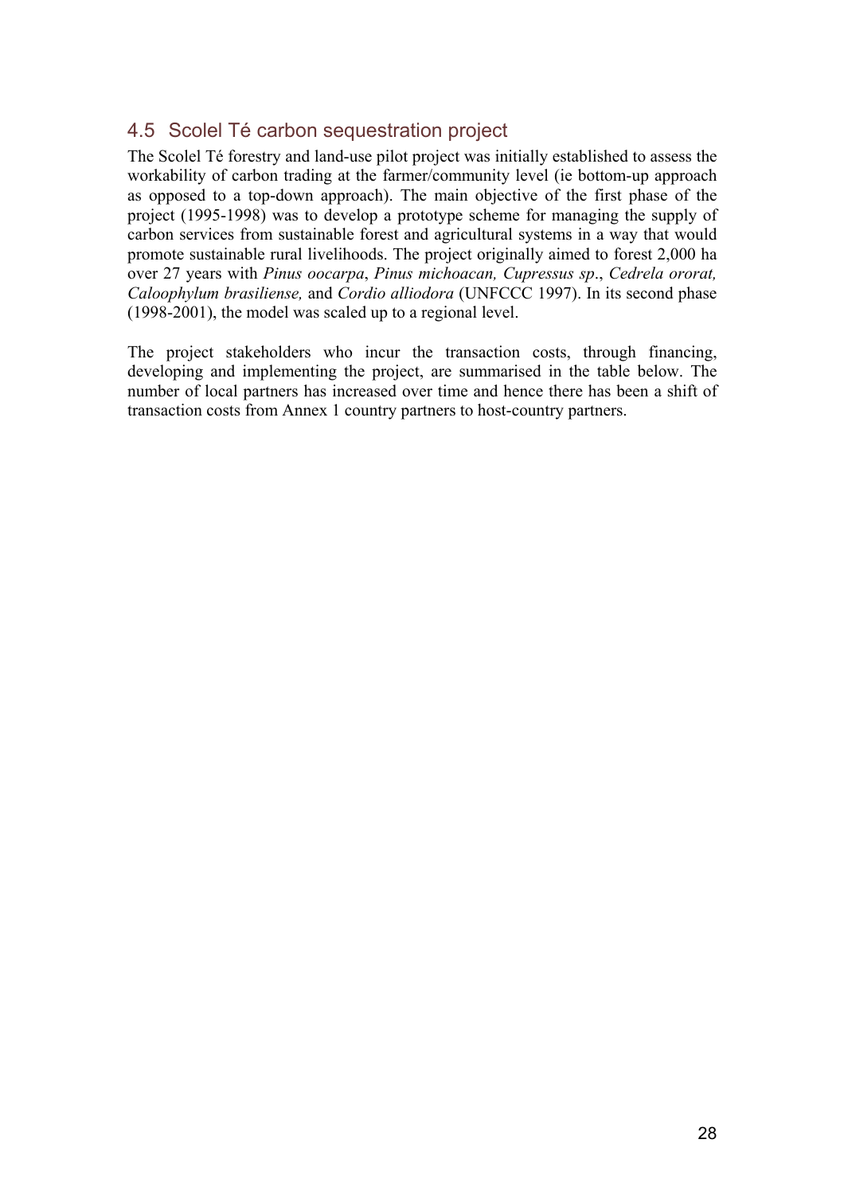## 4.5 Scolel Té carbon sequestration project

The Scolel Té forestry and land-use pilot project was initially established to assess the workability of carbon trading at the farmer/community level (ie bottom-up approach as opposed to a top-down approach). The main objective of the first phase of the project (1995-1998) was to develop a prototype scheme for managing the supply of carbon services from sustainable forest and agricultural systems in a way that would promote sustainable rural livelihoods. The project originally aimed to forest 2,000 ha over 27 years with *Pinus oocarpa*, *Pinus michoacan, Cupressus sp*., *Cedrela ororat, Caloophylum brasiliense,* and *Cordio alliodora* (UNFCCC 1997). In its second phase (1998-2001), the model was scaled up to a regional level.

The project stakeholders who incur the transaction costs, through financing, developing and implementing the project, are summarised in the table below. The number of local partners has increased over time and hence there has been a shift of transaction costs from Annex 1 country partners to host-country partners.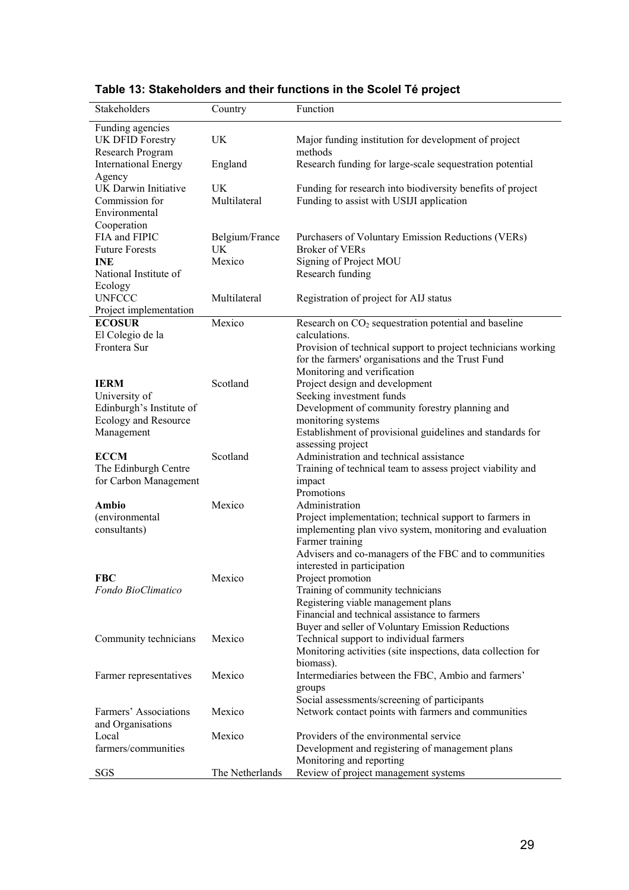**Table 13: Stakeholders and their functions in the Scolel Té project**

| Stakeholders | Country | Function |
|---|---|---|
| Funding agencies | | |
| UK DFID Forestry Research Program | UK | Major funding institution for development of project methods |
| International Energy Agency | England | Research funding for large-scale sequestration potential |
| UK Darwin Initiative | UK | Funding for research into biodiversity benefits of project |
| Commission for Environmental Cooperation | Multilateral | Funding to assist with USIJI application |
| FIA and FIPIC | Belgium/France | Purchasers of Voluntary Emission Reductions (VERs) |
| Future Forests | UK | Broker of VERs |
| **INE** National Institute of Ecology | Mexico | Signing of Project MOU<br>Research funding |
| UNFCCC | Multilateral | Registration of project for AIJ status |
| Project implementation | | |
| **ECOSUR** El Colegio de la Frontera Sur | Mexico | Research on $CO_2$ sequestration potential and baseline calculations.<br>Provision of technical support to project technicians working for the farmers' organisations and the Trust Fund<br>Monitoring and verification |
| **IERM** University of Edinburgh's Institute of Ecology and Resource Management | Scotland | Project design and development<br>Seeking investment funds<br>Development of community forestry planning and monitoring systems<br>Establishment of provisional guidelines and standards for assessing project |
| **ECCM** The Edinburgh Centre for Carbon Management | Scotland | Administration and technical assistance<br>Training of technical team to assess project viability and impact<br>Promotions |
| **Ambio** (environmental consultants) | Mexico | Administration<br>Project implementation; technical support to farmers in implementing plan vivo system, monitoring and evaluation<br>Farmer training<br>Advisers and co-managers of the FBC and to communities interested in participation |
| **FBC** *Fondo BioClimatico* | Mexico | Project promotion<br>Training of community technicians<br>Registering viable management plans<br>Financial and technical assistance to farmers<br>Buyer and seller of Voluntary Emission Reductions |
| Community technicians | Mexico | Technical support to individual farmers<br>Monitoring activities (site inspections, data collection for biomass). |
| Farmer representatives | Mexico | Intermediaries between the FBC, Ambio and farmers' groups<br>Social assessments/screening of participants |
| Farmers' Associations and Organisations | Mexico | Network contact points with farmers and communities |
| Local farmers/communities | Mexico | Providers of the environmental service<br>Development and registering of management plans<br>Monitoring and reporting |
| SGS | The Netherlands | Review of project management systems |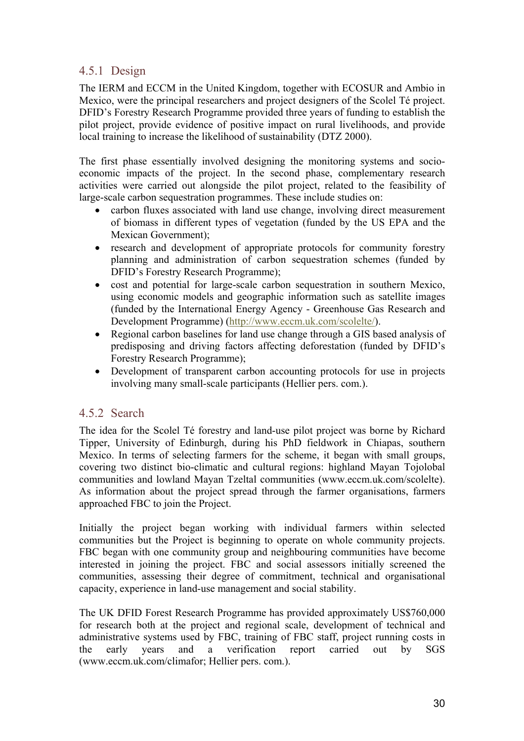### 4.5.1 Design

The IERM and ECCM in the United Kingdom, together with ECOSUR and Ambio in Mexico, were the principal researchers and project designers of the Scolel Té project. DFID's Forestry Research Programme provided three years of funding to establish the pilot project, provide evidence of positive impact on rural livelihoods, and provide local training to increase the likelihood of sustainability (DTZ 2000).

The first phase essentially involved designing the monitoring systems and socio-economic impacts of the project. In the second phase, complementary research activities were carried out alongside the pilot project, related to the feasibility of large-scale carbon sequestration programmes. These include studies on:

- carbon fluxes associated with land use change, involving direct measurement of biomass in different types of vegetation (funded by the US EPA and the Mexican Government);
- research and development of appropriate protocols for community forestry planning and administration of carbon sequestration schemes (funded by DFID's Forestry Research Programme);
- cost and potential for large-scale carbon sequestration in southern Mexico, using economic models and geographic information such as satellite images (funded by the International Energy Agency - Greenhouse Gas Research and Development Programme) (http://www.eccm.uk.com/scolelte/).
- Regional carbon baselines for land use change through a GIS based analysis of predisposing and driving factors affecting deforestation (funded by DFID's Forestry Research Programme);
- Development of transparent carbon accounting protocols for use in projects involving many small-scale participants (Hellier pers. com.).

### 4.5.2 Search

The idea for the Scolel Té forestry and land-use pilot project was borne by Richard Tipper, University of Edinburgh, during his PhD fieldwork in Chiapas, southern Mexico. In terms of selecting farmers for the scheme, it began with small groups, covering two distinct bio-climatic and cultural regions: highland Mayan Tojolobal communities and lowland Mayan Tzeltal communities (www.eccm.uk.com/scolelte). As information about the project spread through the farmer organisations, farmers approached FBC to join the Project.

Initially the project began working with individual farmers within selected communities but the Project is beginning to operate on whole community projects. FBC began with one community group and neighbouring communities have become interested in joining the project. FBC and social assessors initially screened the communities, assessing their degree of commitment, technical and organisational capacity, experience in land-use management and social stability.

The UK DFID Forest Research Programme has provided approximately US$760,000 for research both at the project and regional scale, development of technical and administrative systems used by FBC, training of FBC staff, project running costs in the early years and a verification report carried out by SGS (www.eccm.uk.com/climafor; Hellier pers. com.).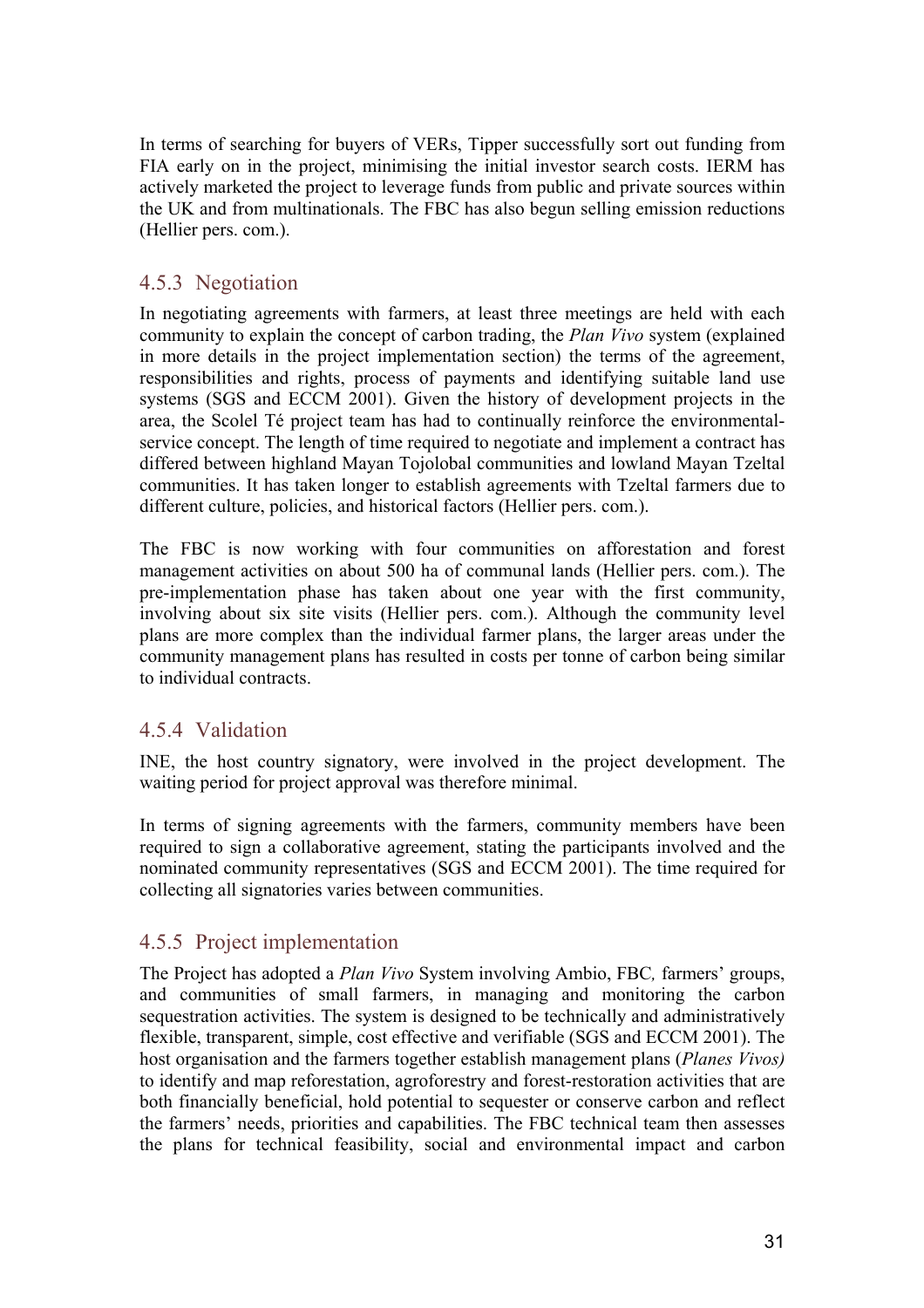In terms of searching for buyers of VERs, Tipper successfully sort out funding from FIA early on in the project, minimising the initial investor search costs. IERM has actively marketed the project to leverage funds from public and private sources within the UK and from multinationals. The FBC has also begun selling emission reductions (Hellier pers. com.).

### 4.5.3 Negotiation

In negotiating agreements with farmers, at least three meetings are held with each community to explain the concept of carbon trading, the *Plan Vivo* system (explained in more details in the project implementation section) the terms of the agreement, responsibilities and rights, process of payments and identifying suitable land use systems (SGS and ECCM 2001). Given the history of development projects in the area, the Scolel Té project team has had to continually reinforce the environmental-service concept. The length of time required to negotiate and implement a contract has differed between highland Mayan Tojolobal communities and lowland Mayan Tzeltal communities. It has taken longer to establish agreements with Tzeltal farmers due to different culture, policies, and historical factors (Hellier pers. com.).

The FBC is now working with four communities on afforestation and forest management activities on about 500 ha of communal lands (Hellier pers. com.). The pre-implementation phase has taken about one year with the first community, involving about six site visits (Hellier pers. com.). Although the community level plans are more complex than the individual farmer plans, the larger areas under the community management plans has resulted in costs per tonne of carbon being similar to individual contracts.

### 4.5.4 Validation

INE, the host country signatory, were involved in the project development. The waiting period for project approval was therefore minimal.

In terms of signing agreements with the farmers, community members have been required to sign a collaborative agreement, stating the participants involved and the nominated community representatives (SGS and ECCM 2001). The time required for collecting all signatories varies between communities.

### 4.5.5 Project implementation

The Project has adopted a *Plan Vivo* System involving Ambio, FBC*,* farmers' groups, and communities of small farmers, in managing and monitoring the carbon sequestration activities. The system is designed to be technically and administratively flexible, transparent, simple, cost effective and verifiable (SGS and ECCM 2001). The host organisation and the farmers together establish management plans (*Planes Vivos)* to identify and map reforestation, agroforestry and forest-restoration activities that are both financially beneficial, hold potential to sequester or conserve carbon and reflect the farmers' needs, priorities and capabilities. The FBC technical team then assesses the plans for technical feasibility, social and environmental impact and carbon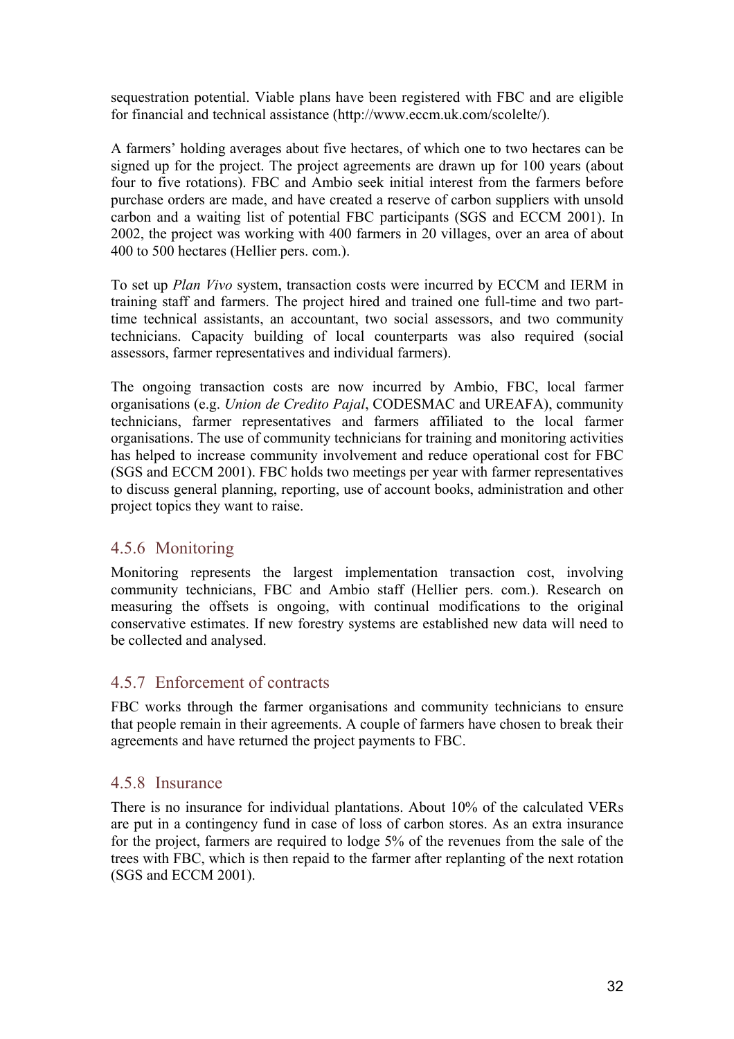sequestration potential. Viable plans have been registered with FBC and are eligible for financial and technical assistance (http://www.eccm.uk.com/scolelte/).

A farmers' holding averages about five hectares, of which one to two hectares can be signed up for the project. The project agreements are drawn up for 100 years (about four to five rotations). FBC and Ambio seek initial interest from the farmers before purchase orders are made, and have created a reserve of carbon suppliers with unsold carbon and a waiting list of potential FBC participants (SGS and ECCM 2001). In 2002, the project was working with 400 farmers in 20 villages, over an area of about 400 to 500 hectares (Hellier pers. com.).

To set up *Plan Vivo* system, transaction costs were incurred by ECCM and IERM in training staff and farmers. The project hired and trained one full-time and two part-time technical assistants, an accountant, two social assessors, and two community technicians. Capacity building of local counterparts was also required (social assessors, farmer representatives and individual farmers).

The ongoing transaction costs are now incurred by Ambio, FBC, local farmer organisations (e.g. *Union de Credito Pajal*, CODESMAC and UREAFA), community technicians, farmer representatives and farmers affiliated to the local farmer organisations. The use of community technicians for training and monitoring activities has helped to increase community involvement and reduce operational cost for FBC (SGS and ECCM 2001). FBC holds two meetings per year with farmer representatives to discuss general planning, reporting, use of account books, administration and other project topics they want to raise.

### 4.5.6 Monitoring

Monitoring represents the largest implementation transaction cost, involving community technicians, FBC and Ambio staff (Hellier pers. com.). Research on measuring the offsets is ongoing, with continual modifications to the original conservative estimates. If new forestry systems are established new data will need to be collected and analysed.

### 4.5.7 Enforcement of contracts

FBC works through the farmer organisations and community technicians to ensure that people remain in their agreements. A couple of farmers have chosen to break their agreements and have returned the project payments to FBC.

### 4.5.8 Insurance

There is no insurance for individual plantations. About 10% of the calculated VERs are put in a contingency fund in case of loss of carbon stores. As an extra insurance for the project, farmers are required to lodge 5% of the revenues from the sale of the trees with FBC, which is then repaid to the farmer after replanting of the next rotation (SGS and ECCM 2001).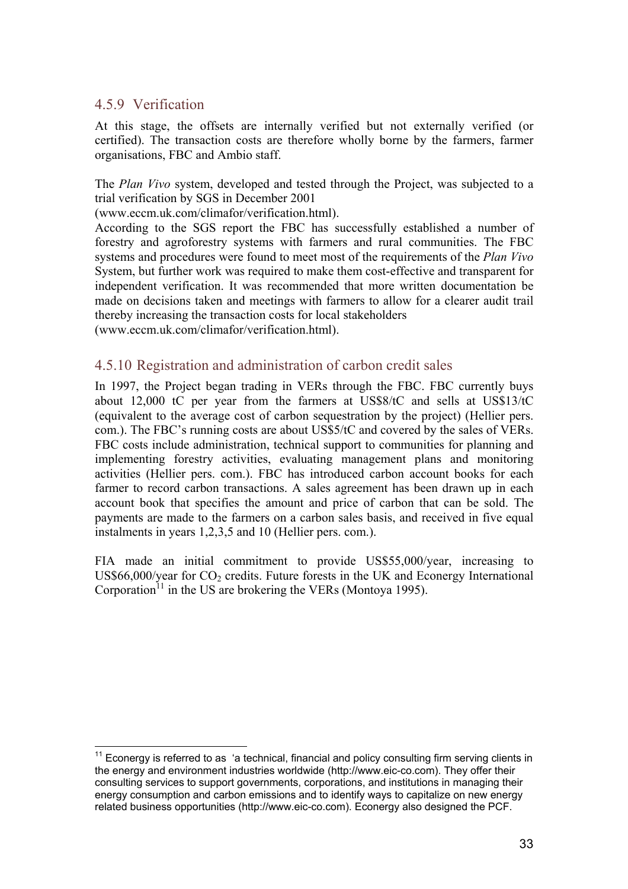### 4.5.9 Verification

At this stage, the offsets are internally verified but not externally verified (or certified). The transaction costs are therefore wholly borne by the farmers, farmer organisations, FBC and Ambio staff.

The *Plan Vivo* system, developed and tested through the Project, was subjected to a trial verification by SGS in December 2001 (www.eccm.uk.com/climafor/verification.html).

According to the SGS report the FBC has successfully established a number of forestry and agroforestry systems with farmers and rural communities. The FBC systems and procedures were found to meet most of the requirements of the *Plan Vivo* System, but further work was required to make them cost-effective and transparent for independent verification. It was recommended that more written documentation be made on decisions taken and meetings with farmers to allow for a clearer audit trail thereby increasing the transaction costs for local stakeholders (www.eccm.uk.com/climafor/verification.html).

### 4.5.10 Registration and administration of carbon credit sales

In 1997, the Project began trading in VERs through the FBC. FBC currently buys about 12,000 tC per year from the farmers at US$8/tC and sells at US$13/tC (equivalent to the average cost of carbon sequestration by the project) (Hellier pers. com.). The FBC's running costs are about US$5/tC and covered by the sales of VERs. FBC costs include administration, technical support to communities for planning and implementing forestry activities, evaluating management plans and monitoring activities (Hellier pers. com.). FBC has introduced carbon account books for each farmer to record carbon transactions. A sales agreement has been drawn up in each account book that specifies the amount and price of carbon that can be sold. The payments are made to the farmers on a carbon sales basis, and received in five equal instalments in years 1,2,3,5 and 10 (Hellier pers. com.).

FIA made an initial commitment to provide US$55,000/year, increasing to US$66,000/year for $CO_2$ credits. Future forests in the UK and Econergy International Corporation[11] in the US are brokering the VERs (Montoya 1995).

---

[11] Econergy is referred to as 'a technical, financial and policy consulting firm serving clients in the energy and environment industries worldwide (http://www.eic-co.com). They offer their consulting services to support governments, corporations, and institutions in managing their energy consumption and carbon emissions and to identify ways to capitalize on new energy related business opportunities (http://www.eic-co.com). Econergy also designed the PCF.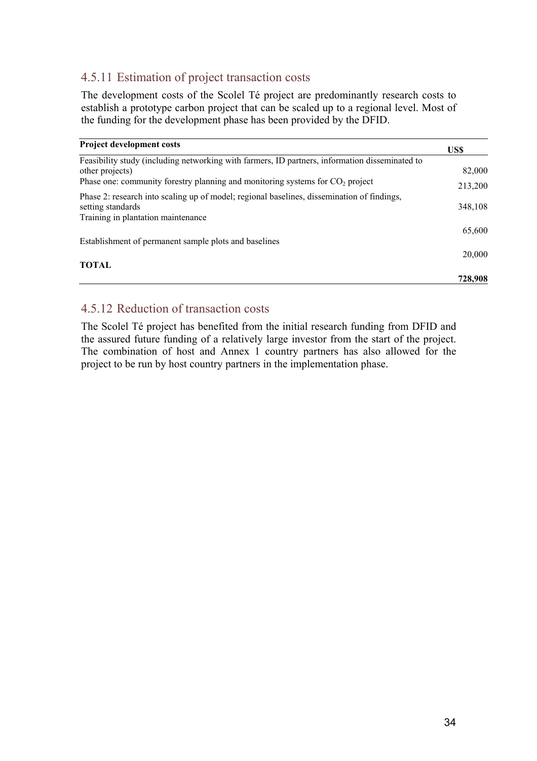### 4.5.11 Estimation of project transaction costs

The development costs of the Scolel Té project are predominantly research costs to establish a prototype carbon project that can be scaled up to a regional level. Most of the funding for the development phase has been provided by the DFID.

| Project development costs | US$ |
| --- | --- |
| Feasibility study (including networking with farmers, ID partners, information disseminated to other projects) | 82,000 |
| Phase one: community forestry planning and monitoring systems for $CO_2$ project | 213,200 |
| Phase 2: research into scaling up of model; regional baselines, dissemination of findings, setting standards | 348,108 |
| Training in plantation maintenance | 65,600 |
| Establishment of permanent sample plots and baselines | 20,000 |
| **TOTAL** | **728,908** |

### 4.5.12 Reduction of transaction costs

The Scolel Té project has benefited from the initial research funding from DFID and the assured future funding of a relatively large investor from the start of the project. The combination of host and Annex 1 country partners has also allowed for the project to be run by host country partners in the implementation phase.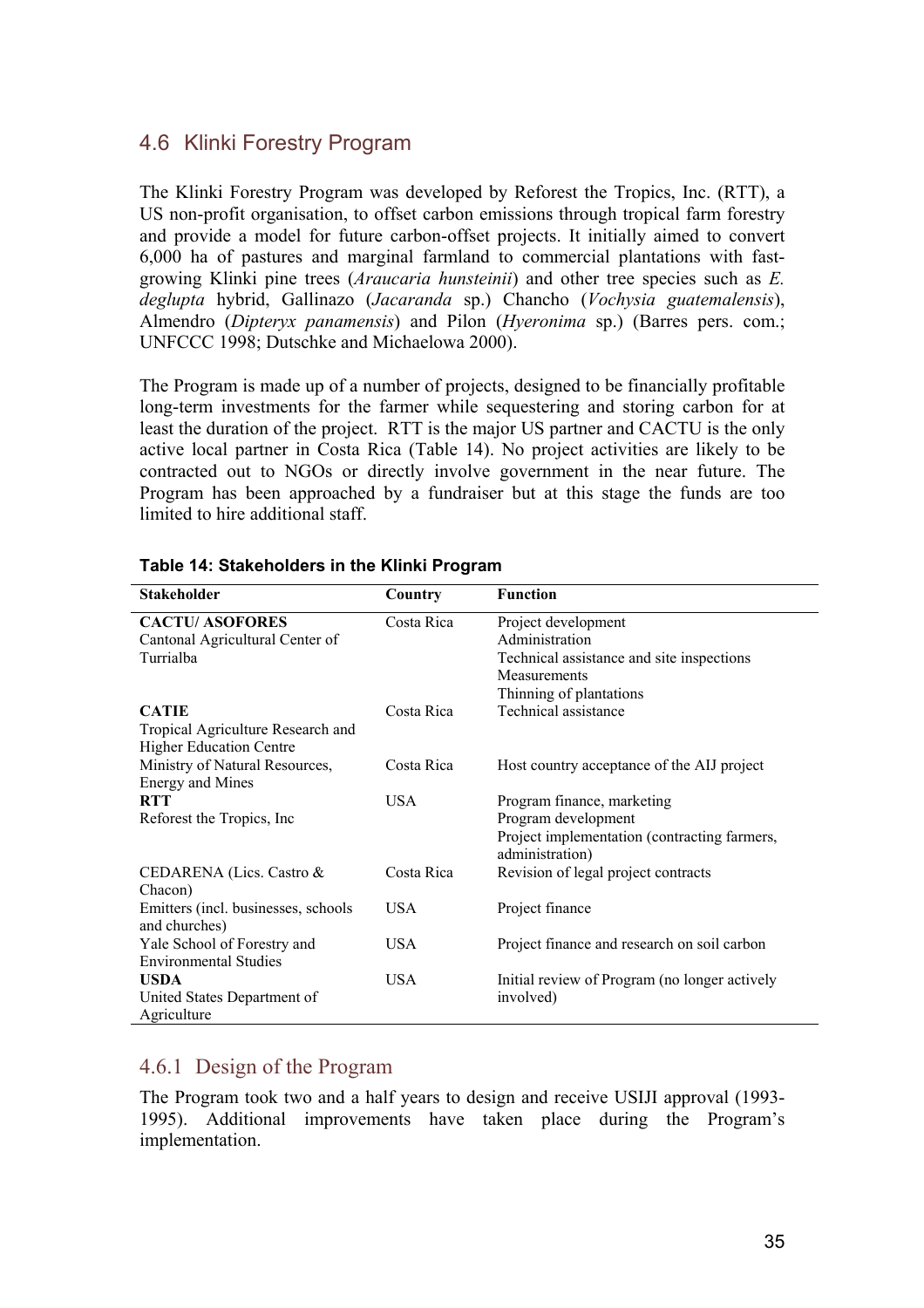## 4.6 Klinki Forestry Program

The Klinki Forestry Program was developed by Reforest the Tropics, Inc. (RTT), a US non-profit organisation, to offset carbon emissions through tropical farm forestry and provide a model for future carbon-offset projects. It initially aimed to convert 6,000 ha of pastures and marginal farmland to commercial plantations with fast-growing Klinki pine trees (*Araucaria hunsteinii*) and other tree species such as *E. deglupta* hybrid, Gallinazo (*Jacaranda* sp.) Chancho (*Vochysia guatemalensis*), Almendro (*Dipteryx panamensis*) and Pilon (*Hyeronima* sp.) (Barres pers. com.; UNFCCC 1998; Dutschke and Michaelowa 2000).

The Program is made up of a number of projects, designed to be financially profitable long-term investments for the farmer while sequestering and storing carbon for at least the duration of the project. RTT is the major US partner and CACTU is the only active local partner in Costa Rica (Table 14). No project activities are likely to be contracted out to NGOs or directly involve government in the near future. The Program has been approached by a fundraiser but at this stage the funds are too limited to hire additional staff.

**Table 14: Stakeholders in the Klinki Program**

| Stakeholder | Country | Function |
|---|---|---|
| **CACTU/ ASOFORES** Cantonal Agricultural Center of Turrialba | Costa Rica | Project development<br>Administration<br>Technical assistance and site inspections<br>Measurements<br>Thinning of plantations |
| **CATIE** Tropical Agriculture Research and Higher Education Centre | Costa Rica | Technical assistance |
| Ministry of Natural Resources, Energy and Mines | Costa Rica | Host country acceptance of the AIJ project |
| **RTT** Reforest the Tropics, Inc | USA | Program finance, marketing<br>Program development<br>Project implementation (contracting farmers, administration) |
| CEDARENA (Lics. Castro & Chacon) | Costa Rica | Revision of legal project contracts |
| Emitters (incl. businesses, schools and churches) | USA | Project finance |
| Yale School of Forestry and Environmental Studies | USA | Project finance and research on soil carbon |
| **USDA** United States Department of Agriculture | USA | Initial review of Program (no longer actively involved) |

### 4.6.1 Design of the Program

The Program took two and a half years to design and receive USIJI approval (1993-1995). Additional improvements have taken place during the Program's implementation.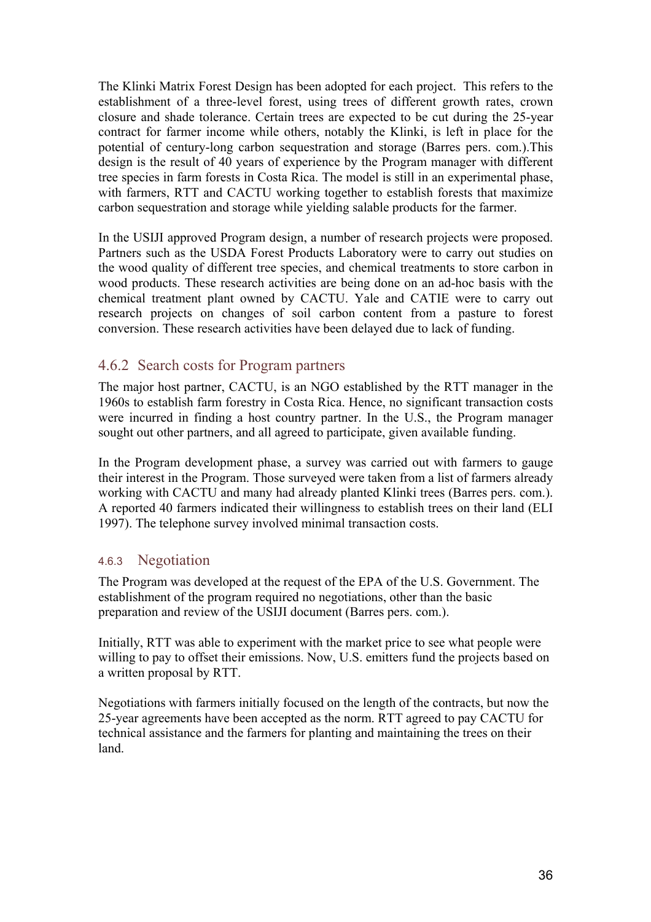The Klinki Matrix Forest Design has been adopted for each project. This refers to the establishment of a three-level forest, using trees of different growth rates, crown closure and shade tolerance. Certain trees are expected to be cut during the 25-year contract for farmer income while others, notably the Klinki, is left in place for the potential of century-long carbon sequestration and storage (Barres pers. com.).This design is the result of 40 years of experience by the Program manager with different tree species in farm forests in Costa Rica. The model is still in an experimental phase, with farmers, RTT and CACTU working together to establish forests that maximize carbon sequestration and storage while yielding salable products for the farmer.

In the USIJI approved Program design, a number of research projects were proposed. Partners such as the USDA Forest Products Laboratory were to carry out studies on the wood quality of different tree species, and chemical treatments to store carbon in wood products. These research activities are being done on an ad-hoc basis with the chemical treatment plant owned by CACTU. Yale and CATIE were to carry out research projects on changes of soil carbon content from a pasture to forest conversion. These research activities have been delayed due to lack of funding.

### 4.6.2 Search costs for Program partners

The major host partner, CACTU, is an NGO established by the RTT manager in the 1960s to establish farm forestry in Costa Rica. Hence, no significant transaction costs were incurred in finding a host country partner. In the U.S., the Program manager sought out other partners, and all agreed to participate, given available funding.

In the Program development phase, a survey was carried out with farmers to gauge their interest in the Program. Those surveyed were taken from a list of farmers already working with CACTU and many had already planted Klinki trees (Barres pers. com.). A reported 40 farmers indicated their willingness to establish trees on their land (ELI 1997). The telephone survey involved minimal transaction costs.

### 4.6.3 Negotiation

The Program was developed at the request of the EPA of the U.S. Government. The establishment of the program required no negotiations, other than the basic preparation and review of the USIJI document (Barres pers. com.).

Initially, RTT was able to experiment with the market price to see what people were willing to pay to offset their emissions. Now, U.S. emitters fund the projects based on a written proposal by RTT.

Negotiations with farmers initially focused on the length of the contracts, but now the 25-year agreements have been accepted as the norm. RTT agreed to pay CACTU for technical assistance and the farmers for planting and maintaining the trees on their land.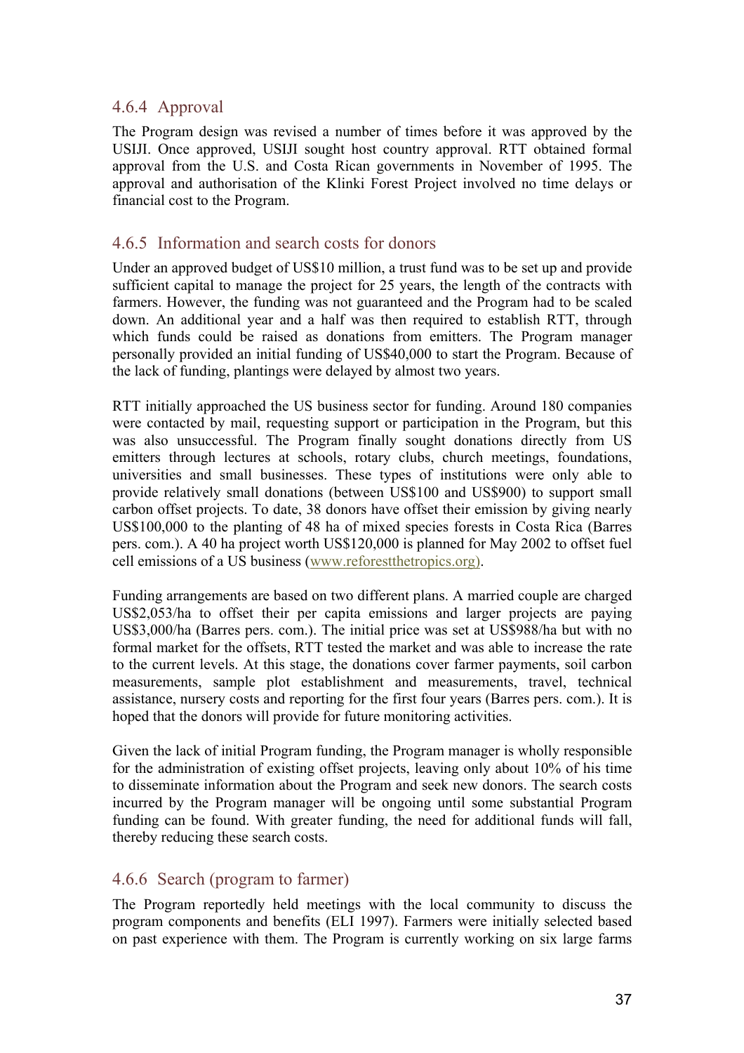### 4.6.4 Approval

The Program design was revised a number of times before it was approved by the USIJI. Once approved, USIJI sought host country approval. RTT obtained formal approval from the U.S. and Costa Rican governments in November of 1995. The approval and authorisation of the Klinki Forest Project involved no time delays or financial cost to the Program.

### 4.6.5 Information and search costs for donors

Under an approved budget of US$10 million, a trust fund was to be set up and provide sufficient capital to manage the project for 25 years, the length of the contracts with farmers. However, the funding was not guaranteed and the Program had to be scaled down. An additional year and a half was then required to establish RTT, through which funds could be raised as donations from emitters. The Program manager personally provided an initial funding of US$40,000 to start the Program. Because of the lack of funding, plantings were delayed by almost two years.

RTT initially approached the US business sector for funding. Around 180 companies were contacted by mail, requesting support or participation in the Program, but this was also unsuccessful. The Program finally sought donations directly from US emitters through lectures at schools, rotary clubs, church meetings, foundations, universities and small businesses. These types of institutions were only able to provide relatively small donations (between US$100 and US$900) to support small carbon offset projects. To date, 38 donors have offset their emission by giving nearly US$100,000 to the planting of 48 ha of mixed species forests in Costa Rica (Barres pers. com.). A 40 ha project worth US$120,000 is planned for May 2002 to offset fuel cell emissions of a US business (www.reforestthetropics.org).

Funding arrangements are based on two different plans. A married couple are charged US$2,053/ha to offset their per capita emissions and larger projects are paying US$3,000/ha (Barres pers. com.). The initial price was set at US$988/ha but with no formal market for the offsets, RTT tested the market and was able to increase the rate to the current levels. At this stage, the donations cover farmer payments, soil carbon measurements, sample plot establishment and measurements, travel, technical assistance, nursery costs and reporting for the first four years (Barres pers. com.). It is hoped that the donors will provide for future monitoring activities.

Given the lack of initial Program funding, the Program manager is wholly responsible for the administration of existing offset projects, leaving only about 10% of his time to disseminate information about the Program and seek new donors. The search costs incurred by the Program manager will be ongoing until some substantial Program funding can be found. With greater funding, the need for additional funds will fall, thereby reducing these search costs.

### 4.6.6 Search (program to farmer)

The Program reportedly held meetings with the local community to discuss the program components and benefits (ELI 1997). Farmers were initially selected based on past experience with them. The Program is currently working on six large farms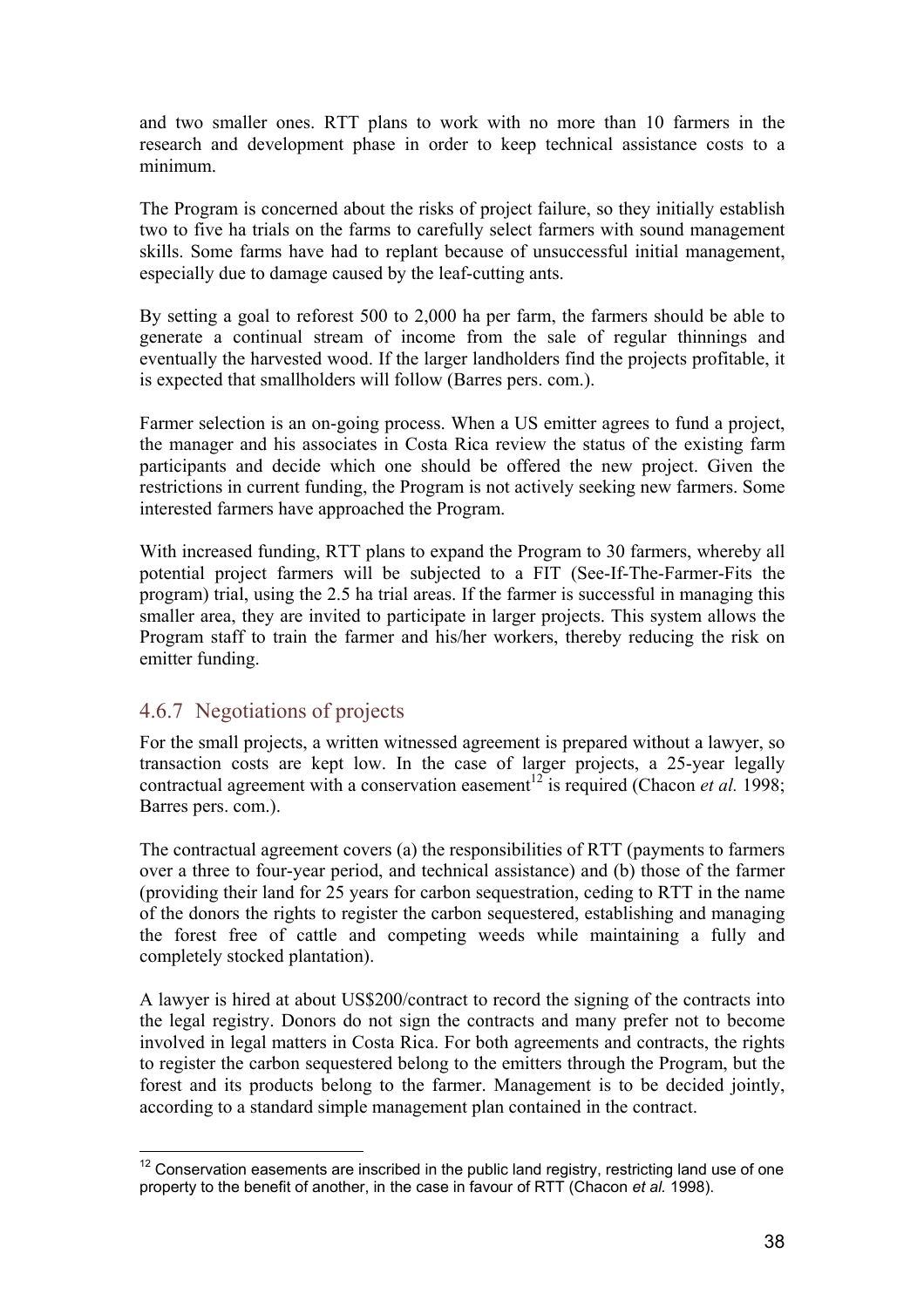and two smaller ones. RTT plans to work with no more than 10 farmers in the research and development phase in order to keep technical assistance costs to a minimum.

The Program is concerned about the risks of project failure, so they initially establish two to five ha trials on the farms to carefully select farmers with sound management skills. Some farms have had to replant because of unsuccessful initial management, especially due to damage caused by the leaf-cutting ants.

By setting a goal to reforest 500 to 2,000 ha per farm, the farmers should be able to generate a continual stream of income from the sale of regular thinnings and eventually the harvested wood. If the larger landholders find the projects profitable, it is expected that smallholders will follow (Barres pers. com.).

Farmer selection is an on-going process. When a US emitter agrees to fund a project, the manager and his associates in Costa Rica review the status of the existing farm participants and decide which one should be offered the new project. Given the restrictions in current funding, the Program is not actively seeking new farmers. Some interested farmers have approached the Program.

With increased funding, RTT plans to expand the Program to 30 farmers, whereby all potential project farmers will be subjected to a FIT (See-If-The-Farmer-Fits the program) trial, using the 2.5 ha trial areas. If the farmer is successful in managing this smaller area, they are invited to participate in larger projects. This system allows the Program staff to train the farmer and his/her workers, thereby reducing the risk on emitter funding.

### 4.6.7 Negotiations of projects

For the small projects, a written witnessed agreement is prepared without a lawyer, so transaction costs are kept low. In the case of larger projects, a 25-year legally contractual agreement with a conservation easement[12] is required (Chacon *et al.* 1998; Barres pers. com.).

The contractual agreement covers (a) the responsibilities of RTT (payments to farmers over a three to four-year period, and technical assistance) and (b) those of the farmer (providing their land for 25 years for carbon sequestration, ceding to RTT in the name of the donors the rights to register the carbon sequestered, establishing and managing the forest free of cattle and competing weeds while maintaining a fully and completely stocked plantation).

A lawyer is hired at about US$200/contract to record the signing of the contracts into the legal registry. Donors do not sign the contracts and many prefer not to become involved in legal matters in Costa Rica. For both agreements and contracts, the rights to register the carbon sequestered belong to the emitters through the Program, but the forest and its products belong to the farmer. Management is to be decided jointly, according to a standard simple management plan contained in the contract.

[12] Conservation easements are inscribed in the public land registry, restricting land use of one property to the benefit of another, in the case in favour of RTT (Chacon *et al.* 1998).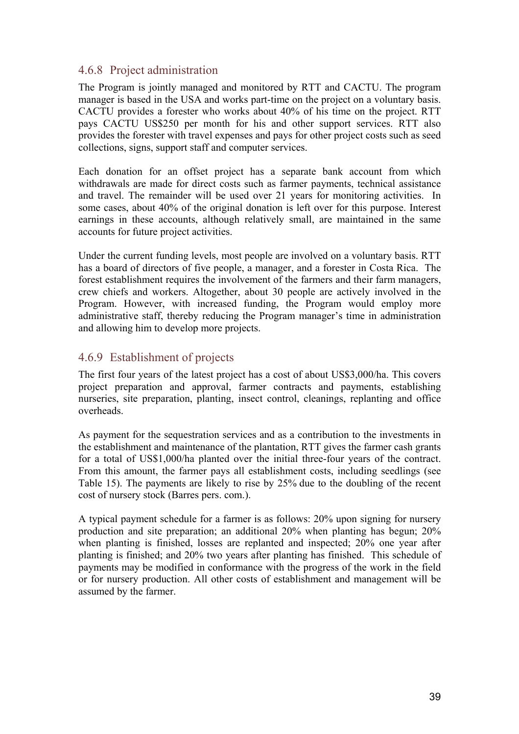### 4.6.8 Project administration

The Program is jointly managed and monitored by RTT and CACTU. The program manager is based in the USA and works part-time on the project on a voluntary basis. CACTU provides a forester who works about 40% of his time on the project. RTT pays CACTU US$250 per month for his and other support services. RTT also provides the forester with travel expenses and pays for other project costs such as seed collections, signs, support staff and computer services.

Each donation for an offset project has a separate bank account from which withdrawals are made for direct costs such as farmer payments, technical assistance and travel. The remainder will be used over 21 years for monitoring activities. In some cases, about 40% of the original donation is left over for this purpose. Interest earnings in these accounts, although relatively small, are maintained in the same accounts for future project activities.

Under the current funding levels, most people are involved on a voluntary basis. RTT has a board of directors of five people, a manager, and a forester in Costa Rica. The forest establishment requires the involvement of the farmers and their farm managers, crew chiefs and workers. Altogether, about 30 people are actively involved in the Program. However, with increased funding, the Program would employ more administrative staff, thereby reducing the Program manager's time in administration and allowing him to develop more projects.

### 4.6.9 Establishment of projects

The first four years of the latest project has a cost of about US$3,000/ha. This covers project preparation and approval, farmer contracts and payments, establishing nurseries, site preparation, planting, insect control, cleanings, replanting and office overheads.

As payment for the sequestration services and as a contribution to the investments in the establishment and maintenance of the plantation, RTT gives the farmer cash grants for a total of US$1,000/ha planted over the initial three-four years of the contract. From this amount, the farmer pays all establishment costs, including seedlings (see Table 15). The payments are likely to rise by 25% due to the doubling of the recent cost of nursery stock (Barres pers. com.).

A typical payment schedule for a farmer is as follows: 20% upon signing for nursery production and site preparation; an additional 20% when planting has begun; 20% when planting is finished, losses are replanted and inspected; 20% one year after planting is finished; and 20% two years after planting has finished. This schedule of payments may be modified in conformance with the progress of the work in the field or for nursery production. All other costs of establishment and management will be assumed by the farmer.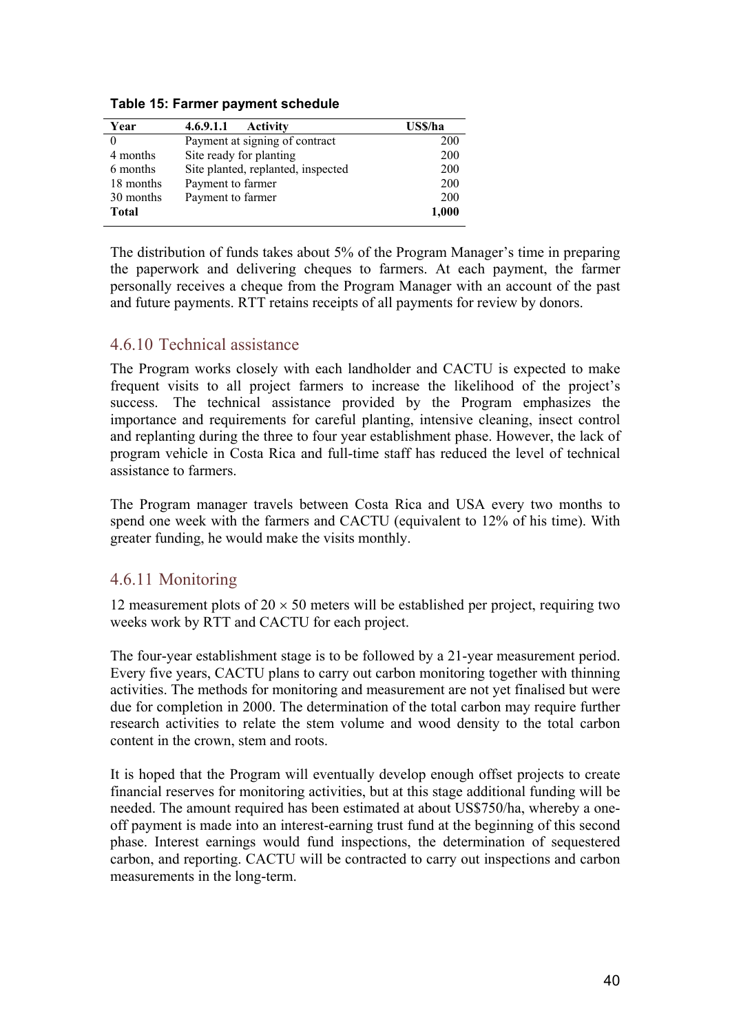**Table 15: Farmer payment schedule**

| Year | 4.6.9.1.1 Activity | US$/ha |
|---|---|---|
| 0 | Payment at signing of contract | 200 |
| 4 months | Site ready for planting | 200 |
| 6 months | Site planted, replanted, inspected | 200 |
| 18 months | Payment to farmer | 200 |
| 30 months | Payment to farmer | 200 |
| **Total** | | **1,000** |

The distribution of funds takes about 5% of the Program Manager's time in preparing the paperwork and delivering cheques to farmers. At each payment, the farmer personally receives a cheque from the Program Manager with an account of the past and future payments. RTT retains receipts of all payments for review by donors.

## 4.6.10 Technical assistance

The Program works closely with each landholder and CACTU is expected to make frequent visits to all project farmers to increase the likelihood of the project's success. The technical assistance provided by the Program emphasizes the importance and requirements for careful planting, intensive cleaning, insect control and replanting during the three to four year establishment phase. However, the lack of program vehicle in Costa Rica and full-time staff has reduced the level of technical assistance to farmers.

The Program manager travels between Costa Rica and USA every two months to spend one week with the farmers and CACTU (equivalent to 12% of his time). With greater funding, he would make the visits monthly.

## 4.6.11 Monitoring

12 measurement plots of $20 \times 50$ meters will be established per project, requiring two weeks work by RTT and CACTU for each project.

The four-year establishment stage is to be followed by a 21-year measurement period. Every five years, CACTU plans to carry out carbon monitoring together with thinning activities. The methods for monitoring and measurement are not yet finalised but were due for completion in 2000. The determination of the total carbon may require further research activities to relate the stem volume and wood density to the total carbon content in the crown, stem and roots.

It is hoped that the Program will eventually develop enough offset projects to create financial reserves for monitoring activities, but at this stage additional funding will be needed. The amount required has been estimated at about US$750/ha, whereby a one-off payment is made into an interest-earning trust fund at the beginning of this second phase. Interest earnings would fund inspections, the determination of sequestered carbon, and reporting. CACTU will be contracted to carry out inspections and carbon measurements in the long-term.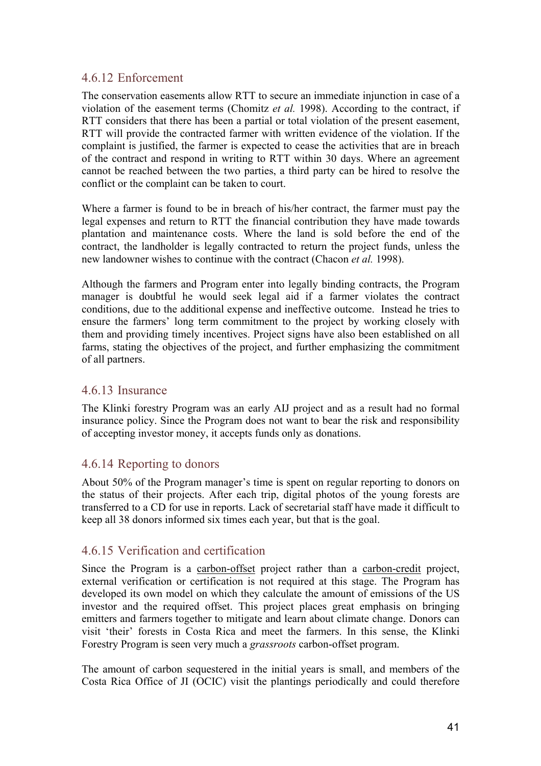### 4.6.12 Enforcement

The conservation easements allow RTT to secure an immediate injunction in case of a violation of the easement terms (Chomitz *et al.* 1998). According to the contract, if RTT considers that there has been a partial or total violation of the present easement, RTT will provide the contracted farmer with written evidence of the violation. If the complaint is justified, the farmer is expected to cease the activities that are in breach of the contract and respond in writing to RTT within 30 days. Where an agreement cannot be reached between the two parties, a third party can be hired to resolve the conflict or the complaint can be taken to court.

Where a farmer is found to be in breach of his/her contract, the farmer must pay the legal expenses and return to RTT the financial contribution they have made towards plantation and maintenance costs. Where the land is sold before the end of the contract, the landholder is legally contracted to return the project funds, unless the new landowner wishes to continue with the contract (Chacon *et al.* 1998).

Although the farmers and Program enter into legally binding contracts, the Program manager is doubtful he would seek legal aid if a farmer violates the contract conditions, due to the additional expense and ineffective outcome. Instead he tries to ensure the farmers' long term commitment to the project by working closely with them and providing timely incentives. Project signs have also been established on all farms, stating the objectives of the project, and further emphasizing the commitment of all partners.

### 4.6.13 Insurance

The Klinki forestry Program was an early AIJ project and as a result had no formal insurance policy. Since the Program does not want to bear the risk and responsibility of accepting investor money, it accepts funds only as donations.

### 4.6.14 Reporting to donors

About 50% of the Program manager's time is spent on regular reporting to donors on the status of their projects. After each trip, digital photos of the young forests are transferred to a CD for use in reports. Lack of secretarial staff have made it difficult to keep all 38 donors informed six times each year, but that is the goal.

### 4.6.15 Verification and certification

Since the Program is a <u>carbon-offset</u> project rather than a <u>carbon-credit</u> project, external verification or certification is not required at this stage. The Program has developed its own model on which they calculate the amount of emissions of the US investor and the required offset. This project places great emphasis on bringing emitters and farmers together to mitigate and learn about climate change. Donors can visit 'their' forests in Costa Rica and meet the farmers. In this sense, the Klinki Forestry Program is seen very much a *grassroots* carbon-offset program.

The amount of carbon sequestered in the initial years is small, and members of the Costa Rica Office of JI (OCIC) visit the plantings periodically and could therefore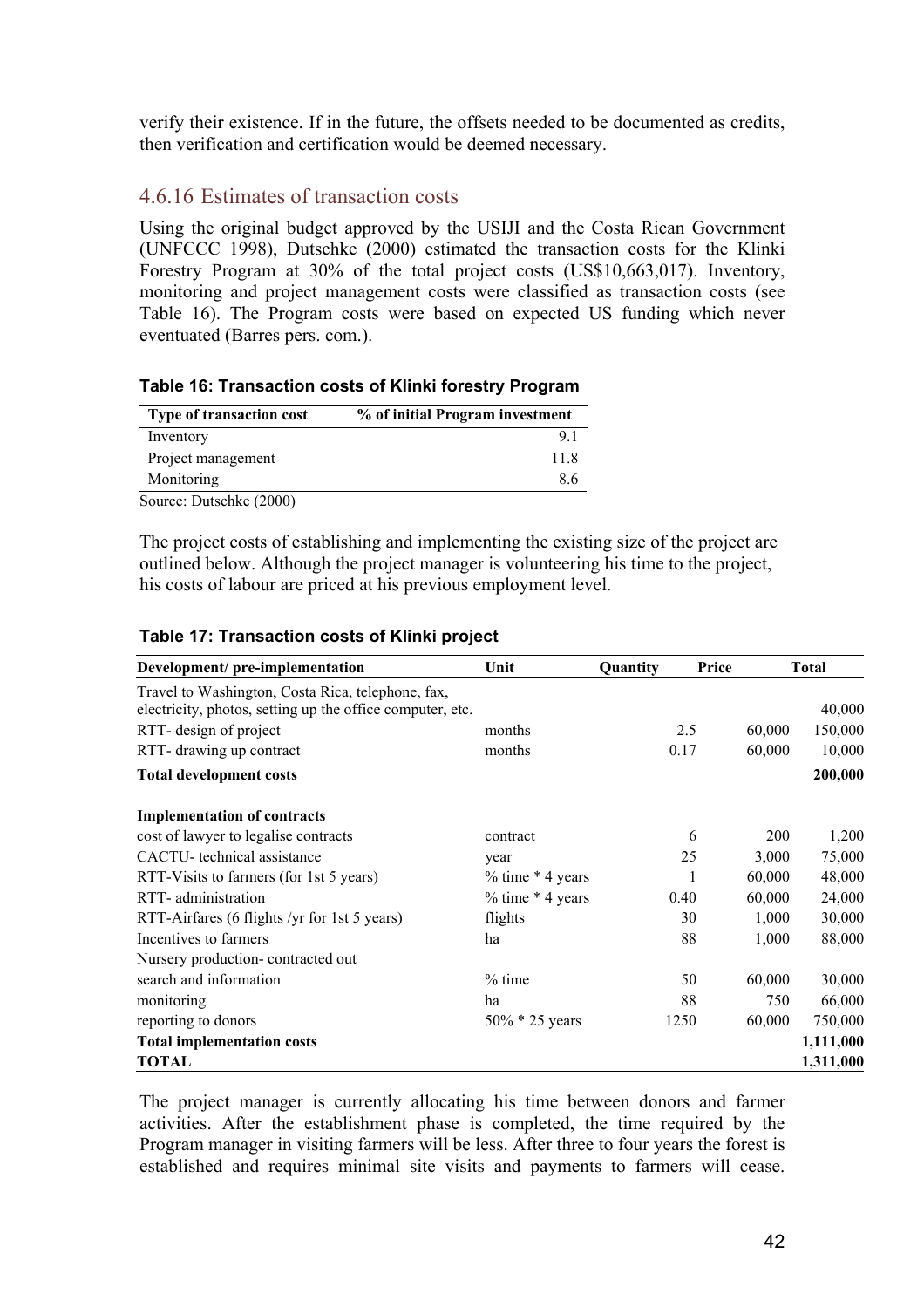verify their existence. If in the future, the offsets needed to be documented as credits, then verification and certification would be deemed necessary.

### 4.6.16 Estimates of transaction costs

Using the original budget approved by the USIJI and the Costa Rican Government (UNFCCC 1998), Dutschke (2000) estimated the transaction costs for the Klinki Forestry Program at 30% of the total project costs (US$10,663,017). Inventory, monitoring and project management costs were classified as transaction costs (see Table 16). The Program costs were based on expected US funding which never eventuated (Barres pers. com.).

**Table 16: Transaction costs of Klinki forestry Program**

| Type of transaction cost | % of initial Program investment |
|---|---|
| Inventory | 9.1 |
| Project management | 11.8 |
| Monitoring | 8.6 |

Source: Dutschke (2000)

The project costs of establishing and implementing the existing size of the project are outlined below. Although the project manager is volunteering his time to the project, his costs of labour are priced at his previous employment level.

**Table 17: Transaction costs of Klinki project**

| Development/ pre-implementation | Unit | Quantity | Price | Total |
|---|---|---|---|---|
| Travel to Washington, Costa Rica, telephone, fax, electricity, photos, setting up the office computer, etc. | | | | 40,000 |
| RTT- design of project | months | 2.5 | 60,000 | 150,000 |
| RTT- drawing up contract | months | 0.17 | 60,000 | 10,000 |
| **Total development costs** | | | | **200,000** |
| | | | | |
| **Implementation of contracts** | | | | |
| cost of lawyer to legalise contracts | contract | 6 | 200 | 1,200 |
| CACTU- technical assistance | year | 25 | 3,000 | 75,000 |
| RTT-Visits to farmers (for 1st 5 years) | % time * 4 years | 1 | 60,000 | 48,000 |
| RTT- administration | % time * 4 years | 0.40 | 60,000 | 24,000 |
| RTT-Airfares (6 flights /yr for 1st 5 years) | flights | 30 | 1,000 | 30,000 |
| Incentives to farmers | ha | 88 | 1,000 | 88,000 |
| Nursery production- contracted out | | | | |
| search and information | % time | 50 | 60,000 | 30,000 |
| monitoring | ha | 88 | 750 | 66,000 |
| reporting to donors | 50% * 25 years | 1250 | 60,000 | 750,000 |
| **Total implementation costs** | | | | **1,111,000** |
| **TOTAL** | | | | **1,311,000** |

The project manager is currently allocating his time between donors and farmer activities. After the establishment phase is completed, the time required by the Program manager in visiting farmers will be less. After three to four years the forest is established and requires minimal site visits and payments to farmers will cease.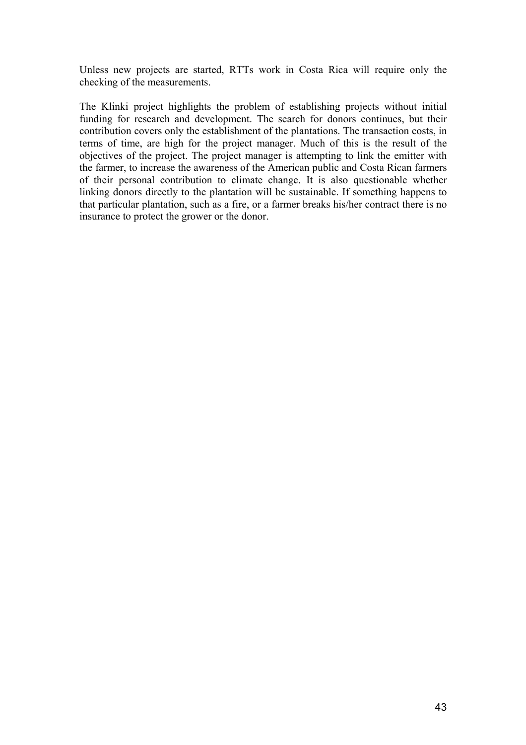Unless new projects are started, RTTs work in Costa Rica will require only the checking of the measurements.

The Klinki project highlights the problem of establishing projects without initial funding for research and development. The search for donors continues, but their contribution covers only the establishment of the plantations. The transaction costs, in terms of time, are high for the project manager. Much of this is the result of the objectives of the project. The project manager is attempting to link the emitter with the farmer, to increase the awareness of the American public and Costa Rican farmers of their personal contribution to climate change. It is also questionable whether linking donors directly to the plantation will be sustainable. If something happens to that particular plantation, such as a fire, or a farmer breaks his/her contract there is no insurance to protect the grower or the donor.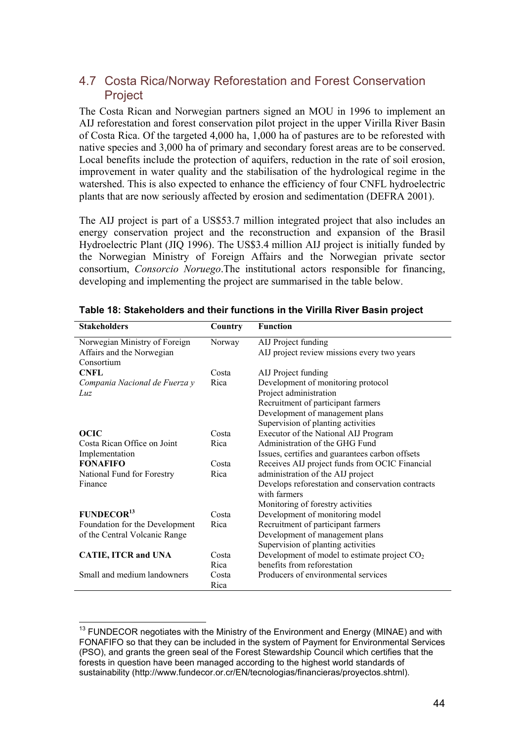## 4.7 Costa Rica/Norway Reforestation and Forest Conservation Project

The Costa Rican and Norwegian partners signed an MOU in 1996 to implement an AIJ reforestation and forest conservation pilot project in the upper Virilla River Basin of Costa Rica. Of the targeted 4,000 ha, 1,000 ha of pastures are to be reforested with native species and 3,000 ha of primary and secondary forest areas are to be conserved. Local benefits include the protection of aquifers, reduction in the rate of soil erosion, improvement in water quality and the stabilisation of the hydrological regime in the watershed. This is also expected to enhance the efficiency of four CNFL hydroelectric plants that are now seriously affected by erosion and sedimentation (DEFRA 2001).

The AIJ project is part of a US$53.7 million integrated project that also includes an energy conservation project and the reconstruction and expansion of the Brasil Hydroelectric Plant (JIQ 1996). The US$3.4 million AIJ project is initially funded by the Norwegian Ministry of Foreign Affairs and the Norwegian private sector consortium, *Consorcio Noruego*.The institutional actors responsible for financing, developing and implementing the project are summarised in the table below.

**Table 18: Stakeholders and their functions in the Virilla River Basin project**

| Stakeholders | Country | Function |
|---|---|---|
| Norwegian Ministry of Foreign Affairs and the Norwegian Consortium | Norway | AIJ Project funding<br>AIJ project review missions every two years |
| **CNFL**<br>*Compania Nacional de Fuerza y Luz* | Costa Rica | AIJ Project funding<br>Development of monitoring protocol<br>Project administration<br>Recruitment of participant farmers<br>Development of management plans<br>Supervision of planting activities |
| **OCIC**<br>Costa Rican Office on Joint Implementation | Costa Rica | Executor of the National AIJ Program<br>Administration of the GHG Fund<br>Issues, certifies and guarantees carbon offsets |
| **FONAFIFO**<br>National Fund for Forestry Finance | Costa Rica | Receives AIJ project funds from OCIC Financial administration of the AIJ project<br>Develops reforestation and conservation contracts with farmers<br>Monitoring of forestry activities |
| **FUNDECOR**[13]<br>Foundation for the Development of the Central Volcanic Range | Costa Rica | Development of monitoring model<br>Recruitment of participant farmers<br>Development of management plans<br>Supervision of planting activities |
| **CATIE, ITCR and UNA** | Costa Rica | Development of model to estimate project $CO_2$ benefits from reforestation |
| Small and medium landowners | Costa Rica | Producers of environmental services |

[13] FUNDECOR negotiates with the Ministry of the Environment and Energy (MINAE) and with FONAFIFO so that they can be included in the system of Payment for Environmental Services (PSO), and grants the green seal of the Forest Stewardship Council which certifies that the forests in question have been managed according to the highest world standards of sustainability (http://www.fundecor.or.cr/EN/tecnologias/financieras/proyectos.shtml).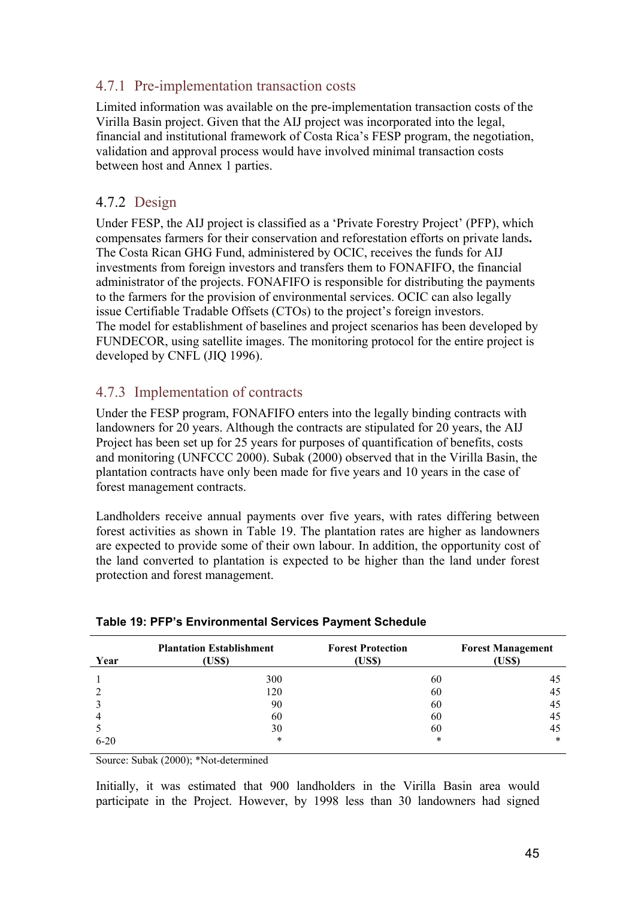### 4.7.1 Pre-implementation transaction costs

Limited information was available on the pre-implementation transaction costs of the Virilla Basin project. Given that the AIJ project was incorporated into the legal, financial and institutional framework of Costa Rica's FESP program, the negotiation, validation and approval process would have involved minimal transaction costs between host and Annex 1 parties.

### 4.7.2 Design

Under FESP, the AIJ project is classified as a 'Private Forestry Project' (PFP), which compensates farmers for their conservation and reforestation efforts on private lands**.** The Costa Rican GHG Fund, administered by OCIC, receives the funds for AIJ investments from foreign investors and transfers them to FONAFIFO, the financial administrator of the projects. FONAFIFO is responsible for distributing the payments to the farmers for the provision of environmental services. OCIC can also legally issue Certifiable Tradable Offsets (CTOs) to the project's foreign investors.
The model for establishment of baselines and project scenarios has been developed by FUNDECOR, using satellite images. The monitoring protocol for the entire project is developed by CNFL (JIQ 1996).

### 4.7.3 Implementation of contracts

Under the FESP program, FONAFIFO enters into the legally binding contracts with landowners for 20 years. Although the contracts are stipulated for 20 years, the AIJ Project has been set up for 25 years for purposes of quantification of benefits, costs and monitoring (UNFCCC 2000). Subak (2000) observed that in the Virilla Basin, the plantation contracts have only been made for five years and 10 years in the case of forest management contracts.

Landholders receive annual payments over five years, with rates differing between forest activities as shown in Table 19. The plantation rates are higher as landowners are expected to provide some of their own labour. In addition, the opportunity cost of the land converted to plantation is expected to be higher than the land under forest protection and forest management.

**Table 19: PFP's Environmental Services Payment Schedule**

| Year | Plantation Establishment (US$) | Forest Protection (US$) | Forest Management (US$) |
|---|---|---|---|
| 1 | 300 | 60 | 45 |
| 2 | 120 | 60 | 45 |
| 3 | 90 | 60 | 45 |
| 4 | 60 | 60 | 45 |
| 5 | 30 | 60 | 45 |
| 6-20 | * | * | * |

Source: Subak (2000); *Not-determined

Initially, it was estimated that 900 landholders in the Virilla Basin area would participate in the Project. However, by 1998 less than 30 landowners had signed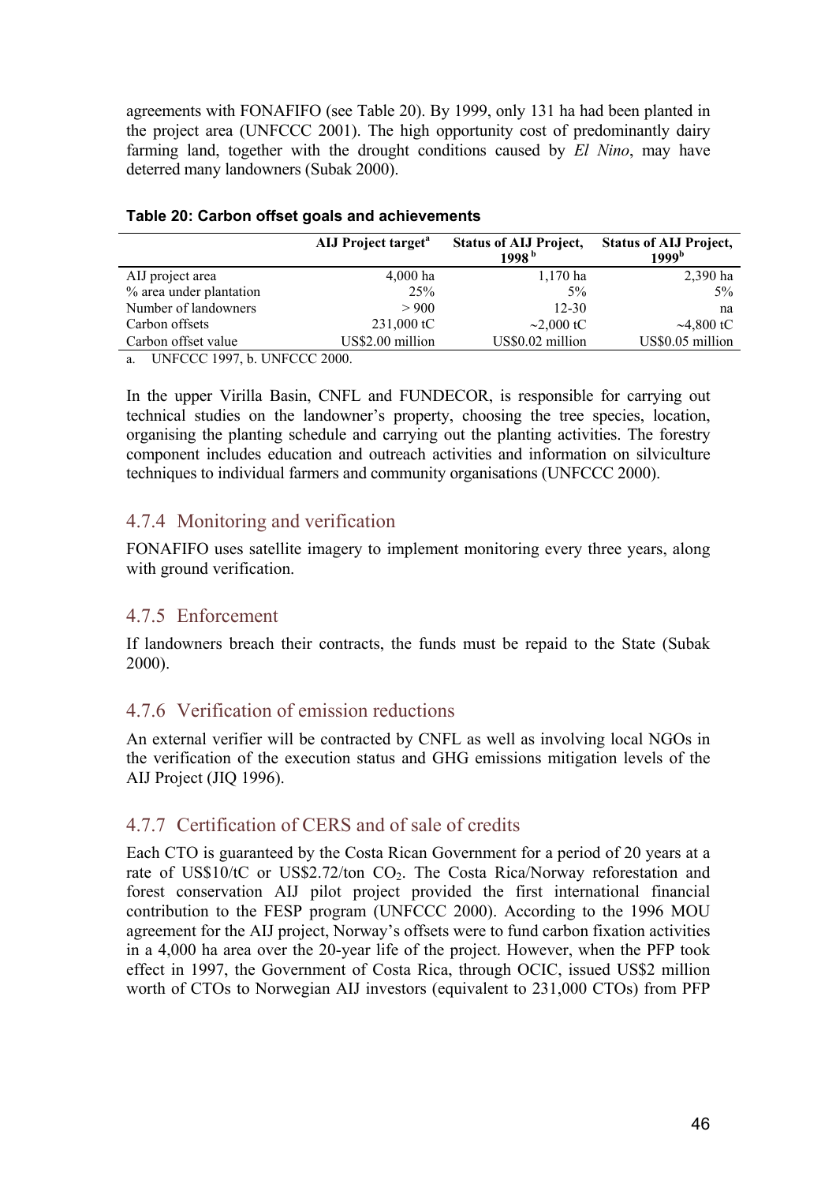agreements with FONAFIFO (see Table 20). By 1999, only 131 ha had been planted in the project area (UNFCCC 2001). The high opportunity cost of predominantly dairy farming land, together with the drought conditions caused by *El Nino*, may have deterred many landowners (Subak 2000).

**Table 20: Carbon offset goals and achievements**

| | AIJ Project target[a] | Status of AIJ Project, 1998[b] | Status of AIJ Project, 1999[b] |
|---|---|---|---|
| AIJ project area | 4,000 ha | 1,170 ha | 2,390 ha |
| % area under plantation | 25% | 5% | 5% |
| Number of landowners | > 900 | 12-30 | na |
| Carbon offsets | 231,000 tC | ~2,000 tC | ~4,800 tC |
| Carbon offset value | US$2.00 million | US$0.02 million | US$0.05 million |

a. UNFCCC 1997, b. UNFCCC 2000.

In the upper Virilla Basin, CNFL and FUNDECOR, is responsible for carrying out technical studies on the landowner's property, choosing the tree species, location, organising the planting schedule and carrying out the planting activities. The forestry component includes education and outreach activities and information on silviculture techniques to individual farmers and community organisations (UNFCCC 2000).

### 4.7.4 Monitoring and verification

FONAFIFO uses satellite imagery to implement monitoring every three years, along with ground verification.

### 4.7.5 Enforcement

If landowners breach their contracts, the funds must be repaid to the State (Subak 2000).

### 4.7.6 Verification of emission reductions

An external verifier will be contracted by CNFL as well as involving local NGOs in the verification of the execution status and GHG emissions mitigation levels of the AIJ Project (JIQ 1996).

### 4.7.7 Certification of CERS and of sale of credits

Each CTO is guaranteed by the Costa Rican Government for a period of 20 years at a rate of US$10/tC or US$2.72/ton $CO_2$. The Costa Rica/Norway reforestation and forest conservation AIJ pilot project provided the first international financial contribution to the FESP program (UNFCCC 2000). According to the 1996 MOU agreement for the AIJ project, Norway's offsets were to fund carbon fixation activities in a 4,000 ha area over the 20-year life of the project. However, when the PFP took effect in 1997, the Government of Costa Rica, through OCIC, issued US$2 million worth of CTOs to Norwegian AIJ investors (equivalent to 231,000 CTOs) from PFP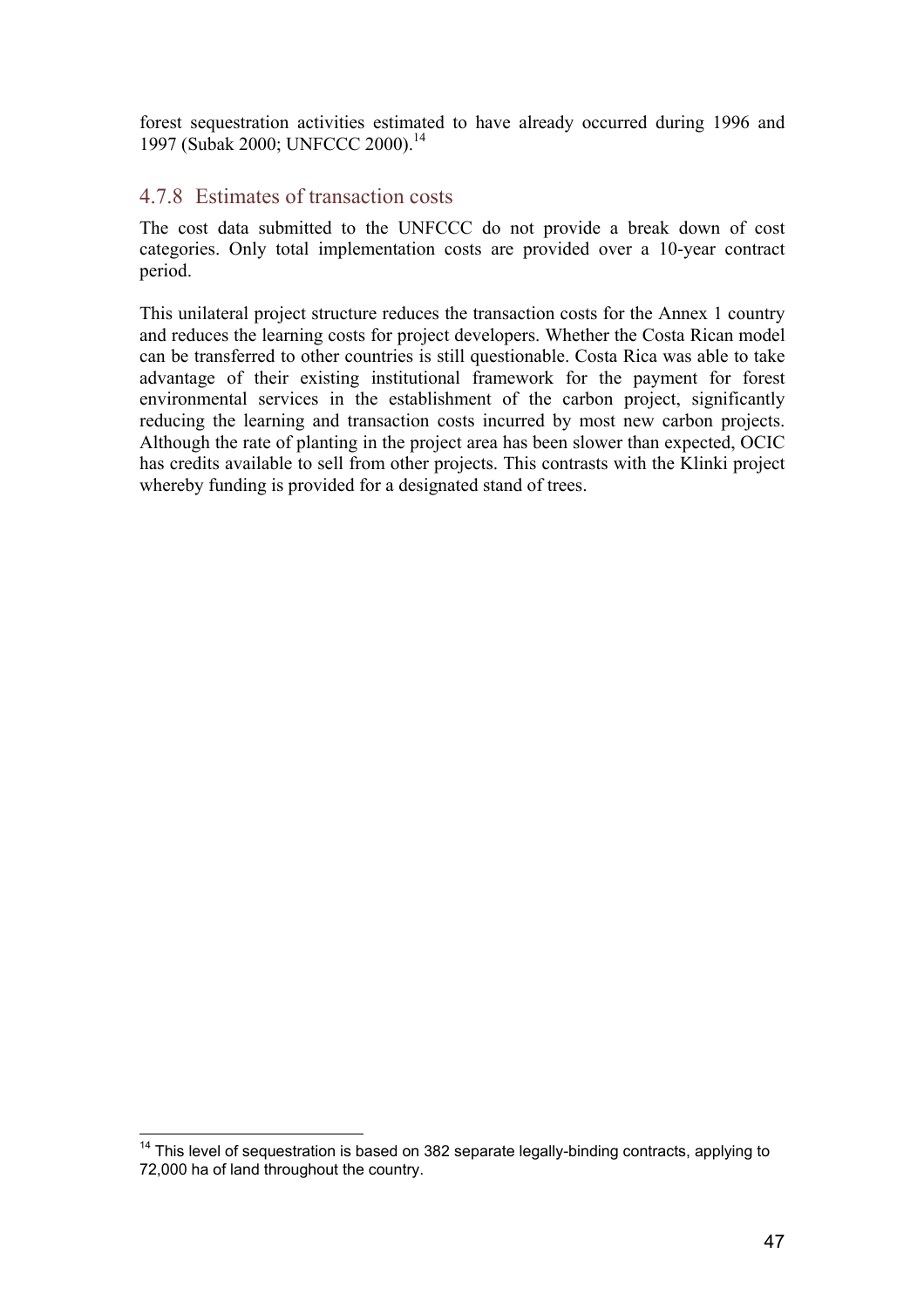forest sequestration activities estimated to have already occurred during 1996 and 1997 (Subak 2000; UNFCCC 2000).[14]

### 4.7.8 Estimates of transaction costs

The cost data submitted to the UNFCCC do not provide a break down of cost categories. Only total implementation costs are provided over a 10-year contract period.

This unilateral project structure reduces the transaction costs for the Annex 1 country and reduces the learning costs for project developers. Whether the Costa Rican model can be transferred to other countries is still questionable. Costa Rica was able to take advantage of their existing institutional framework for the payment for forest environmental services in the establishment of the carbon project, significantly reducing the learning and transaction costs incurred by most new carbon projects. Although the rate of planting in the project area has been slower than expected, OCIC has credits available to sell from other projects. This contrasts with the Klinki project whereby funding is provided for a designated stand of trees.

---

[14] This level of sequestration is based on 382 separate legally-binding contracts, applying to 72,000 ha of land throughout the country.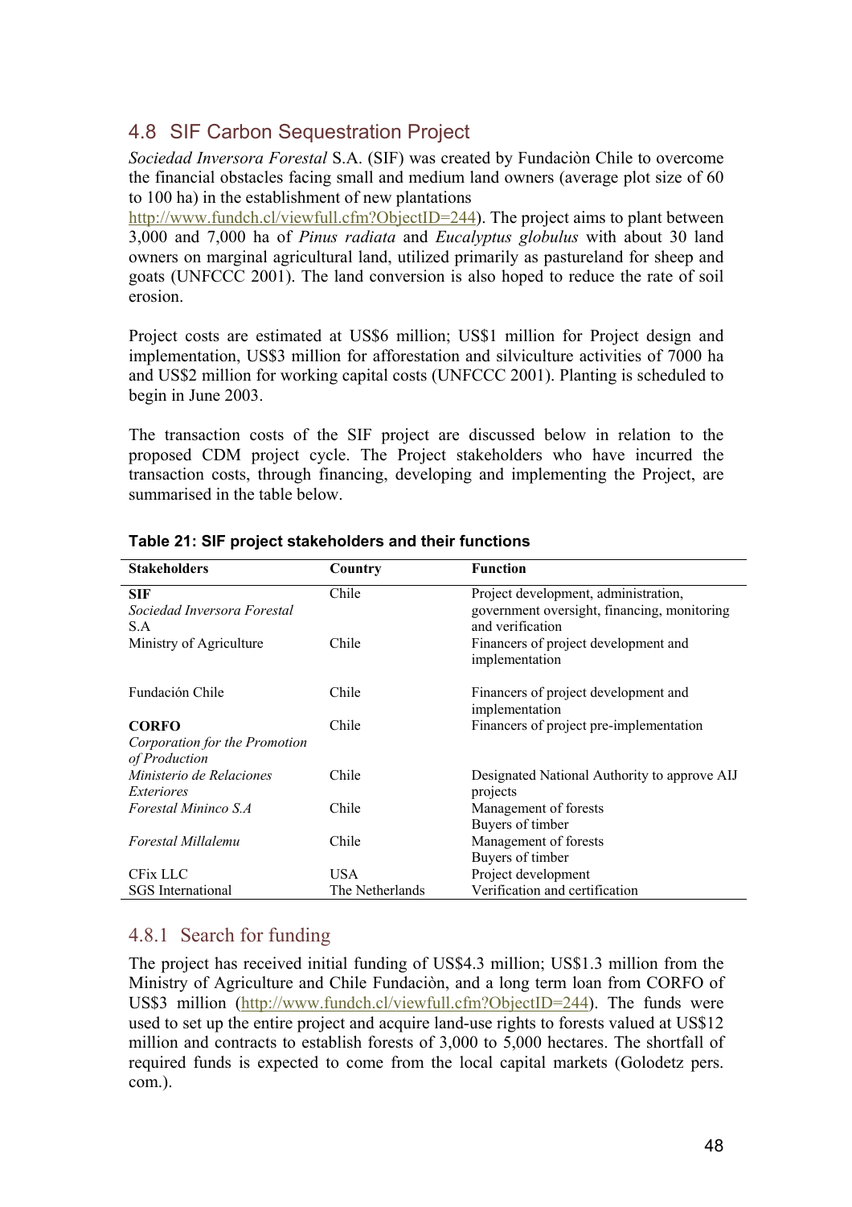## 4.8 SIF Carbon Sequestration Project

*Sociedad Inversora Forestal* S.A. (SIF) was created by Fundaciòn Chile to overcome the financial obstacles facing small and medium land owners (average plot size of 60 to 100 ha) in the establishment of new plantations http://www.fundch.cl/viewfull.cfm?ObjectID=244). The project aims to plant between 3,000 and 7,000 ha of *Pinus radiata* and *Eucalyptus globulus* with about 30 land owners on marginal agricultural land, utilized primarily as pastureland for sheep and goats (UNFCCC 2001). The land conversion is also hoped to reduce the rate of soil erosion.

Project costs are estimated at US$6 million; US$1 million for Project design and implementation, US$3 million for afforestation and silviculture activities of 7000 ha and US$2 million for working capital costs (UNFCCC 2001). Planting is scheduled to begin in June 2003.

The transaction costs of the SIF project are discussed below in relation to the proposed CDM project cycle. The Project stakeholders who have incurred the transaction costs, through financing, developing and implementing the Project, are summarised in the table below.

**Table 21: SIF project stakeholders and their functions**

| Stakeholders | Country | Function |
|---|---|---|
| **SIF** *Sociedad Inversora Forestal S.A* | Chile | Project development, administration, government oversight, financing, monitoring and verification |
| Ministry of Agriculture | Chile | Financers of project development and implementation |
| Fundación Chile | Chile | Financers of project development and implementation |
| **CORFO** *Corporation for the Promotion of Production* | Chile | Financers of project pre-implementation |
| *Ministerio de Relaciones Exteriores* | Chile | Designated National Authority to approve AIJ projects |
| *Forestal Mininco S.A* | Chile | Management of forests Buyers of timber |
| *Forestal Millalemu* | Chile | Management of forests Buyers of timber |
| CFix LLC | USA | Project development |
| SGS International | The Netherlands | Verification and certification |

### 4.8.1 Search for funding

The project has received initial funding of US$4.3 million; US$1.3 million from the Ministry of Agriculture and Chile Fundaciòn, and a long term loan from CORFO of US$3 million (http://www.fundch.cl/viewfull.cfm?ObjectID=244). The funds were used to set up the entire project and acquire land-use rights to forests valued at US$12 million and contracts to establish forests of 3,000 to 5,000 hectares. The shortfall of required funds is expected to come from the local capital markets (Golodetz pers. com.).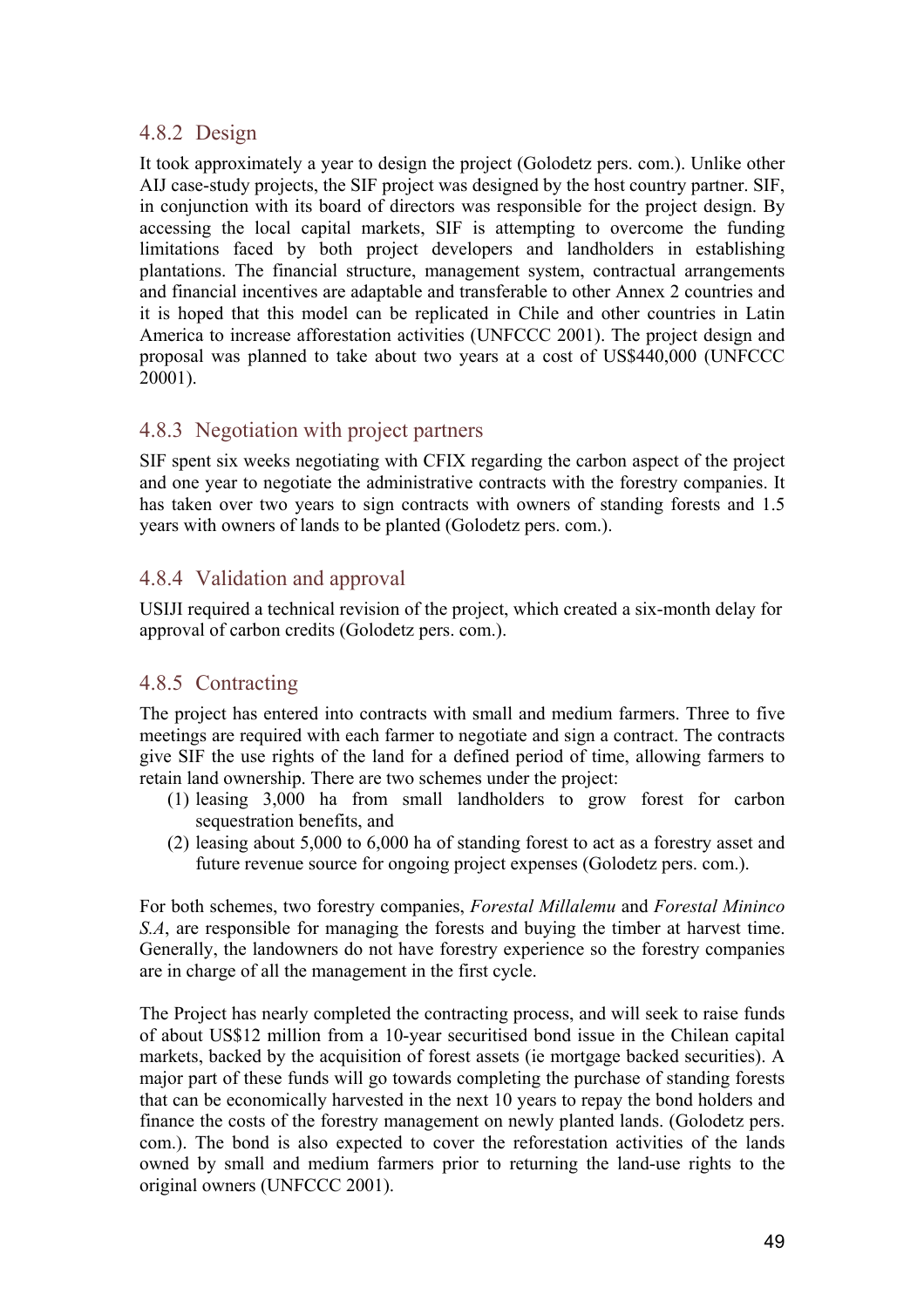### 4.8.2 Design

It took approximately a year to design the project (Golodetz pers. com.). Unlike other AIJ case-study projects, the SIF project was designed by the host country partner. SIF, in conjunction with its board of directors was responsible for the project design. By accessing the local capital markets, SIF is attempting to overcome the funding limitations faced by both project developers and landholders in establishing plantations. The financial structure, management system, contractual arrangements and financial incentives are adaptable and transferable to other Annex 2 countries and it is hoped that this model can be replicated in Chile and other countries in Latin America to increase afforestation activities (UNFCCC 2001). The project design and proposal was planned to take about two years at a cost of US$440,000 (UNFCCC 20001).

### 4.8.3 Negotiation with project partners

SIF spent six weeks negotiating with CFIX regarding the carbon aspect of the project and one year to negotiate the administrative contracts with the forestry companies. It has taken over two years to sign contracts with owners of standing forests and 1.5 years with owners of lands to be planted (Golodetz pers. com.).

### 4.8.4 Validation and approval

USIJI required a technical revision of the project, which created a six-month delay for approval of carbon credits (Golodetz pers. com.).

### 4.8.5 Contracting

The project has entered into contracts with small and medium farmers. Three to five meetings are required with each farmer to negotiate and sign a contract. The contracts give SIF the use rights of the land for a defined period of time, allowing farmers to retain land ownership. There are two schemes under the project:

(1) leasing 3,000 ha from small landholders to grow forest for carbon sequestration benefits, and
(2) leasing about 5,000 to 6,000 ha of standing forest to act as a forestry asset and future revenue source for ongoing project expenses (Golodetz pers. com.).

For both schemes, two forestry companies, *Forestal Millalemu* and *Forestal Mininco S.A*, are responsible for managing the forests and buying the timber at harvest time. Generally, the landowners do not have forestry experience so the forestry companies are in charge of all the management in the first cycle.

The Project has nearly completed the contracting process, and will seek to raise funds of about US$12 million from a 10-year securitised bond issue in the Chilean capital markets, backed by the acquisition of forest assets (ie mortgage backed securities). A major part of these funds will go towards completing the purchase of standing forests that can be economically harvested in the next 10 years to repay the bond holders and finance the costs of the forestry management on newly planted lands. (Golodetz pers. com.). The bond is also expected to cover the reforestation activities of the lands owned by small and medium farmers prior to returning the land-use rights to the original owners (UNFCCC 2001).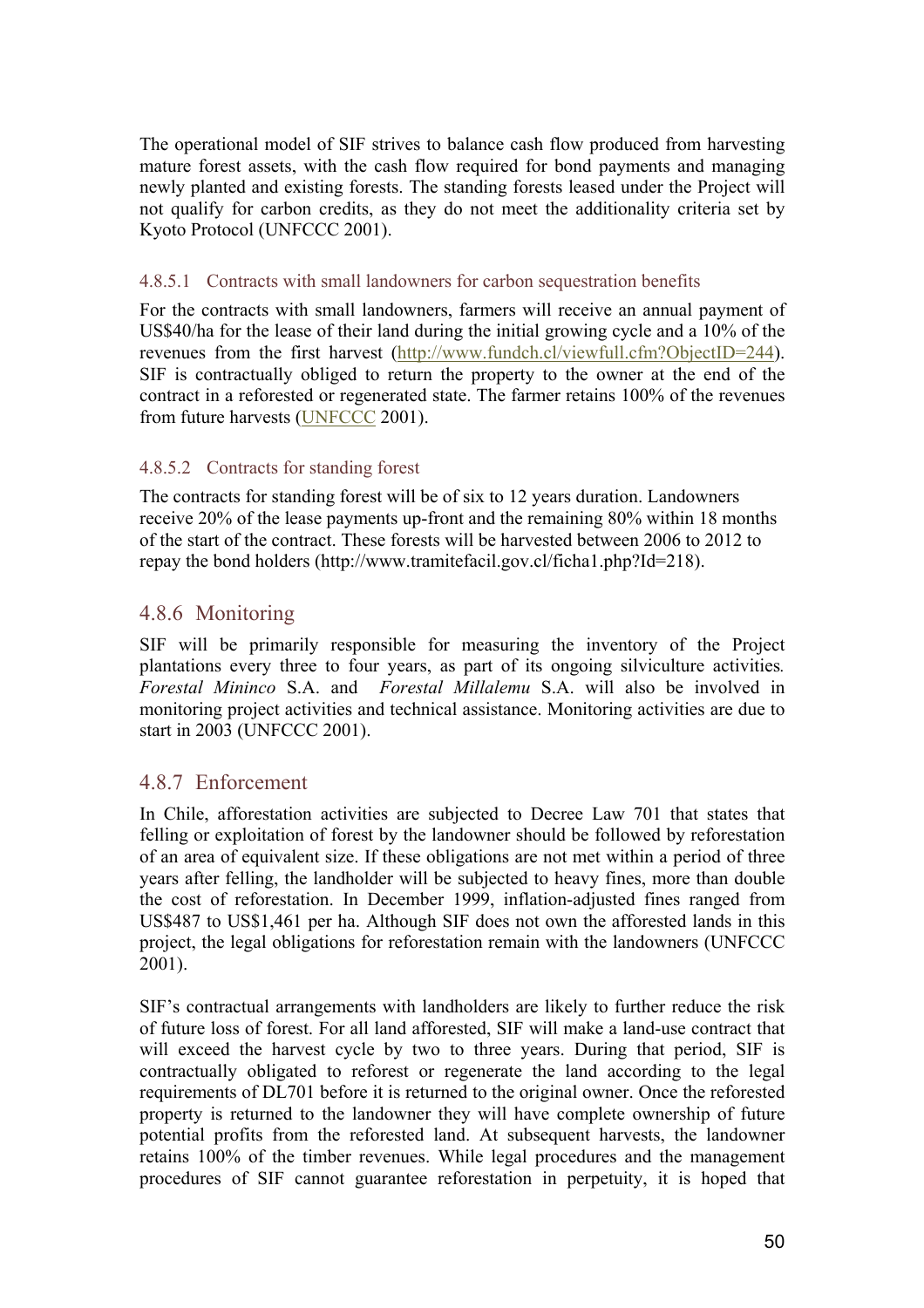The operational model of SIF strives to balance cash flow produced from harvesting mature forest assets, with the cash flow required for bond payments and managing newly planted and existing forests. The standing forests leased under the Project will not qualify for carbon credits, as they do not meet the additionality criteria set by Kyoto Protocol (UNFCCC 2001).

#### 4.8.5.1 Contracts with small landowners for carbon sequestration benefits

For the contracts with small landowners, farmers will receive an annual payment of US$40/ha for the lease of their land during the initial growing cycle and a 10% of the revenues from the first harvest (http://www.fundch.cl/viewfull.cfm?ObjectID=244). SIF is contractually obliged to return the property to the owner at the end of the contract in a reforested or regenerated state. The farmer retains 100% of the revenues from future harvests (UNFCCC 2001).

#### 4.8.5.2 Contracts for standing forest

The contracts for standing forest will be of six to 12 years duration. Landowners receive 20% of the lease payments up-front and the remaining 80% within 18 months of the start of the contract. These forests will be harvested between 2006 to 2012 to repay the bond holders (http://www.tramitefacil.gov.cl/ficha1.php?Id=218).

### 4.8.6 Monitoring

SIF will be primarily responsible for measuring the inventory of the Project plantations every three to four years, as part of its ongoing silviculture activities. *Forestal Mininco* S.A. and *Forestal Millalemu* S.A. will also be involved in monitoring project activities and technical assistance. Monitoring activities are due to start in 2003 (UNFCCC 2001).

### 4.8.7 Enforcement

In Chile, afforestation activities are subjected to Decree Law 701 that states that felling or exploitation of forest by the landowner should be followed by reforestation of an area of equivalent size. If these obligations are not met within a period of three years after felling, the landholder will be subjected to heavy fines, more than double the cost of reforestation. In December 1999, inflation-adjusted fines ranged from US$487 to US$1,461 per ha. Although SIF does not own the afforested lands in this project, the legal obligations for reforestation remain with the landowners (UNFCCC 2001).

SIF's contractual arrangements with landholders are likely to further reduce the risk of future loss of forest. For all land afforested, SIF will make a land-use contract that will exceed the harvest cycle by two to three years. During that period, SIF is contractually obligated to reforest or regenerate the land according to the legal requirements of DL701 before it is returned to the original owner. Once the reforested property is returned to the landowner they will have complete ownership of future potential profits from the reforested land. At subsequent harvests, the landowner retains 100% of the timber revenues. While legal procedures and the management procedures of SIF cannot guarantee reforestation in perpetuity, it is hoped that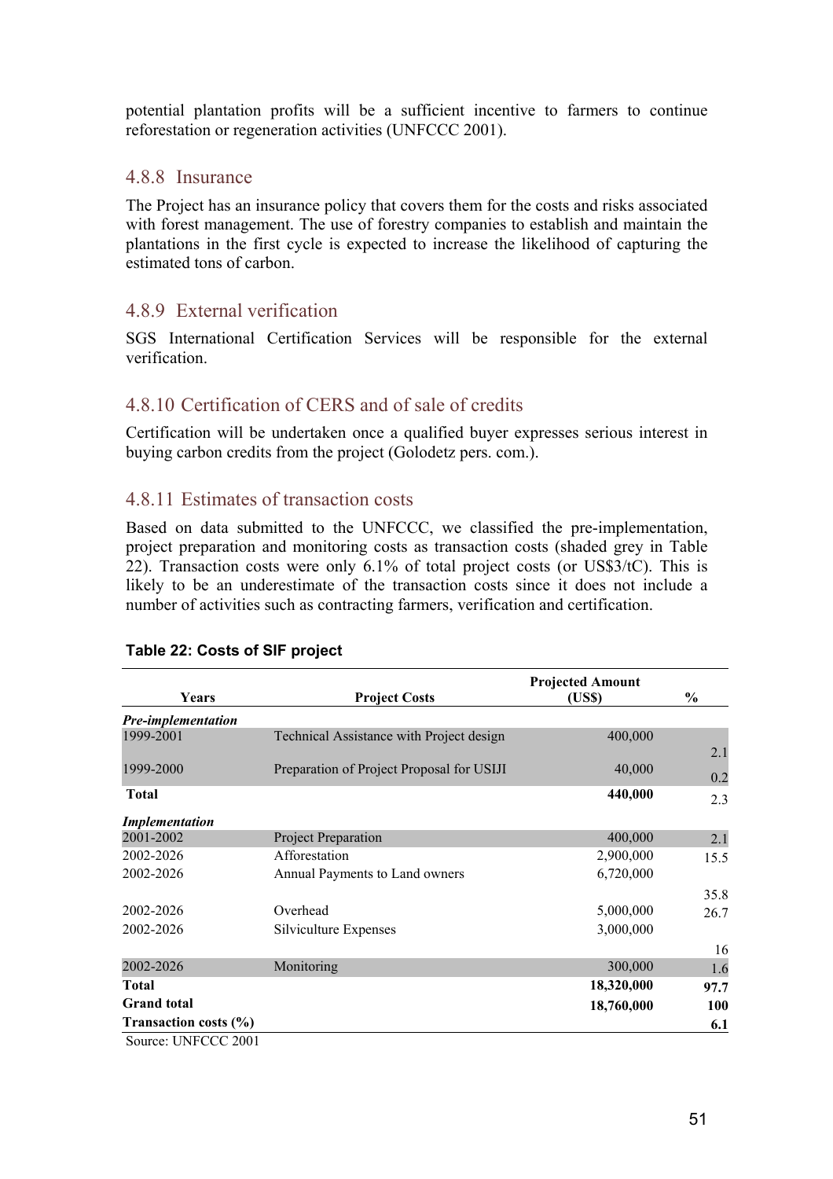potential plantation profits will be a sufficient incentive to farmers to continue reforestation or regeneration activities (UNFCCC 2001).

### 4.8.8 Insurance

The Project has an insurance policy that covers them for the costs and risks associated with forest management. The use of forestry companies to establish and maintain the plantations in the first cycle is expected to increase the likelihood of capturing the estimated tons of carbon.

### 4.8.9 External verification

SGS International Certification Services will be responsible for the external verification.

### 4.8.10 Certification of CERS and of sale of credits

Certification will be undertaken once a qualified buyer expresses serious interest in buying carbon credits from the project (Golodetz pers. com.).

### 4.8.11 Estimates of transaction costs

Based on data submitted to the UNFCCC, we classified the pre-implementation, project preparation and monitoring costs as transaction costs (shaded grey in Table 22). Transaction costs were only 6.1% of total project costs (or US$3/tC). This is likely to be an underestimate of the transaction costs since it does not include a number of activities such as contracting farmers, verification and certification.

**Table 22: Costs of SIF project**

| Years | Project Costs | Projected Amount (US$) | % |
|---|---|---|---|
| *Pre-implementation* | | | |
| 1999-2001 | Technical Assistance with Project design | 400,000 | 2.1 |
| 1999-2000 | Preparation of Project Proposal for USIJI | 40,000 | 0.2 |
| **Total** | | **440,000** | 2.3 |
| *Implementation* | | | |
| 2001-2002 | Project Preparation | 400,000 | 2.1 |
| 2002-2026 | Afforestation | 2,900,000 | 15.5 |
| 2002-2026 | Annual Payments to Land owners | 6,720,000 | 35.8 |
| 2002-2026 | Overhead | 5,000,000 | 26.7 |
| 2002-2026 | Silviculture Expenses | 3,000,000 | 16 |
| 2002-2026 | Monitoring | 300,000 | 1.6 |
| **Total** | | **18,320,000** | **97.7** |
| **Grand total** | | **18,760,000** | **100** |
| **Transaction costs (%)** | | | **6.1** |

Source: UNFCCC 2001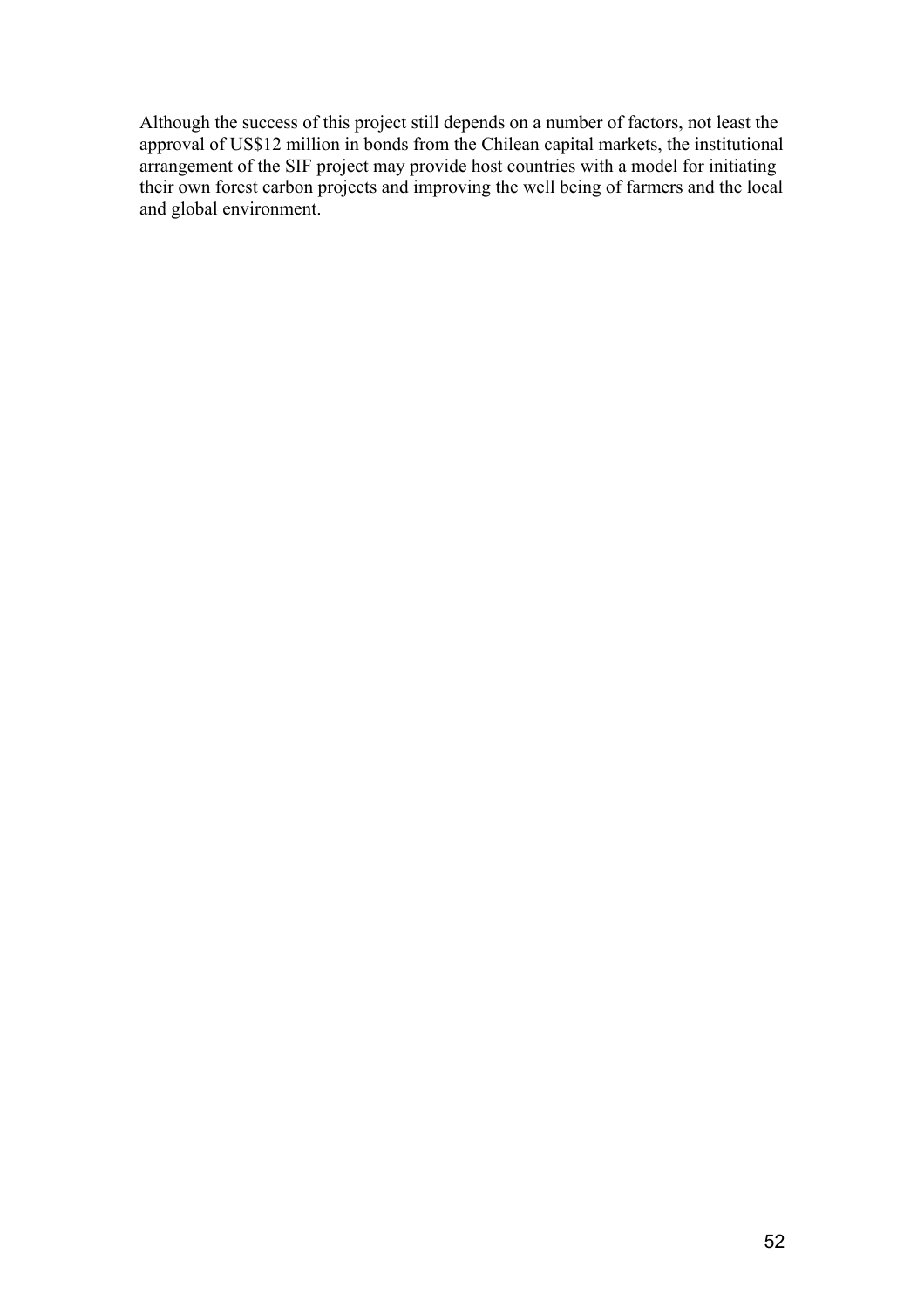Although the success of this project still depends on a number of factors, not least the approval of US$12 million in bonds from the Chilean capital markets, the institutional arrangement of the SIF project may provide host countries with a model for initiating their own forest carbon projects and improving the well being of farmers and the local and global environment.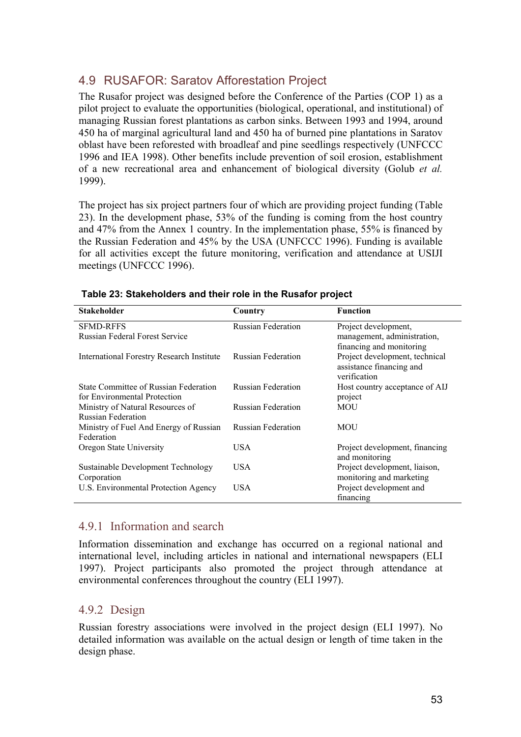## 4.9 RUSAFOR: Saratov Afforestation Project

The Rusafor project was designed before the Conference of the Parties (COP 1) as a pilot project to evaluate the opportunities (biological, operational, and institutional) of managing Russian forest plantations as carbon sinks. Between 1993 and 1994, around 450 ha of marginal agricultural land and 450 ha of burned pine plantations in Saratov oblast have been reforested with broadleaf and pine seedlings respectively (UNFCCC 1996 and IEA 1998). Other benefits include prevention of soil erosion, establishment of a new recreational area and enhancement of biological diversity (Golub *et al.* 1999).

The project has six project partners four of which are providing project funding (Table 23). In the development phase, 53% of the funding is coming from the host country and 47% from the Annex 1 country. In the implementation phase, 55% is financed by the Russian Federation and 45% by the USA (UNFCCC 1996). Funding is available for all activities except the future monitoring, verification and attendance at USIJI meetings (UNFCCC 1996).

**Table 23: Stakeholders and their role in the Rusafor project**

| Stakeholder | Country | Function |
|---|---|---|
| SFMD-RFFS Russian Federal Forest Service | Russian Federation | Project development, management, administration, financing and monitoring |
| International Forestry Research Institute | Russian Federation | Project development, technical assistance financing and verification |
| State Committee of Russian Federation for Environmental Protection | Russian Federation | Host country acceptance of AIJ project |
| Ministry of Natural Resources of Russian Federation | Russian Federation | MOU |
| Ministry of Fuel And Energy of Russian Federation | Russian Federation | MOU |
| Oregon State University | USA | Project development, financing and monitoring |
| Sustainable Development Technology Corporation | USA | Project development, liaison, monitoring and marketing |
| U.S. Environmental Protection Agency | USA | Project development and financing |

### 4.9.1 Information and search

Information dissemination and exchange has occurred on a regional national and international level, including articles in national and international newspapers (ELI 1997). Project participants also promoted the project through attendance at environmental conferences throughout the country (ELI 1997).

### 4.9.2 Design

Russian forestry associations were involved in the project design (ELI 1997). No detailed information was available on the actual design or length of time taken in the design phase.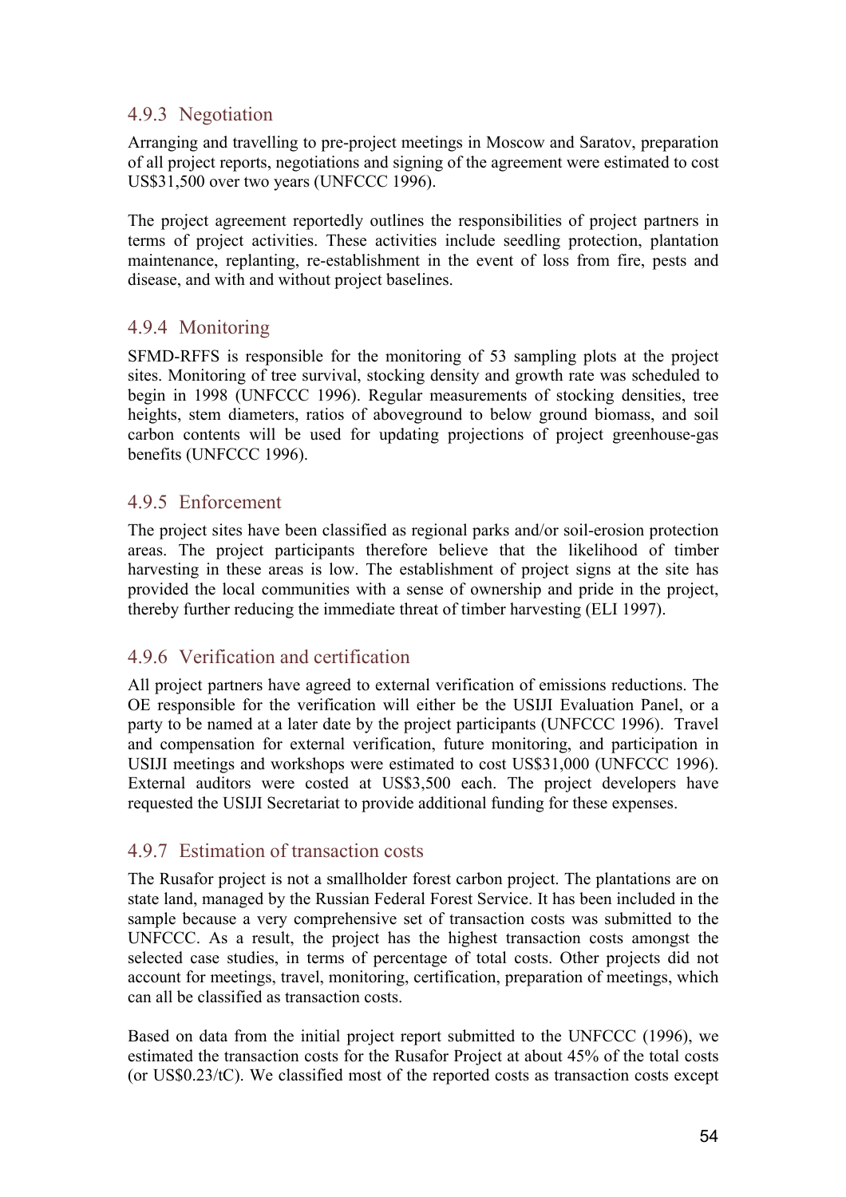### 4.9.3 Negotiation

Arranging and travelling to pre-project meetings in Moscow and Saratov, preparation of all project reports, negotiations and signing of the agreement were estimated to cost US$31,500 over two years (UNFCCC 1996).

The project agreement reportedly outlines the responsibilities of project partners in terms of project activities. These activities include seedling protection, plantation maintenance, replanting, re-establishment in the event of loss from fire, pests and disease, and with and without project baselines.

### 4.9.4 Monitoring

SFMD-RFFS is responsible for the monitoring of 53 sampling plots at the project sites. Monitoring of tree survival, stocking density and growth rate was scheduled to begin in 1998 (UNFCCC 1996). Regular measurements of stocking densities, tree heights, stem diameters, ratios of aboveground to below ground biomass, and soil carbon contents will be used for updating projections of project greenhouse-gas benefits (UNFCCC 1996).

### 4.9.5 Enforcement

The project sites have been classified as regional parks and/or soil-erosion protection areas. The project participants therefore believe that the likelihood of timber harvesting in these areas is low. The establishment of project signs at the site has provided the local communities with a sense of ownership and pride in the project, thereby further reducing the immediate threat of timber harvesting (ELI 1997).

### 4.9.6 Verification and certification

All project partners have agreed to external verification of emissions reductions. The OE responsible for the verification will either be the USIJI Evaluation Panel, or a party to be named at a later date by the project participants (UNFCCC 1996). Travel and compensation for external verification, future monitoring, and participation in USIJI meetings and workshops were estimated to cost US$31,000 (UNFCCC 1996). External auditors were costed at US$3,500 each. The project developers have requested the USIJI Secretariat to provide additional funding for these expenses.

### 4.9.7 Estimation of transaction costs

The Rusafor project is not a smallholder forest carbon project. The plantations are on state land, managed by the Russian Federal Forest Service. It has been included in the sample because a very comprehensive set of transaction costs was submitted to the UNFCCC. As a result, the project has the highest transaction costs amongst the selected case studies, in terms of percentage of total costs. Other projects did not account for meetings, travel, monitoring, certification, preparation of meetings, which can all be classified as transaction costs.

Based on data from the initial project report submitted to the UNFCCC (1996), we estimated the transaction costs for the Rusafor Project at about 45% of the total costs (or US$0.23/tC). We classified most of the reported costs as transaction costs except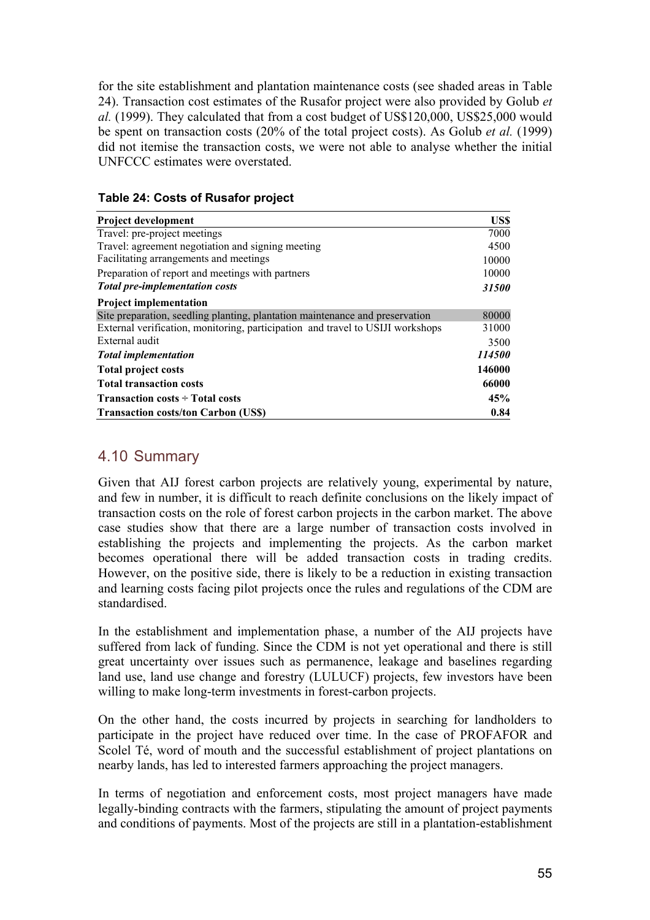for the site establishment and plantation maintenance costs (see shaded areas in Table 24). Transaction cost estimates of the Rusafor project were also provided by Golub *et al.* (1999). They calculated that from a cost budget of US$120,000, US$25,000 would be spent on transaction costs (20% of the total project costs). As Golub *et al.* (1999) did not itemise the transaction costs, we were not able to analyse whether the initial UNFCCC estimates were overstated.

**Table 24: Costs of Rusafor project**

| **Project development** | **US$** |
|---|---|
| Travel: pre-project meetings | 7000 |
| Travel: agreement negotiation and signing meeting | 4500 |
| Facilitating arrangements and meetings | 10000 |
| Preparation of report and meetings with partners | 10000 |
| ***Total pre-implementation costs*** | ***31500*** |
| **Project implementation** | |
| Site preparation, seedling planting, plantation maintenance and preservation | 80000 |
| External verification, monitoring, participation and travel to USIJI workshops | 31000 |
| External audit | 3500 |
| ***Total implementation*** | ***114500*** |
| **Total project costs** | **146000** |
| **Total transaction costs** | **66000** |
| **Transaction costs ÷ Total costs** | **45%** |
| **Transaction costs/ton Carbon (US$)** | **0.84** |

## 4.10 Summary

Given that AIJ forest carbon projects are relatively young, experimental by nature, and few in number, it is difficult to reach definite conclusions on the likely impact of transaction costs on the role of forest carbon projects in the carbon market. The above case studies show that there are a large number of transaction costs involved in establishing the projects and implementing the projects. As the carbon market becomes operational there will be added transaction costs in trading credits. However, on the positive side, there is likely to be a reduction in existing transaction and learning costs facing pilot projects once the rules and regulations of the CDM are standardised.

In the establishment and implementation phase, a number of the AIJ projects have suffered from lack of funding. Since the CDM is not yet operational and there is still great uncertainty over issues such as permanence, leakage and baselines regarding land use, land use change and forestry (LULUCF) projects, few investors have been willing to make long-term investments in forest-carbon projects.

On the other hand, the costs incurred by projects in searching for landholders to participate in the project have reduced over time. In the case of PROFAFOR and Scolel Té, word of mouth and the successful establishment of project plantations on nearby lands, has led to interested farmers approaching the project managers.

In terms of negotiation and enforcement costs, most project managers have made legally-binding contracts with the farmers, stipulating the amount of project payments and conditions of payments. Most of the projects are still in a plantation-establishment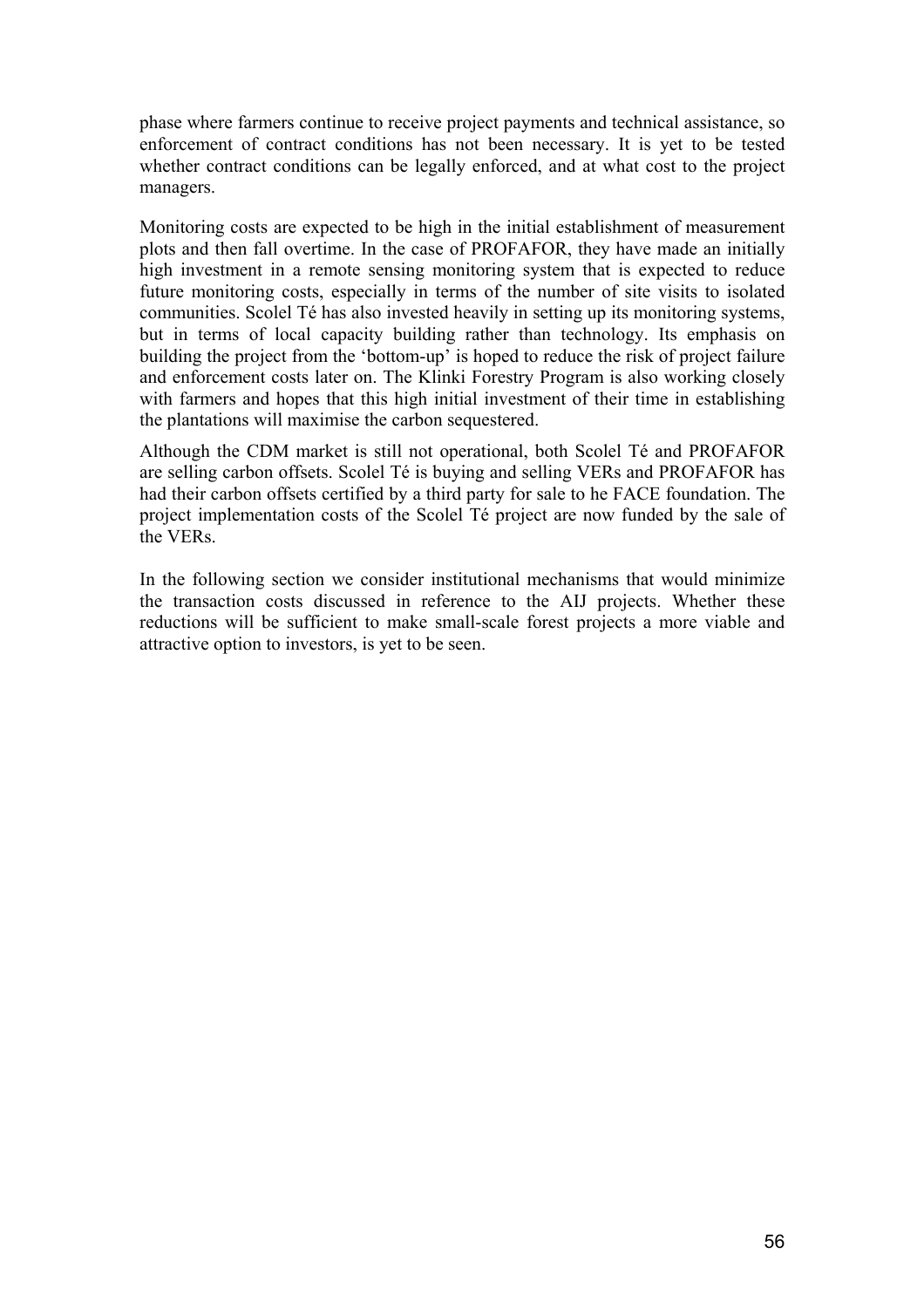phase where farmers continue to receive project payments and technical assistance, so enforcement of contract conditions has not been necessary. It is yet to be tested whether contract conditions can be legally enforced, and at what cost to the project managers.

Monitoring costs are expected to be high in the initial establishment of measurement plots and then fall overtime. In the case of PROFAFOR, they have made an initially high investment in a remote sensing monitoring system that is expected to reduce future monitoring costs, especially in terms of the number of site visits to isolated communities. Scolel Té has also invested heavily in setting up its monitoring systems, but in terms of local capacity building rather than technology. Its emphasis on building the project from the 'bottom-up' is hoped to reduce the risk of project failure and enforcement costs later on. The Klinki Forestry Program is also working closely with farmers and hopes that this high initial investment of their time in establishing the plantations will maximise the carbon sequestered.

Although the CDM market is still not operational, both Scolel Té and PROFAFOR are selling carbon offsets. Scolel Té is buying and selling VERs and PROFAFOR has had their carbon offsets certified by a third party for sale to he FACE foundation. The project implementation costs of the Scolel Té project are now funded by the sale of the VERs.

In the following section we consider institutional mechanisms that would minimize the transaction costs discussed in reference to the AIJ projects. Whether these reductions will be sufficient to make small-scale forest projects a more viable and attractive option to investors, is yet to be seen.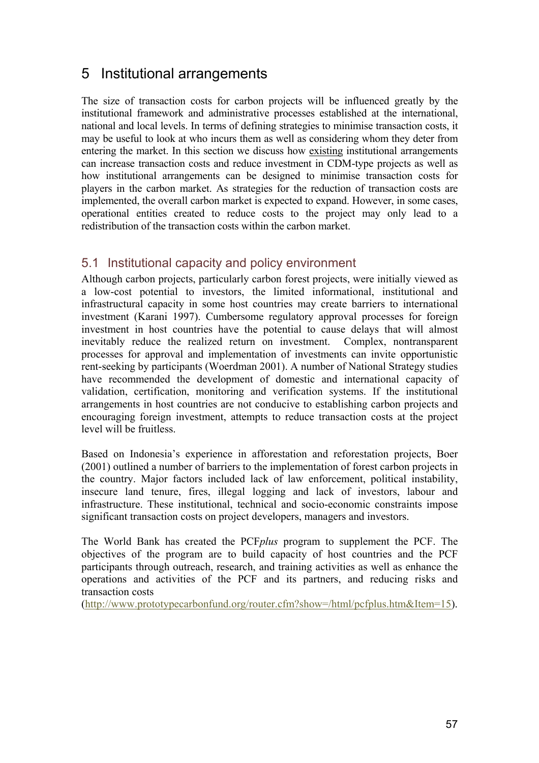# 5 Institutional arrangements

The size of transaction costs for carbon projects will be influenced greatly by the institutional framework and administrative processes established at the international, national and local levels. In terms of defining strategies to minimise transaction costs, it may be useful to look at who incurs them as well as considering whom they deter from entering the market. In this section we discuss how existing institutional arrangements can increase transaction costs and reduce investment in CDM-type projects as well as how institutional arrangements can be designed to minimise transaction costs for players in the carbon market. As strategies for the reduction of transaction costs are implemented, the overall carbon market is expected to expand. However, in some cases, operational entities created to reduce costs to the project may only lead to a redistribution of the transaction costs within the carbon market.

## 5.1 Institutional capacity and policy environment

Although carbon projects, particularly carbon forest projects, were initially viewed as a low-cost potential to investors, the limited informational, institutional and infrastructural capacity in some host countries may create barriers to international investment (Karani 1997). Cumbersome regulatory approval processes for foreign investment in host countries have the potential to cause delays that will almost inevitably reduce the realized return on investment. Complex, nontransparent processes for approval and implementation of investments can invite opportunistic rent-seeking by participants (Woerdman 2001). A number of National Strategy studies have recommended the development of domestic and international capacity of validation, certification, monitoring and verification systems. If the institutional arrangements in host countries are not conducive to establishing carbon projects and encouraging foreign investment, attempts to reduce transaction costs at the project level will be fruitless.

Based on Indonesia's experience in afforestation and reforestation projects, Boer (2001) outlined a number of barriers to the implementation of forest carbon projects in the country. Major factors included lack of law enforcement, political instability, insecure land tenure, fires, illegal logging and lack of investors, labour and infrastructure. These institutional, technical and socio-economic constraints impose significant transaction costs on project developers, managers and investors.

The World Bank has created the PCF*plus* program to supplement the PCF. The objectives of the program are to build capacity of host countries and the PCF participants through outreach, research, and training activities as well as enhance the operations and activities of the PCF and its partners, and reducing risks and transaction costs (http://www.prototypecarbonfund.org/router.cfm?show=/html/pcfplus.htm&Item=15).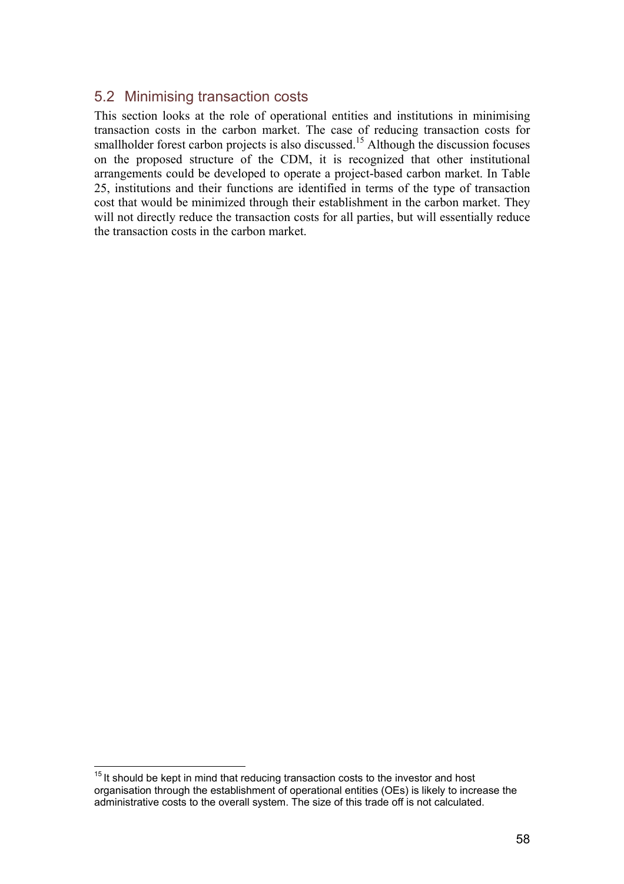## 5.2 Minimising transaction costs

This section looks at the role of operational entities and institutions in minimising transaction costs in the carbon market. The case of reducing transaction costs for smallholder forest carbon projects is also discussed.[15] Although the discussion focuses on the proposed structure of the CDM, it is recognized that other institutional arrangements could be developed to operate a project-based carbon market. In Table 25, institutions and their functions are identified in terms of the type of transaction cost that would be minimized through their establishment in the carbon market. They will not directly reduce the transaction costs for all parties, but will essentially reduce the transaction costs in the carbon market.

[15] It should be kept in mind that reducing transaction costs to the investor and host organisation through the establishment of operational entities (OEs) is likely to increase the administrative costs to the overall system. The size of this trade off is not calculated.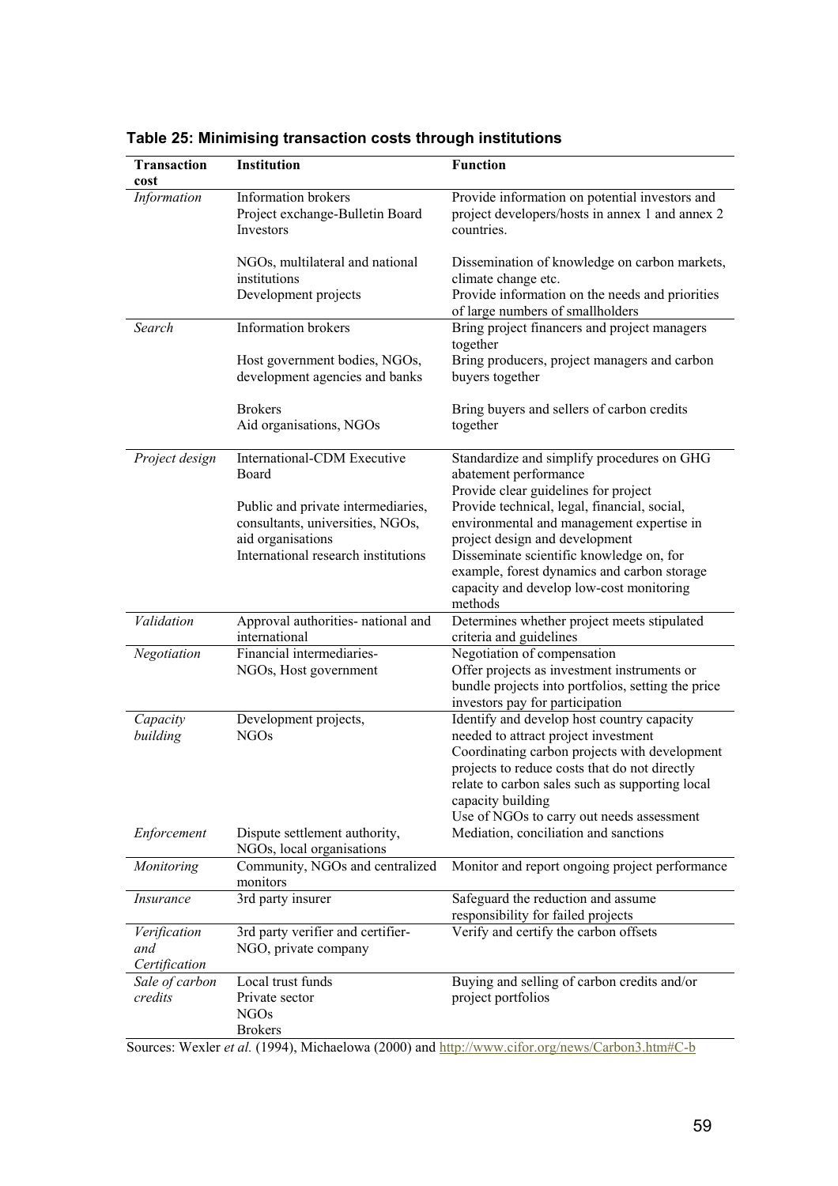**Table 25: Minimising transaction costs through institutions**

| Transaction cost | Institution | Function |
| --- | --- | --- |
| *Information* | Information brokers<br>Project exchange-Bulletin Board<br>Investors<br><br>NGOs, multilateral and national institutions<br>Development projects | Provide information on potential investors and project developers/hosts in annex 1 and annex 2 countries.<br><br>Dissemination of knowledge on carbon markets, climate change etc.<br>Provide information on the needs and priorities of large numbers of smallholders |
| *Search* | Information brokers<br><br>Host government bodies, NGOs, development agencies and banks<br><br>Brokers<br>Aid organisations, NGOs | Bring project financers and project managers together<br>Bring producers, project managers and carbon buyers together<br><br>Bring buyers and sellers of carbon credits together |
| *Project design* | International-CDM Executive Board<br><br>Public and private intermediaries, consultants, universities, NGOs, aid organisations<br>International research institutions | Standardize and simplify procedures on GHG abatement performance<br>Provide clear guidelines for project<br>Provide technical, legal, financial, social, environmental and management expertise in project design and development<br>Disseminate scientific knowledge on, for example, forest dynamics and carbon storage capacity and develop low-cost monitoring methods |
| *Validation* | Approval authorities- national and international | Determines whether project meets stipulated criteria and guidelines |
| *Negotiation* | Financial intermediaries-<br>NGOs, Host government | Negotiation of compensation<br>Offer projects as investment instruments or bundle projects into portfolios, setting the price investors pay for participation |
| *Capacity building* | Development projects,<br>NGOs | Identify and develop host country capacity needed to attract project investment<br>Coordinating carbon projects with development projects to reduce costs that do not directly relate to carbon sales such as supporting local capacity building<br>Use of NGOs to carry out needs assessment |
| *Enforcement* | Dispute settlement authority, NGOs, local organisations | Mediation, conciliation and sanctions |
| *Monitoring* | Community, NGOs and centralized monitors | Monitor and report ongoing project performance |
| *Insurance* | 3rd party insurer | Safeguard the reduction and assume responsibility for failed projects |
| *Verification and Certification* | 3rd party verifier and certifier-<br>NGO, private company | Verify and certify the carbon offsets |
| *Sale of carbon credits* | Local trust funds<br>Private sector<br>NGOs<br>Brokers | Buying and selling of carbon credits and/or project portfolios |

Sources: Wexler *et al.* (1994), Michaelowa (2000) and http://www.cifor.org/news/Carbon3.htm#C-b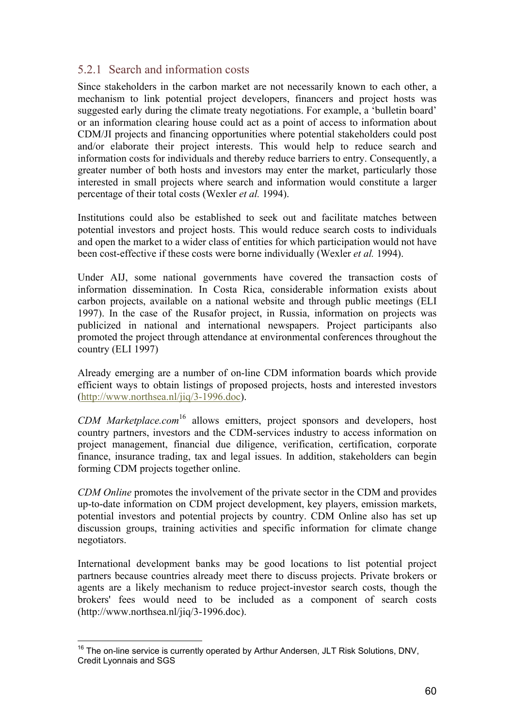### 5.2.1 Search and information costs

Since stakeholders in the carbon market are not necessarily known to each other, a mechanism to link potential project developers, financers and project hosts was suggested early during the climate treaty negotiations. For example, a 'bulletin board' or an information clearing house could act as a point of access to information about CDM/JI projects and financing opportunities where potential stakeholders could post and/or elaborate their project interests. This would help to reduce search and information costs for individuals and thereby reduce barriers to entry. Consequently, a greater number of both hosts and investors may enter the market, particularly those interested in small projects where search and information would constitute a larger percentage of their total costs (Wexler *et al.* 1994).

Institutions could also be established to seek out and facilitate matches between potential investors and project hosts. This would reduce search costs to individuals and open the market to a wider class of entities for which participation would not have been cost-effective if these costs were borne individually (Wexler *et al.* 1994).

Under AIJ, some national governments have covered the transaction costs of information dissemination. In Costa Rica, considerable information exists about carbon projects, available on a national website and through public meetings (ELI 1997). In the case of the Rusafor project, in Russia, information on projects was publicized in national and international newspapers. Project participants also promoted the project through attendance at environmental conferences throughout the country (ELI 1997)

Already emerging are a number of on-line CDM information boards which provide efficient ways to obtain listings of proposed projects, hosts and interested investors (http://www.northsea.nl/jiq/3-1996.doc).

*CDM Marketplace.com*[16] allows emitters, project sponsors and developers, host country partners, investors and the CDM-services industry to access information on project management, financial due diligence, verification, certification, corporate finance, insurance trading, tax and legal issues. In addition, stakeholders can begin forming CDM projects together online.

*CDM Online* promotes the involvement of the private sector in the CDM and provides up-to-date information on CDM project development, key players, emission markets, potential investors and potential projects by country. CDM Online also has set up discussion groups, training activities and specific information for climate change negotiators.

International development banks may be good locations to list potential project partners because countries already meet there to discuss projects. Private brokers or agents are a likely mechanism to reduce project-investor search costs, though the brokers' fees would need to be included as a component of search costs (http://www.northsea.nl/jiq/3-1996.doc).

[16] The on-line service is currently operated by Arthur Andersen, JLT Risk Solutions, DNV, Credit Lyonnais and SGS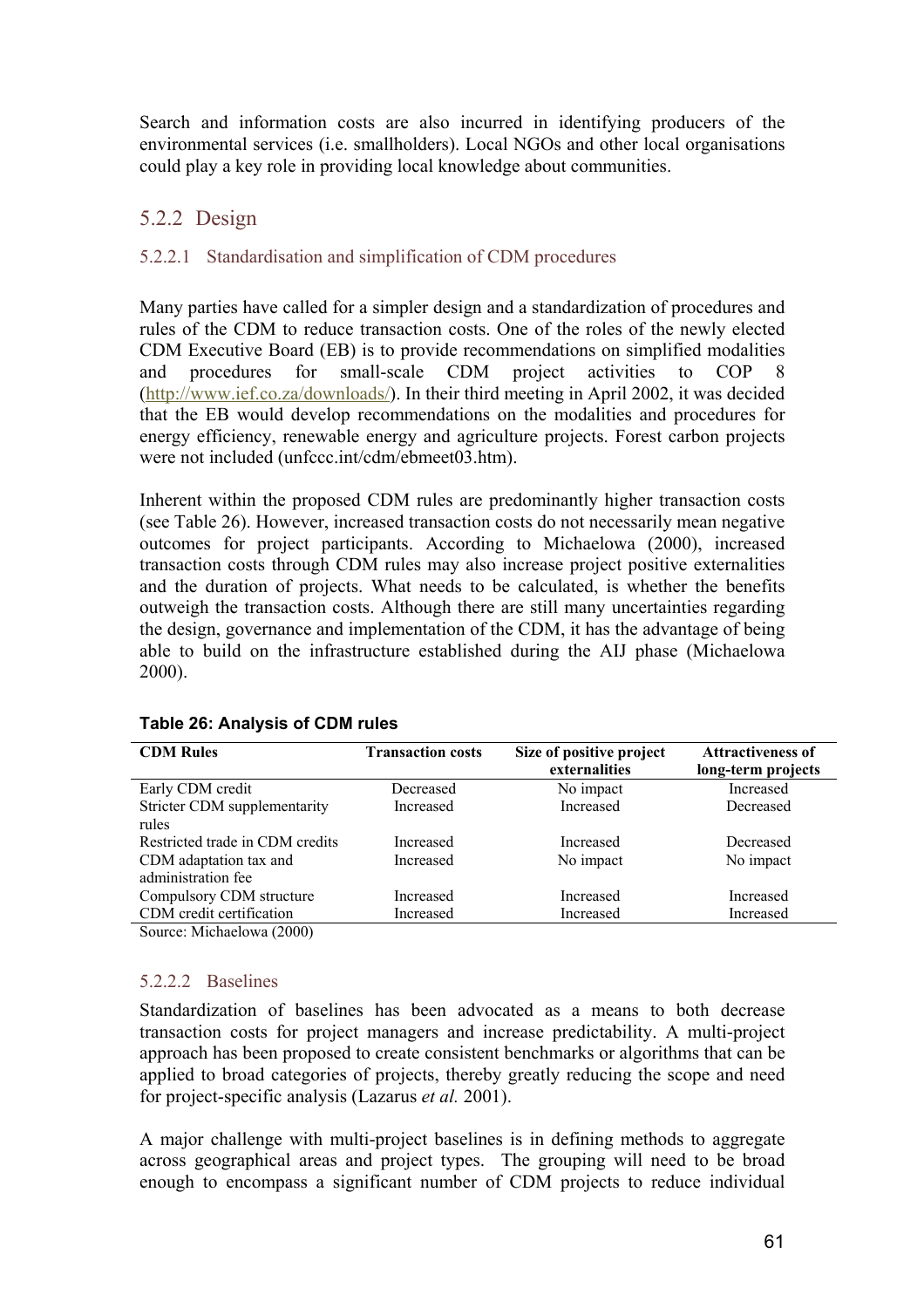Search and information costs are also incurred in identifying producers of the environmental services (i.e. smallholders). Local NGOs and other local organisations could play a key role in providing local knowledge about communities.

### 5.2.2 Design

#### 5.2.2.1 Standardisation and simplification of CDM procedures

Many parties have called for a simpler design and a standardization of procedures and rules of the CDM to reduce transaction costs. One of the roles of the newly elected CDM Executive Board (EB) is to provide recommendations on simplified modalities and procedures for small-scale CDM project activities to COP 8 (http://www.ief.co.za/downloads/). In their third meeting in April 2002, it was decided that the EB would develop recommendations on the modalities and procedures for energy efficiency, renewable energy and agriculture projects. Forest carbon projects were not included (unfccc.int/cdm/ebmeet03.htm).

Inherent within the proposed CDM rules are predominantly higher transaction costs (see Table 26). However, increased transaction costs do not necessarily mean negative outcomes for project participants. According to Michaelowa (2000), increased transaction costs through CDM rules may also increase project positive externalities and the duration of projects. What needs to be calculated, is whether the benefits outweigh the transaction costs. Although there are still many uncertainties regarding the design, governance and implementation of the CDM, it has the advantage of being able to build on the infrastructure established during the AIJ phase (Michaelowa 2000).

**Table 26: Analysis of CDM rules**

| CDM Rules | Transaction costs | Size of positive project externalities | Attractiveness of long-term projects |
|---|---|---|---|
| Early CDM credit | Decreased | No impact | Increased |
| Stricter CDM supplementarity rules | Increased | Increased | Decreased |
| Restricted trade in CDM credits | Increased | Increased | Decreased |
| CDM adaptation tax and administration fee | Increased | No impact | No impact |
| Compulsory CDM structure | Increased | Increased | Increased |
| CDM credit certification | Increased | Increased | Increased |

Source: Michaelowa (2000)

#### 5.2.2.2 Baselines

Standardization of baselines has been advocated as a means to both decrease transaction costs for project managers and increase predictability. A multi-project approach has been proposed to create consistent benchmarks or algorithms that can be applied to broad categories of projects, thereby greatly reducing the scope and need for project-specific analysis (Lazarus *et al.* 2001).

A major challenge with multi-project baselines is in defining methods to aggregate across geographical areas and project types. The grouping will need to be broad enough to encompass a significant number of CDM projects to reduce individual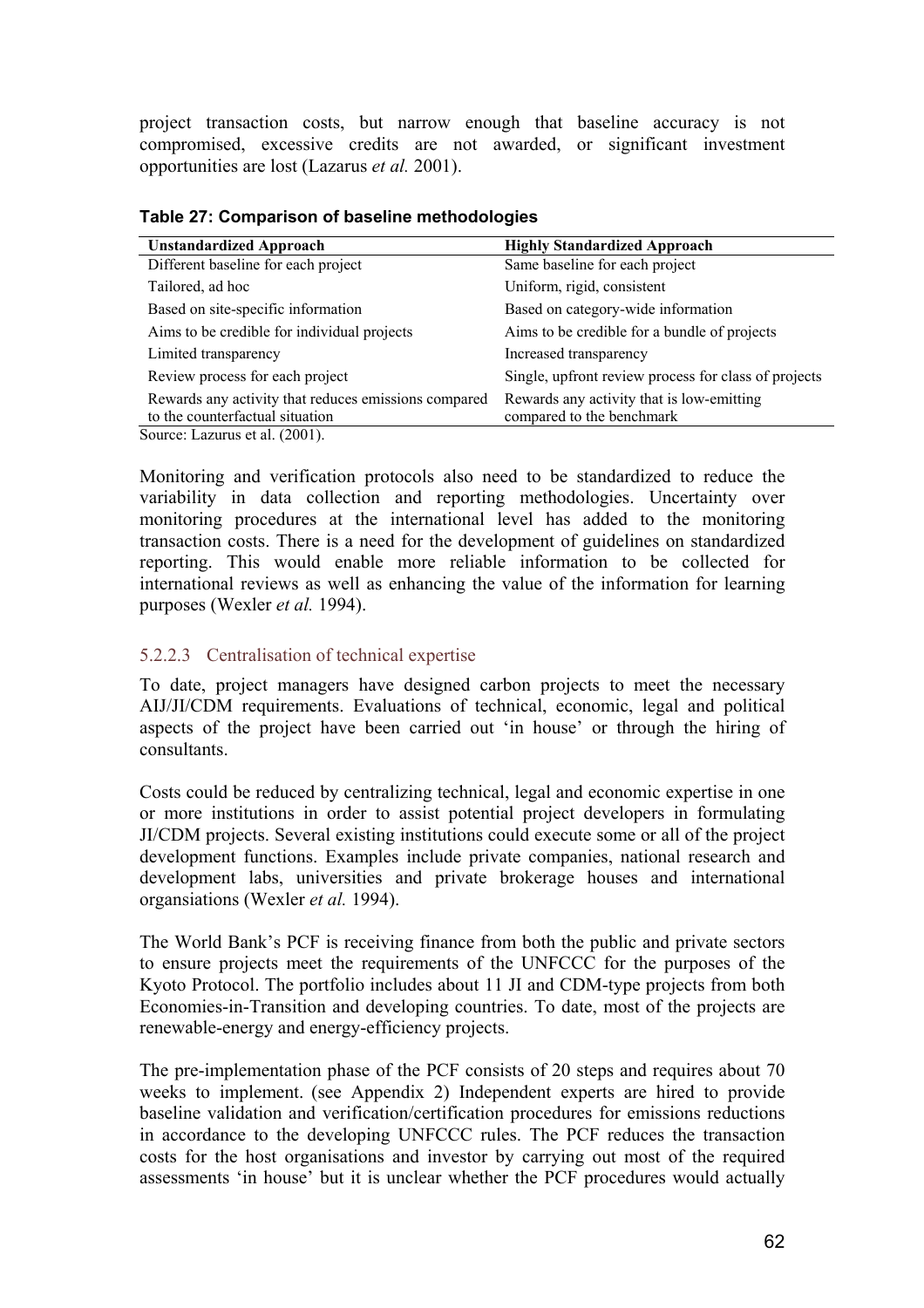project transaction costs, but narrow enough that baseline accuracy is not compromised, excessive credits are not awarded, or significant investment opportunities are lost (Lazarus *et al.* 2001).

**Table 27: Comparison of baseline methodologies**

| Unstandardized Approach | Highly Standardized Approach |
|---|---|
| Different baseline for each project | Same baseline for each project |
| Tailored, ad hoc | Uniform, rigid, consistent |
| Based on site-specific information | Based on category-wide information |
| Aims to be credible for individual projects | Aims to be credible for a bundle of projects |
| Limited transparency | Increased transparency |
| Review process for each project | Single, upfront review process for class of projects |
| Rewards any activity that reduces emissions compared to the counterfactual situation | Rewards any activity that is low-emitting compared to the benchmark |

Source: Lazurus et al. (2001).

Monitoring and verification protocols also need to be standardized to reduce the variability in data collection and reporting methodologies. Uncertainty over monitoring procedures at the international level has added to the monitoring transaction costs. There is a need for the development of guidelines on standardized reporting. This would enable more reliable information to be collected for international reviews as well as enhancing the value of the information for learning purposes (Wexler *et al.* 1994).

#### 5.2.2.3 Centralisation of technical expertise

To date, project managers have designed carbon projects to meet the necessary AIJ/JI/CDM requirements. Evaluations of technical, economic, legal and political aspects of the project have been carried out 'in house' or through the hiring of consultants.

Costs could be reduced by centralizing technical, legal and economic expertise in one or more institutions in order to assist potential project developers in formulating JI/CDM projects. Several existing institutions could execute some or all of the project development functions. Examples include private companies, national research and development labs, universities and private brokerage houses and international organsiations (Wexler *et al.* 1994).

The World Bank's PCF is receiving finance from both the public and private sectors to ensure projects meet the requirements of the UNFCCC for the purposes of the Kyoto Protocol. The portfolio includes about 11 JI and CDM-type projects from both Economies-in-Transition and developing countries. To date, most of the projects are renewable-energy and energy-efficiency projects.

The pre-implementation phase of the PCF consists of 20 steps and requires about 70 weeks to implement. (see Appendix 2) Independent experts are hired to provide baseline validation and verification/certification procedures for emissions reductions in accordance to the developing UNFCCC rules. The PCF reduces the transaction costs for the host organisations and investor by carrying out most of the required assessments 'in house' but it is unclear whether the PCF procedures would actually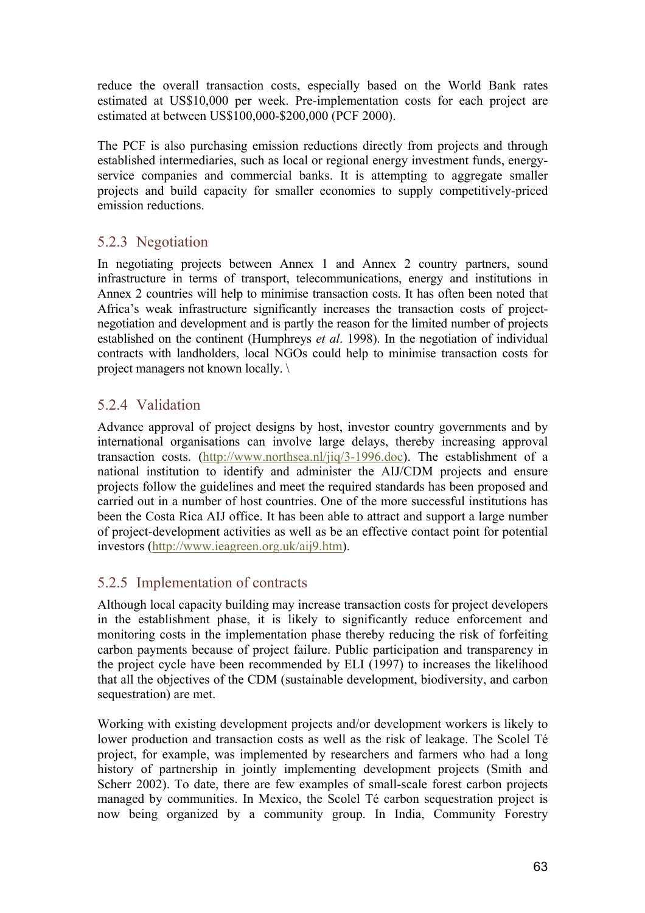reduce the overall transaction costs, especially based on the World Bank rates estimated at US$10,000 per week. Pre-implementation costs for each project are estimated at between US$100,000-$200,000 (PCF 2000).

The PCF is also purchasing emission reductions directly from projects and through established intermediaries, such as local or regional energy investment funds, energy-service companies and commercial banks. It is attempting to aggregate smaller projects and build capacity for smaller economies to supply competitively-priced emission reductions.

### 5.2.3 Negotiation

In negotiating projects between Annex 1 and Annex 2 country partners, sound infrastructure in terms of transport, telecommunications, energy and institutions in Annex 2 countries will help to minimise transaction costs. It has often been noted that Africa's weak infrastructure significantly increases the transaction costs of project-negotiation and development and is partly the reason for the limited number of projects established on the continent (Humphreys *et al*. 1998). In the negotiation of individual contracts with landholders, local NGOs could help to minimise transaction costs for project managers not known locally. \

### 5.2.4 Validation

Advance approval of project designs by host, investor country governments and by international organisations can involve large delays, thereby increasing approval transaction costs. (http://www.northsea.nl/jiq/3-1996.doc). The establishment of a national institution to identify and administer the AIJ/CDM projects and ensure projects follow the guidelines and meet the required standards has been proposed and carried out in a number of host countries. One of the more successful institutions has been the Costa Rica AIJ office. It has been able to attract and support a large number of project-development activities as well as be an effective contact point for potential investors (http://www.ieagreen.org.uk/aij9.htm).

### 5.2.5 Implementation of contracts

Although local capacity building may increase transaction costs for project developers in the establishment phase, it is likely to significantly reduce enforcement and monitoring costs in the implementation phase thereby reducing the risk of forfeiting carbon payments because of project failure. Public participation and transparency in the project cycle have been recommended by ELI (1997) to increases the likelihood that all the objectives of the CDM (sustainable development, biodiversity, and carbon sequestration) are met.

Working with existing development projects and/or development workers is likely to lower production and transaction costs as well as the risk of leakage. The Scolel Té project, for example, was implemented by researchers and farmers who had a long history of partnership in jointly implementing development projects (Smith and Scherr 2002). To date, there are few examples of small-scale forest carbon projects managed by communities. In Mexico, the Scolel Té carbon sequestration project is now being organized by a community group. In India, Community Forestry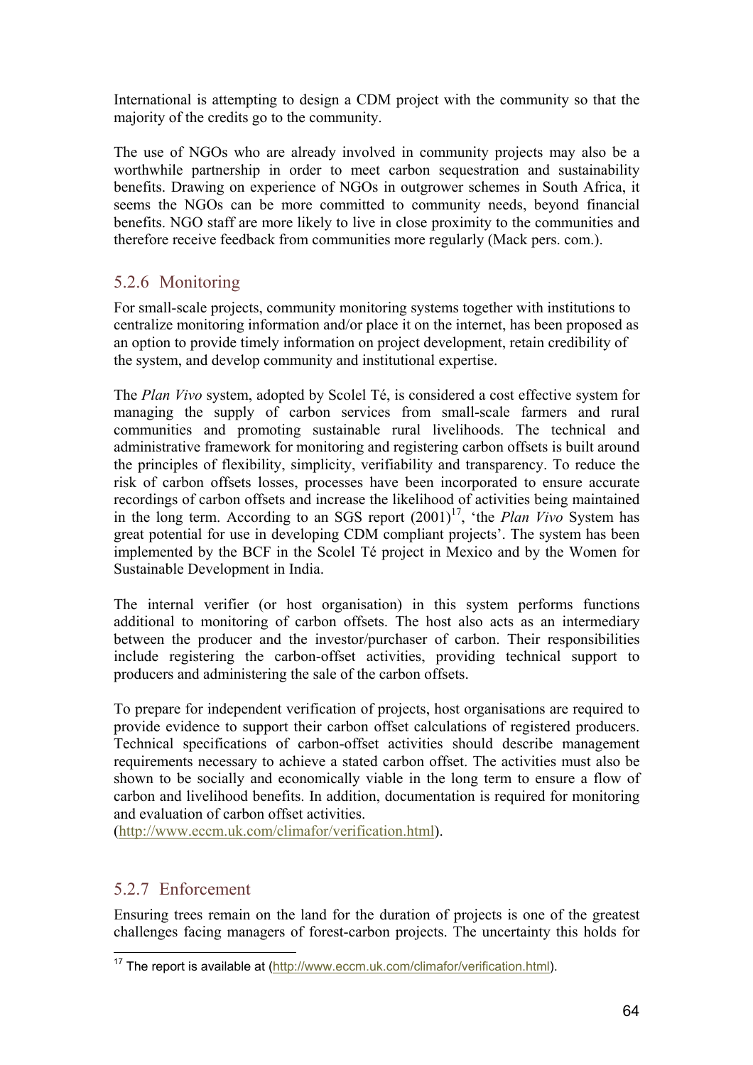International is attempting to design a CDM project with the community so that the majority of the credits go to the community.

The use of NGOs who are already involved in community projects may also be a worthwhile partnership in order to meet carbon sequestration and sustainability benefits. Drawing on experience of NGOs in outgrower schemes in South Africa, it seems the NGOs can be more committed to community needs, beyond financial benefits. NGO staff are more likely to live in close proximity to the communities and therefore receive feedback from communities more regularly (Mack pers. com.).

### 5.2.6 Monitoring

For small-scale projects, community monitoring systems together with institutions to centralize monitoring information and/or place it on the internet, has been proposed as an option to provide timely information on project development, retain credibility of the system, and develop community and institutional expertise.

The *Plan Vivo* system, adopted by Scolel Té, is considered a cost effective system for managing the supply of carbon services from small-scale farmers and rural communities and promoting sustainable rural livelihoods. The technical and administrative framework for monitoring and registering carbon offsets is built around the principles of flexibility, simplicity, verifiability and transparency. To reduce the risk of carbon offsets losses, processes have been incorporated to ensure accurate recordings of carbon offsets and increase the likelihood of activities being maintained in the long term. According to an SGS report (2001)[17], 'the *Plan Vivo* System has great potential for use in developing CDM compliant projects'. The system has been implemented by the BCF in the Scolel Té project in Mexico and by the Women for Sustainable Development in India.

The internal verifier (or host organisation) in this system performs functions additional to monitoring of carbon offsets. The host also acts as an intermediary between the producer and the investor/purchaser of carbon. Their responsibilities include registering the carbon-offset activities, providing technical support to producers and administering the sale of the carbon offsets.

To prepare for independent verification of projects, host organisations are required to provide evidence to support their carbon offset calculations of registered producers. Technical specifications of carbon-offset activities should describe management requirements necessary to achieve a stated carbon offset. The activities must also be shown to be socially and economically viable in the long term to ensure a flow of carbon and livelihood benefits. In addition, documentation is required for monitoring and evaluation of carbon offset activities.
(http://www.eccm.uk.com/climafor/verification.html).

### 5.2.7 Enforcement

Ensuring trees remain on the land for the duration of projects is one of the greatest challenges facing managers of forest-carbon projects. The uncertainty this holds for

[17] The report is available at (http://www.eccm.uk.com/climafor/verification.html).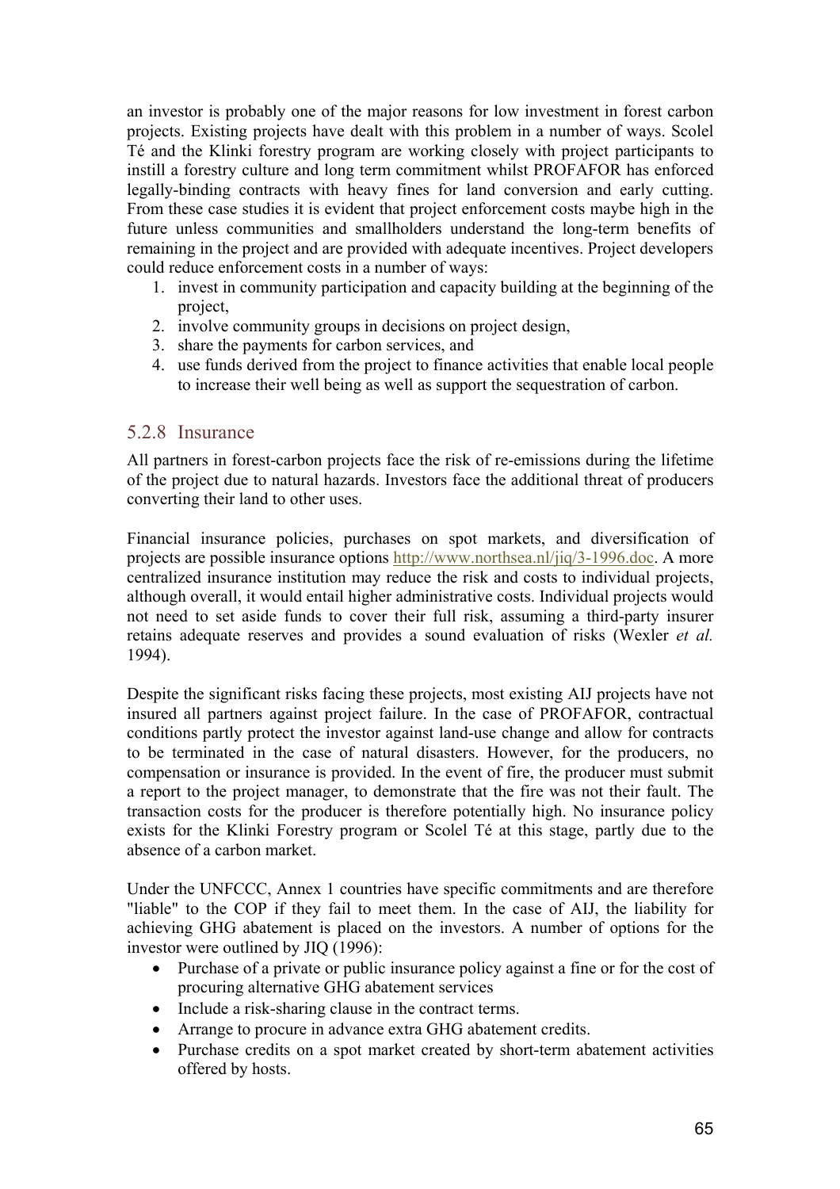an investor is probably one of the major reasons for low investment in forest carbon projects. Existing projects have dealt with this problem in a number of ways. Scolel Té and the Klinki forestry program are working closely with project participants to instill a forestry culture and long term commitment whilst PROFAFOR has enforced legally-binding contracts with heavy fines for land conversion and early cutting. From these case studies it is evident that project enforcement costs maybe high in the future unless communities and smallholders understand the long-term benefits of remaining in the project and are provided with adequate incentives. Project developers could reduce enforcement costs in a number of ways:

1. invest in community participation and capacity building at the beginning of the project,
2. involve community groups in decisions on project design,
3. share the payments for carbon services, and
4. use funds derived from the project to finance activities that enable local people to increase their well being as well as support the sequestration of carbon.

### 5.2.8 Insurance

All partners in forest-carbon projects face the risk of re-emissions during the lifetime of the project due to natural hazards. Investors face the additional threat of producers converting their land to other uses.

Financial insurance policies, purchases on spot markets, and diversification of projects are possible insurance options http://www.northsea.nl/jiq/3-1996.doc. A more centralized insurance institution may reduce the risk and costs to individual projects, although overall, it would entail higher administrative costs. Individual projects would not need to set aside funds to cover their full risk, assuming a third-party insurer retains adequate reserves and provides a sound evaluation of risks (Wexler *et al.* 1994).

Despite the significant risks facing these projects, most existing AIJ projects have not insured all partners against project failure. In the case of PROFAFOR, contractual conditions partly protect the investor against land-use change and allow for contracts to be terminated in the case of natural disasters. However, for the producers, no compensation or insurance is provided. In the event of fire, the producer must submit a report to the project manager, to demonstrate that the fire was not their fault. The transaction costs for the producer is therefore potentially high. No insurance policy exists for the Klinki Forestry program or Scolel Té at this stage, partly due to the absence of a carbon market.

Under the UNFCCC, Annex 1 countries have specific commitments and are therefore "liable" to the COP if they fail to meet them. In the case of AIJ, the liability for achieving GHG abatement is placed on the investors. A number of options for the investor were outlined by JIQ (1996):

- Purchase of a private or public insurance policy against a fine or for the cost of procuring alternative GHG abatement services
- Include a risk-sharing clause in the contract terms.
- Arrange to procure in advance extra GHG abatement credits.
- Purchase credits on a spot market created by short-term abatement activities offered by hosts.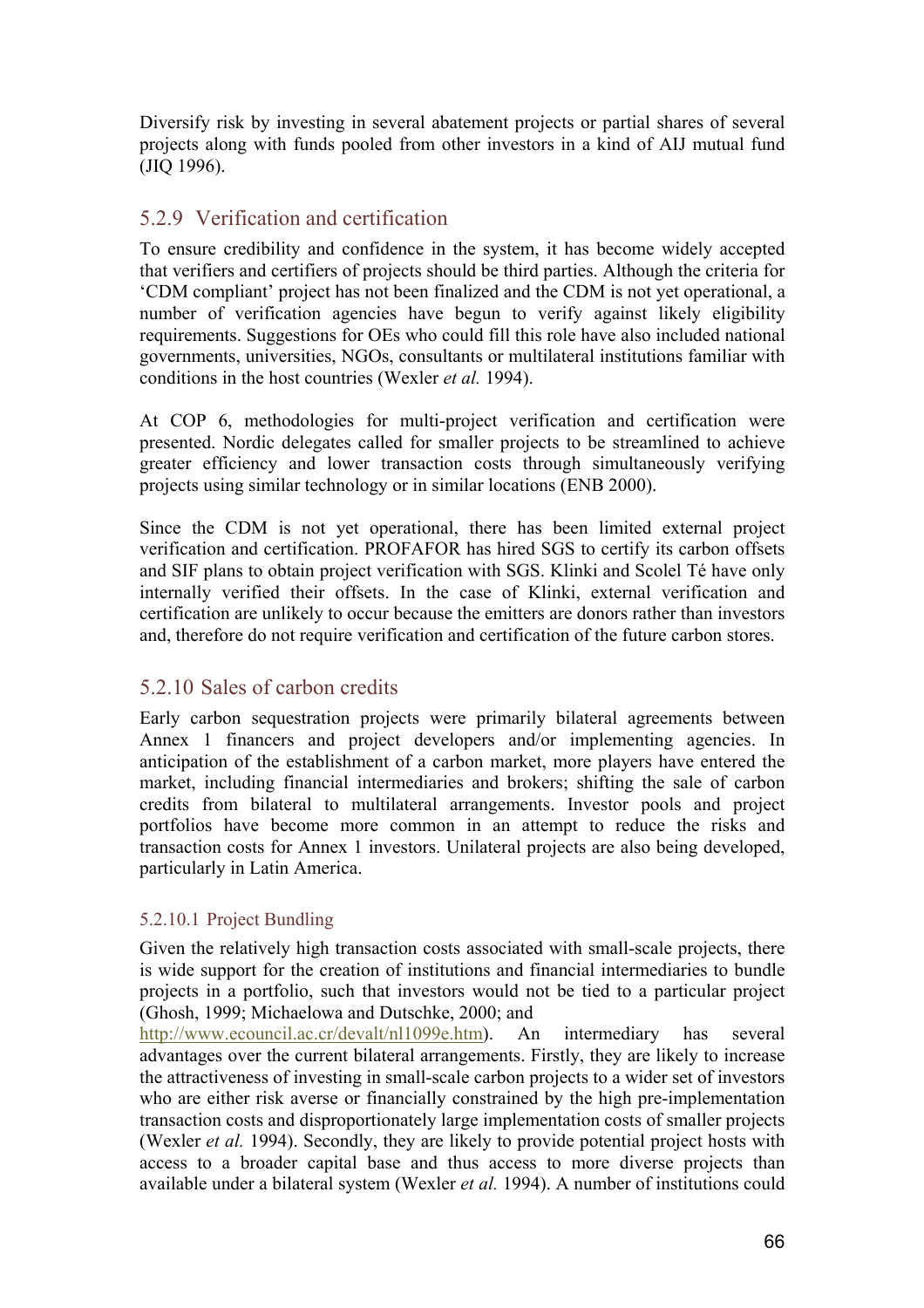Diversify risk by investing in several abatement projects or partial shares of several projects along with funds pooled from other investors in a kind of AIJ mutual fund (JIQ 1996).

### 5.2.9 Verification and certification

To ensure credibility and confidence in the system, it has become widely accepted that verifiers and certifiers of projects should be third parties. Although the criteria for 'CDM compliant' project has not been finalized and the CDM is not yet operational, a number of verification agencies have begun to verify against likely eligibility requirements. Suggestions for OEs who could fill this role have also included national governments, universities, NGOs, consultants or multilateral institutions familiar with conditions in the host countries (Wexler *et al.* 1994).

At COP 6, methodologies for multi-project verification and certification were presented. Nordic delegates called for smaller projects to be streamlined to achieve greater efficiency and lower transaction costs through simultaneously verifying projects using similar technology or in similar locations (ENB 2000).

Since the CDM is not yet operational, there has been limited external project verification and certification. PROFAFOR has hired SGS to certify its carbon offsets and SIF plans to obtain project verification with SGS. Klinki and Scolel Té have only internally verified their offsets. In the case of Klinki, external verification and certification are unlikely to occur because the emitters are donors rather than investors and, therefore do not require verification and certification of the future carbon stores.

### 5.2.10 Sales of carbon credits

Early carbon sequestration projects were primarily bilateral agreements between Annex 1 financers and project developers and/or implementing agencies. In anticipation of the establishment of a carbon market, more players have entered the market, including financial intermediaries and brokers; shifting the sale of carbon credits from bilateral to multilateral arrangements. Investor pools and project portfolios have become more common in an attempt to reduce the risks and transaction costs for Annex 1 investors. Unilateral projects are also being developed, particularly in Latin America.

#### 5.2.10.1 Project Bundling

Given the relatively high transaction costs associated with small-scale projects, there is wide support for the creation of institutions and financial intermediaries to bundle projects in a portfolio, such that investors would not be tied to a particular project (Ghosh, 1999; Michaelowa and Dutschke, 2000; and http://www.ecouncil.ac.cr/devalt/nl1099e.htm). An intermediary has several advantages over the current bilateral arrangements. Firstly, they are likely to increase the attractiveness of investing in small-scale carbon projects to a wider set of investors who are either risk averse or financially constrained by the high pre-implementation transaction costs and disproportionately large implementation costs of smaller projects (Wexler *et al.* 1994). Secondly, they are likely to provide potential project hosts with access to a broader capital base and thus access to more diverse projects than available under a bilateral system (Wexler *et al.* 1994). A number of institutions could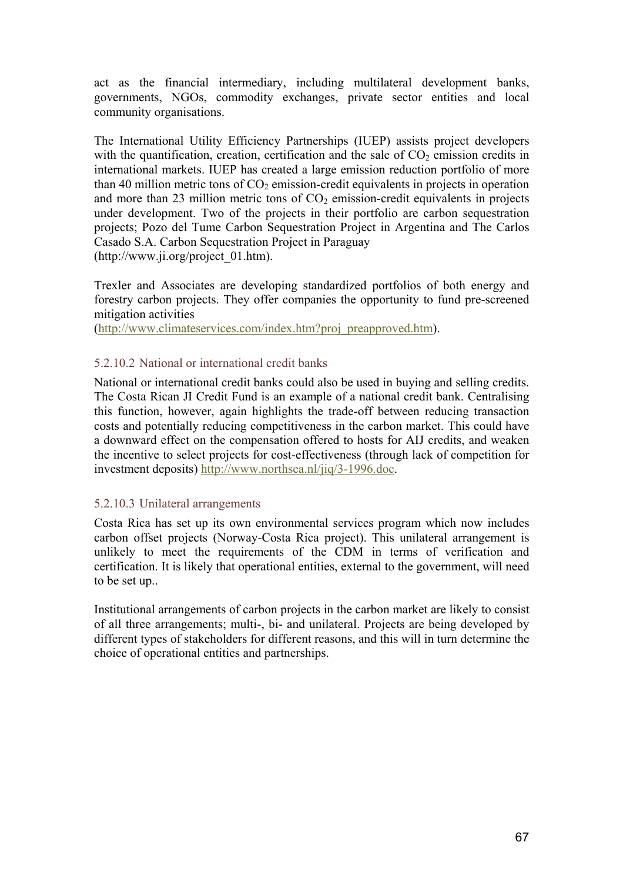act as the financial intermediary, including multilateral development banks, governments, NGOs, commodity exchanges, private sector entities and local community organisations.

The International Utility Efficiency Partnerships (IUEP) assists project developers with the quantification, creation, certification and the sale of $CO_2$ emission credits in international markets. IUEP has created a large emission reduction portfolio of more than 40 million metric tons of $CO_2$ emission-credit equivalents in projects in operation and more than 23 million metric tons of $CO_2$ emission-credit equivalents in projects under development. Two of the projects in their portfolio are carbon sequestration projects; Pozo del Tume Carbon Sequestration Project in Argentina and The Carlos Casado S.A. Carbon Sequestration Project in Paraguay (http://www.ji.org/project_01.htm).

Trexler and Associates are developing standardized portfolios of both energy and forestry carbon projects. They offer companies the opportunity to fund pre-screened mitigation activities (http://www.climateservices.com/index.htm?proj_preapproved.htm).

#### 5.2.10.2 National or international credit banks

National or international credit banks could also be used in buying and selling credits. The Costa Rican JI Credit Fund is an example of a national credit bank. Centralising this function, however, again highlights the trade-off between reducing transaction costs and potentially reducing competitiveness in the carbon market. This could have a downward effect on the compensation offered to hosts for AIJ credits, and weaken the incentive to select projects for cost-effectiveness (through lack of competition for investment deposits) http://www.northsea.nl/jiq/3-1996.doc.

#### 5.2.10.3 Unilateral arrangements

Costa Rica has set up its own environmental services program which now includes carbon offset projects (Norway-Costa Rica project). This unilateral arrangement is unlikely to meet the requirements of the CDM in terms of verification and certification. It is likely that operational entities, external to the government, will need to be set up..

Institutional arrangements of carbon projects in the carbon market are likely to consist of all three arrangements; multi-, bi- and unilateral. Projects are being developed by different types of stakeholders for different reasons, and this will in turn determine the choice of operational entities and partnerships.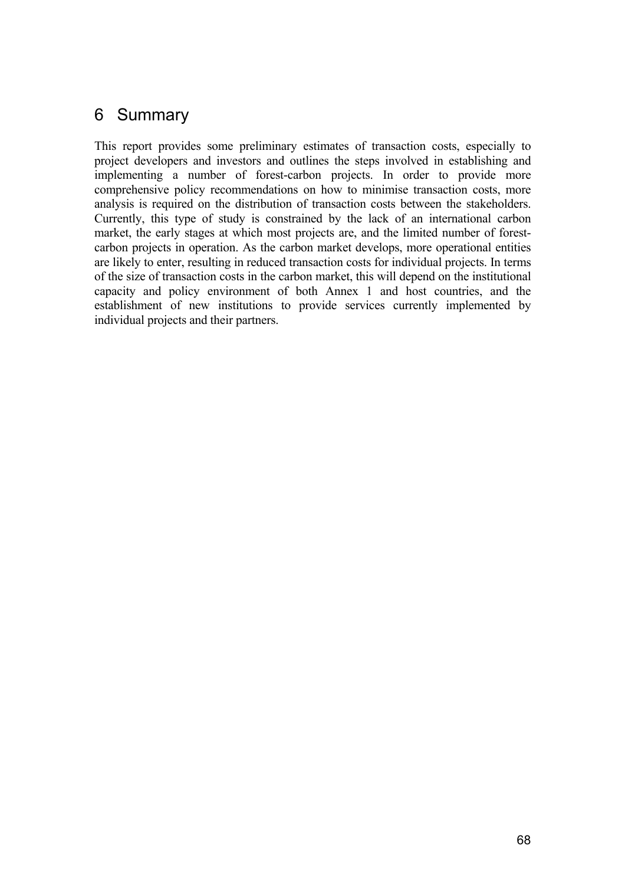# 6 Summary

This report provides some preliminary estimates of transaction costs, especially to project developers and investors and outlines the steps involved in establishing and implementing a number of forest-carbon projects. In order to provide more comprehensive policy recommendations on how to minimise transaction costs, more analysis is required on the distribution of transaction costs between the stakeholders. Currently, this type of study is constrained by the lack of an international carbon market, the early stages at which most projects are, and the limited number of forest-carbon projects in operation. As the carbon market develops, more operational entities are likely to enter, resulting in reduced transaction costs for individual projects. In terms of the size of transaction costs in the carbon market, this will depend on the institutional capacity and policy environment of both Annex 1 and host countries, and the establishment of new institutions to provide services currently implemented by individual projects and their partners.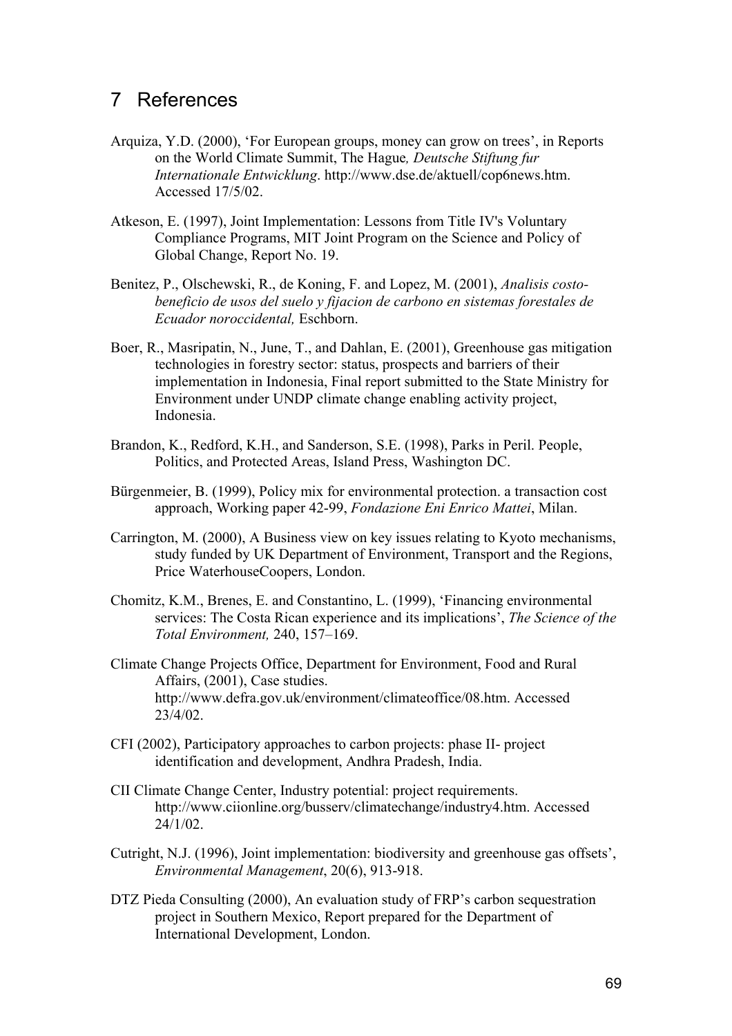# 7 References

Arquiza, Y.D. (2000), 'For European groups, money can grow on trees', in Reports on the World Climate Summit, The Hague*, Deutsche Stiftung fur Internationale Entwicklung*. http://www.dse.de/aktuell/cop6news.htm. Accessed 17/5/02.

Atkeson, E. (1997), Joint Implementation: Lessons from Title IV's Voluntary Compliance Programs, MIT Joint Program on the Science and Policy of Global Change, Report No. 19.

Benitez, P., Olschewski, R., de Koning, F. and Lopez, M. (2001), *Analisis costo-beneficio de usos del suelo y fijacion de carbono en sistemas forestales de Ecuador noroccidental,* Eschborn.

Boer, R., Masripatin, N., June, T., and Dahlan, E. (2001), Greenhouse gas mitigation technologies in forestry sector: status, prospects and barriers of their implementation in Indonesia, Final report submitted to the State Ministry for Environment under UNDP climate change enabling activity project, Indonesia.

Brandon, K., Redford, K.H., and Sanderson, S.E. (1998), Parks in Peril. People, Politics, and Protected Areas, Island Press, Washington DC.

Bürgenmeier, B. (1999), Policy mix for environmental protection. a transaction cost approach, Working paper 42-99, *Fondazione Eni Enrico Mattei*, Milan.

Carrington, M. (2000), A Business view on key issues relating to Kyoto mechanisms, study funded by UK Department of Environment, Transport and the Regions, Price WaterhouseCoopers, London.

Chomitz, K.M., Brenes, E. and Constantino, L. (1999), 'Financing environmental services: The Costa Rican experience and its implications', *The Science of the Total Environment,* 240, 157–169.

Climate Change Projects Office, Department for Environment, Food and Rural Affairs, (2001), Case studies. http://www.defra.gov.uk/environment/climateoffice/08.htm. Accessed 23/4/02.

CFI (2002), Participatory approaches to carbon projects: phase II- project identification and development, Andhra Pradesh, India.

CII Climate Change Center, Industry potential: project requirements. http://www.ciionline.org/busserv/climatechange/industry4.htm. Accessed 24/1/02.

Cutright, N.J. (1996), Joint implementation: biodiversity and greenhouse gas offsets', *Environmental Management*, 20(6), 913-918.

DTZ Pieda Consulting (2000), An evaluation study of FRP's carbon sequestration project in Southern Mexico, Report prepared for the Department of International Development, London.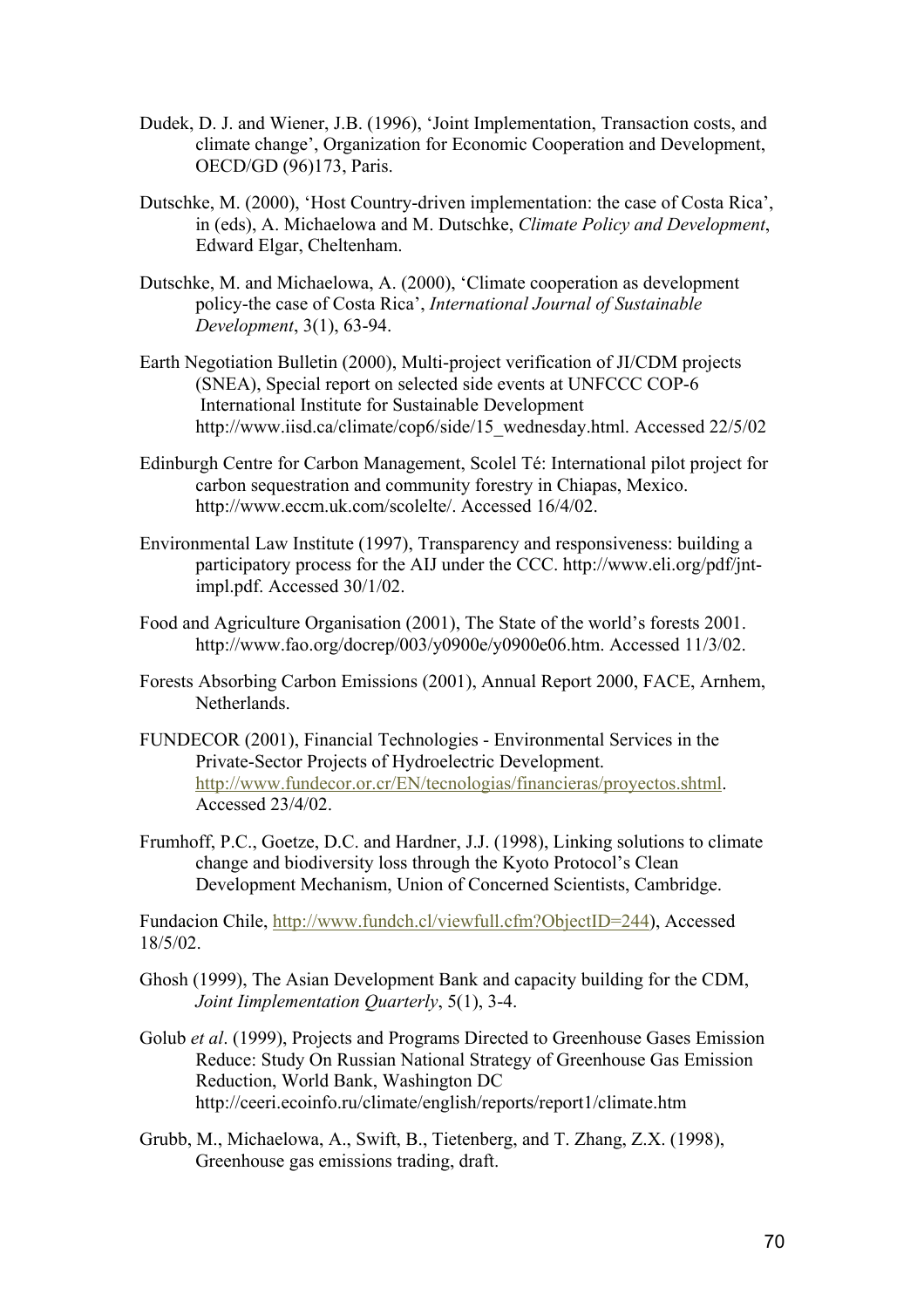Dudek, D. J. and Wiener, J.B. (1996), 'Joint Implementation, Transaction costs, and climate change', Organization for Economic Cooperation and Development, OECD/GD (96)173, Paris.

Dutschke, M. (2000), 'Host Country-driven implementation: the case of Costa Rica', in (eds), A. Michaelowa and M. Dutschke, *Climate Policy and Development*, Edward Elgar, Cheltenham.

Dutschke, M. and Michaelowa, A. (2000), 'Climate cooperation as development policy-the case of Costa Rica', *International Journal of Sustainable Development*, 3(1), 63-94.

Earth Negotiation Bulletin (2000), Multi-project verification of JI/CDM projects (SNEA), Special report on selected side events at UNFCCC COP-6 International Institute for Sustainable Development http://www.iisd.ca/climate/cop6/side/15_wednesday.html. Accessed 22/5/02

Edinburgh Centre for Carbon Management, Scolel Té: International pilot project for carbon sequestration and community forestry in Chiapas, Mexico. http://www.eccm.uk.com/scolelte/. Accessed 16/4/02.

Environmental Law Institute (1997), Transparency and responsiveness: building a participatory process for the AIJ under the CCC. http://www.eli.org/pdf/jnt-impl.pdf. Accessed 30/1/02.

Food and Agriculture Organisation (2001), The State of the world's forests 2001. http://www.fao.org/docrep/003/y0900e/y0900e06.htm. Accessed 11/3/02.

Forests Absorbing Carbon Emissions (2001), Annual Report 2000, FACE, Arnhem, Netherlands.

FUNDECOR (2001), Financial Technologies - Environmental Services in the Private-Sector Projects of Hydroelectric Development. http://www.fundecor.or.cr/EN/tecnologias/financieras/proyectos.shtml. Accessed 23/4/02.

Frumhoff, P.C., Goetze, D.C. and Hardner, J.J. (1998), Linking solutions to climate change and biodiversity loss through the Kyoto Protocol's Clean Development Mechanism, Union of Concerned Scientists, Cambridge.

Fundacion Chile, http://www.fundch.cl/viewfull.cfm?ObjectID=244), Accessed 18/5/02.

Ghosh (1999), The Asian Development Bank and capacity building for the CDM, *Joint Iimplementation Quarterly*, 5(1), 3-4.

Golub *et al*. (1999), Projects and Programs Directed to Greenhouse Gases Emission Reduce: Study On Russian National Strategy of Greenhouse Gas Emission Reduction, World Bank, Washington DC http://ceeri.ecoinfo.ru/climate/english/reports/report1/climate.htm

Grubb, M., Michaelowa, A., Swift, B., Tietenberg, and T. Zhang, Z.X. (1998), Greenhouse gas emissions trading, draft.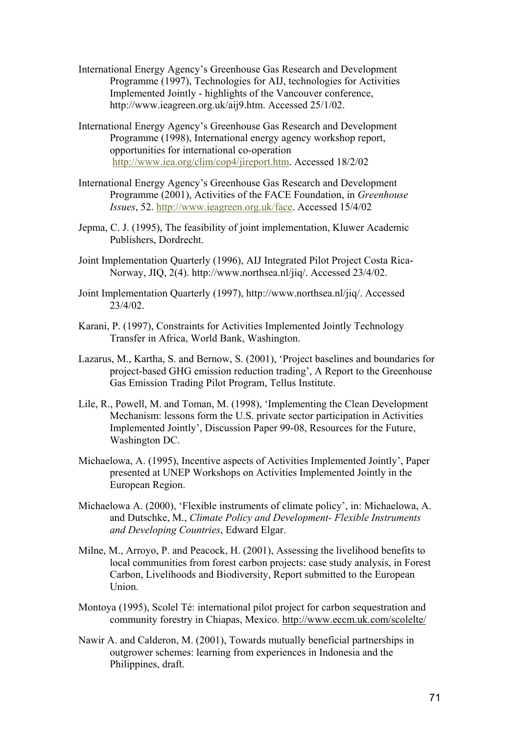International Energy Agency's Greenhouse Gas Research and Development Programme (1997), Technologies for AIJ, technologies for Activities Implemented Jointly - highlights of the Vancouver conference, http://www.ieagreen.org.uk/aij9.htm. Accessed 25/1/02.

International Energy Agency's Greenhouse Gas Research and Development Programme (1998), International energy agency workshop report, opportunities for international co-operation http://www.iea.org/clim/cop4/jireport.htm. Accessed 18/2/02

International Energy Agency's Greenhouse Gas Research and Development Programme (2001), Activities of the FACE Foundation, in *Greenhouse Issues*, 52. http://www.ieagreen.org.uk/face. Accessed 15/4/02

Jepma, C. J. (1995), The feasibility of joint implementation, Kluwer Academic Publishers, Dordrecht.

Joint Implementation Quarterly (1996), AIJ Integrated Pilot Project Costa Rica-Norway, JIQ, 2(4). http://www.northsea.nl/jiq/. Accessed 23/4/02.

Joint Implementation Quarterly (1997), http://www.northsea.nl/jiq/. Accessed 23/4/02.

Karani, P. (1997), Constraints for Activities Implemented Jointly Technology Transfer in Africa, World Bank, Washington.

Lazarus, M., Kartha, S. and Bernow, S. (2001), 'Project baselines and boundaries for project-based GHG emission reduction trading', A Report to the Greenhouse Gas Emission Trading Pilot Program, Tellus Institute.

Lile, R., Powell, M. and Toman, M. (1998), 'Implementing the Clean Development Mechanism: lessons form the U.S. private sector participation in Activities Implemented Jointly', Discussion Paper 99-08, Resources for the Future, Washington DC.

Michaelowa, A. (1995), Incentive aspects of Activities Implemented Jointly', Paper presented at UNEP Workshops on Activities Implemented Jointly in the European Region.

Michaelowa A. (2000), 'Flexible instruments of climate policy', in: Michaelowa, A. and Dutschke, M., *Climate Policy and Development- Flexible Instruments and Developing Countries*, Edward Elgar.

Milne, M., Arroyo, P. and Peacock, H. (2001), Assessing the livelihood benefits to local communities from forest carbon projects: case study analysis, in Forest Carbon, Livelihoods and Biodiversity, Report submitted to the European Union.

Montoya (1995), Scolel Té: international pilot project for carbon sequestration and community forestry in Chiapas, Mexico. http://www.eccm.uk.com/scolelte/

Nawir A. and Calderon, M. (2001), Towards mutually beneficial partnerships in outgrower schemes: learning from experiences in Indonesia and the Philippines, draft.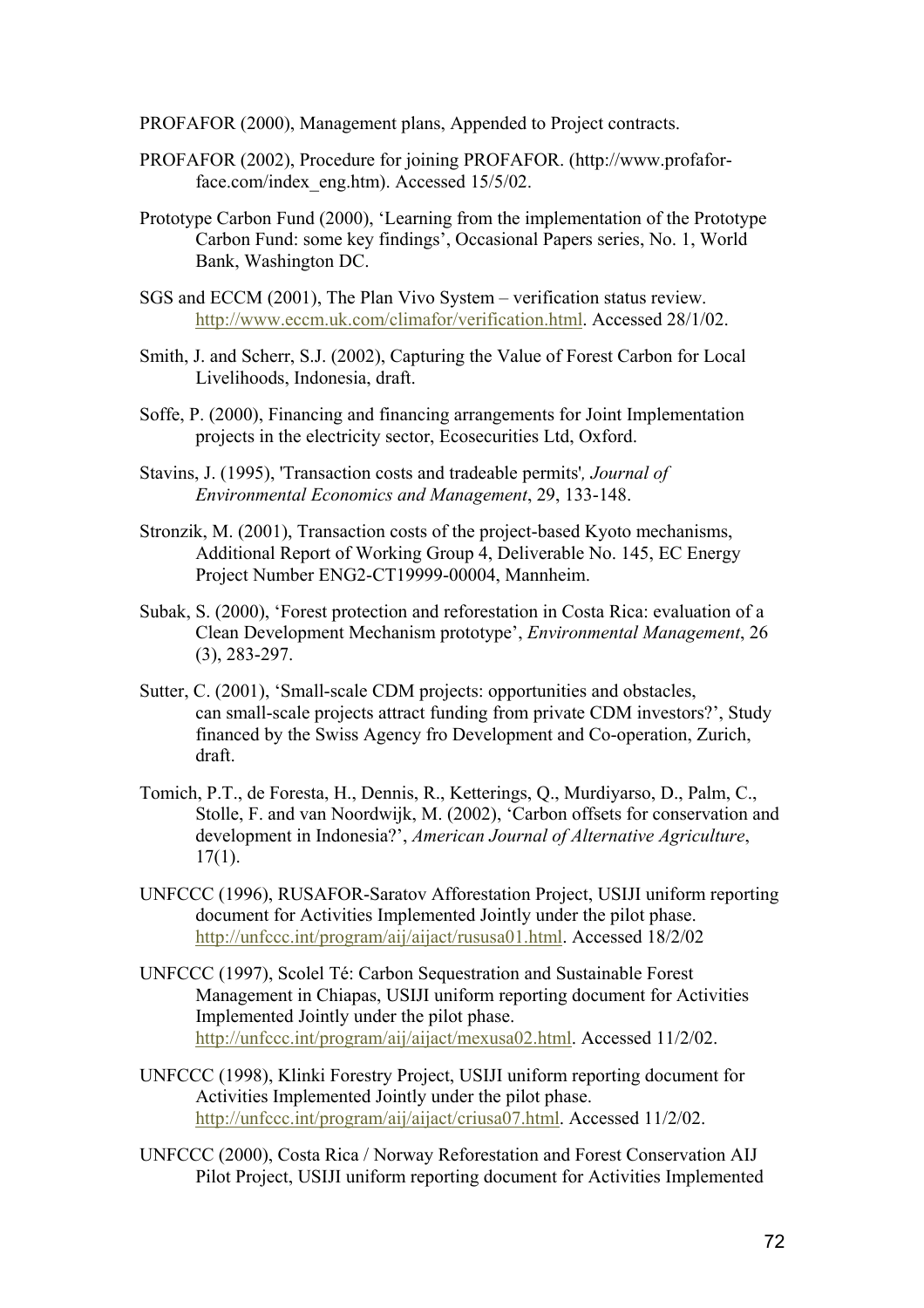PROFAFOR (2000), Management plans, Appended to Project contracts.

PROFAFOR (2002), Procedure for joining PROFAFOR. (http://www.profafor-face.com/index_eng.htm). Accessed 15/5/02.

Prototype Carbon Fund (2000), 'Learning from the implementation of the Prototype Carbon Fund: some key findings', Occasional Papers series, No. 1, World Bank, Washington DC.

SGS and ECCM (2001), The Plan Vivo System – verification status review. http://www.eccm.uk.com/climafor/verification.html. Accessed 28/1/02.

Smith, J. and Scherr, S.J. (2002), Capturing the Value of Forest Carbon for Local Livelihoods, Indonesia, draft.

Soffe, P. (2000), Financing and financing arrangements for Joint Implementation projects in the electricity sector, Ecosecurities Ltd, Oxford.

Stavins, J. (1995), 'Transaction costs and tradeable permits', *Journal of Environmental Economics and Management*, 29, 133-148.

Stronzik, M. (2001), Transaction costs of the project-based Kyoto mechanisms, Additional Report of Working Group 4, Deliverable No. 145, EC Energy Project Number ENG2-CT19999-00004, Mannheim.

Subak, S. (2000), 'Forest protection and reforestation in Costa Rica: evaluation of a Clean Development Mechanism prototype', *Environmental Management*, 26 (3), 283-297.

Sutter, C. (2001), 'Small-scale CDM projects: opportunities and obstacles, can small-scale projects attract funding from private CDM investors?', Study financed by the Swiss Agency fro Development and Co-operation, Zurich, draft.

Tomich, P.T., de Foresta, H., Dennis, R., Ketterings, Q., Murdiyarso, D., Palm, C., Stolle, F. and van Noordwijk, M. (2002), 'Carbon offsets for conservation and development in Indonesia?', *American Journal of Alternative Agriculture*, 17(1).

UNFCCC (1996), RUSAFOR-Saratov Afforestation Project, USIJI uniform reporting document for Activities Implemented Jointly under the pilot phase. http://unfccc.int/program/aij/aijact/rususa01.html. Accessed 18/2/02

UNFCCC (1997), Scolel Té: Carbon Sequestration and Sustainable Forest Management in Chiapas, USIJI uniform reporting document for Activities Implemented Jointly under the pilot phase. http://unfccc.int/program/aij/aijact/mexusa02.html. Accessed 11/2/02.

UNFCCC (1998), Klinki Forestry Project, USIJI uniform reporting document for Activities Implemented Jointly under the pilot phase. http://unfccc.int/program/aij/aijact/criusa07.html. Accessed 11/2/02.

UNFCCC (2000), Costa Rica / Norway Reforestation and Forest Conservation AIJ Pilot Project, USIJI uniform reporting document for Activities Implemented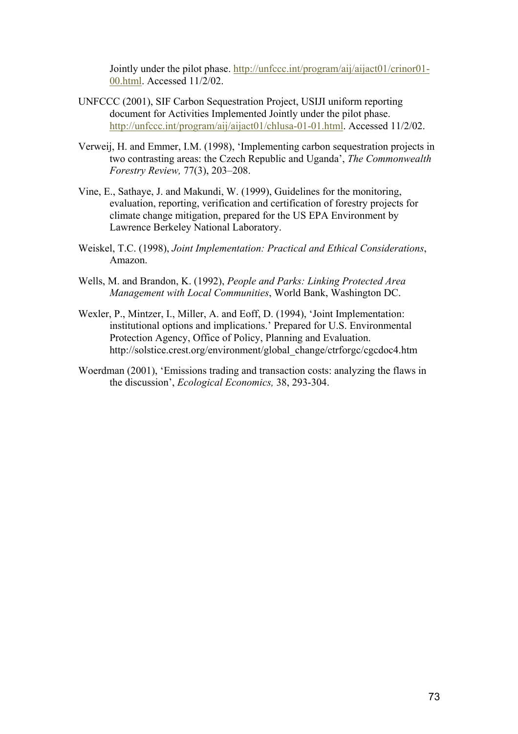Jointly under the pilot phase. http://unfccc.int/program/aij/aijact01/crinor01-00.html. Accessed 11/2/02.

UNFCCC (2001), SIF Carbon Sequestration Project, USIJI uniform reporting document for Activities Implemented Jointly under the pilot phase. http://unfccc.int/program/aij/aijact01/chlusa-01-01.html. Accessed 11/2/02.

Verweij, H. and Emmer, I.M. (1998), 'Implementing carbon sequestration projects in two contrasting areas: the Czech Republic and Uganda', *The Commonwealth Forestry Review,* 77(3), 203–208.

Vine, E., Sathaye, J. and Makundi, W. (1999), Guidelines for the monitoring, evaluation, reporting, verification and certification of forestry projects for climate change mitigation, prepared for the US EPA Environment by Lawrence Berkeley National Laboratory.

Weiskel, T.C. (1998), *Joint Implementation: Practical and Ethical Considerations*, Amazon.

Wells, M. and Brandon, K. (1992), *People and Parks: Linking Protected Area Management with Local Communities*, World Bank, Washington DC.

Wexler, P., Mintzer, I., Miller, A. and Eoff, D. (1994), 'Joint Implementation: institutional options and implications.' Prepared for U.S. Environmental Protection Agency, Office of Policy, Planning and Evaluation. http://solstice.crest.org/environment/global_change/ctrforgc/cgcdoc4.htm

Woerdman (2001), 'Emissions trading and transaction costs: analyzing the flaws in the discussion', *Ecological Economics,* 38, 293-304.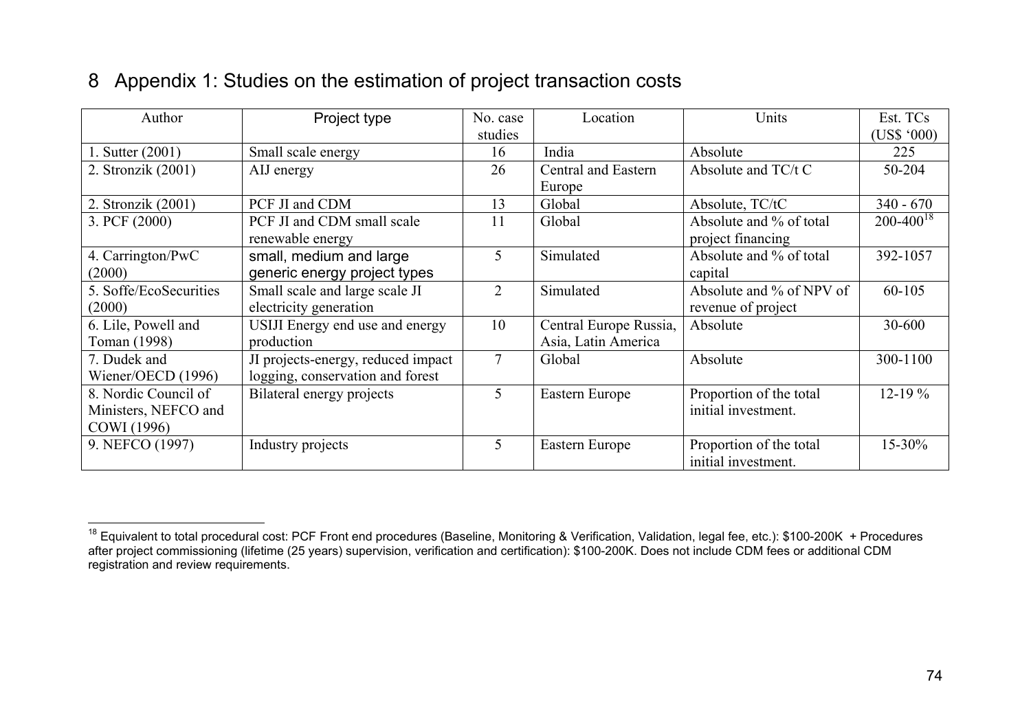# 8 Appendix 1: Studies on the estimation of project transaction costs

| Author | Project type | No. case studies | Location | Units | Est. TCs (US$ '000) |
|---|---|---|---|---|---|
| 1. Sutter (2001) | Small scale energy | 16 | India | Absolute | 225 |
| 2. Stronzik (2001) | AIJ energy | 26 | Central and Eastern Europe | Absolute and TC/t C | 50-204 |
| 2. Stronzik (2001) | PCF JI and CDM | 13 | Global | Absolute, TC/tC | 340 - 670 |
| 3. PCF (2000) | PCF JI and CDM small scale renewable energy | 11 | Global | Absolute and % of total project financing | 200-400[18] |
| 4. Carrington/PwC (2000) | small, medium and large generic energy project types | 5 | Simulated | Absolute and % of total capital | 392-1057 |
| 5. Soffe/EcoSecurities (2000) | Small scale and large scale JI electricity generation | 2 | Simulated | Absolute and % of NPV of revenue of project | 60-105 |
| 6. Lile, Powell and Toman (1998) | USIJI Energy end use and energy production | 10 | Central Europe Russia, Asia, Latin America | Absolute | 30-600 |
| 7. Dudek and Wiener/OECD (1996) | JI projects-energy, reduced impact logging, conservation and forest | 7 | Global | Absolute | 300-1100 |
| 8. Nordic Council of Ministers, NEFCO and COWI (1996) | Bilateral energy projects | 5 | Eastern Europe | Proportion of the total initial investment. | 12-19 % |
| 9. NEFCO (1997) | Industry projects | 5 | Eastern Europe | Proportion of the total initial investment. | 15-30% |

[18] Equivalent to total procedural cost: PCF Front end procedures (Baseline, Monitoring & Verification, Validation, legal fee, etc.): $100-200K + Procedures after project commissioning (lifetime (25 years) supervision, verification and certification): $100-200K. Does not include CDM fees or additional CDM registration and review requirements.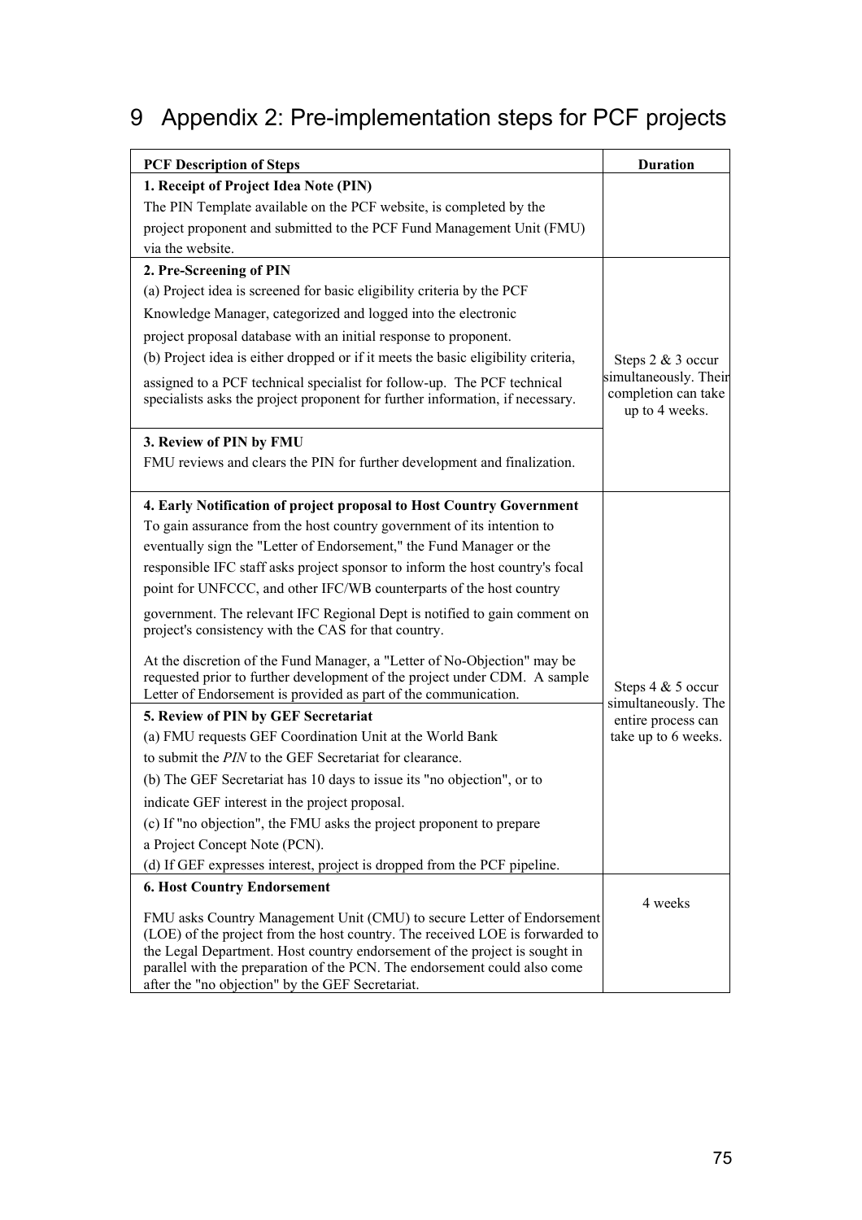# 9 Appendix 2: Pre-implementation steps for PCF projects

| PCF Description of Steps | Duration |
|---|---|
| **1. Receipt of Project Idea Note (PIN)**<br>The PIN Template available on the PCF website, is completed by the project proponent and submitted to the PCF Fund Management Unit (FMU) via the website. | |
| **2. Pre-Screening of PIN**<br>(a) Project idea is screened for basic eligibility criteria by the PCF Knowledge Manager, categorized and logged into the electronic project proposal database with an initial response to proponent.<br>(b) Project idea is either dropped or if it meets the basic eligibility criteria, assigned to a PCF technical specialist for follow-up. The PCF technical specialists asks the project proponent for further information, if necessary. | Steps 2 & 3 occur simultaneously. Their completion can take up to 4 weeks. |
| **3. Review of PIN by FMU**<br>FMU reviews and clears the PIN for further development and finalization. | |
| **4. Early Notification of project proposal to Host Country Government**<br>To gain assurance from the host country government of its intention to eventually sign the "Letter of Endorsement," the Fund Manager or the responsible IFC staff asks project sponsor to inform the host country's focal point for UNFCCC, and other IFC/WB counterparts of the host country government. The relevant IFC Regional Dept is notified to gain comment on project's consistency with the CAS for that country.<br>At the discretion of the Fund Manager, a "Letter of No-Objection" may be requested prior to further development of the project under CDM. A sample Letter of Endorsement is provided as part of the communication. | Steps 4 & 5 occur simultaneously. The entire process can take up to 6 weeks. |
| **5. Review of PIN by GEF Secretariat**<br>(a) FMU requests GEF Coordination Unit at the World Bank to submit the *PIN* to the GEF Secretariat for clearance.<br>(b) The GEF Secretariat has 10 days to issue its "no objection", or to indicate GEF interest in the project proposal.<br>(c) If "no objection", the FMU asks the project proponent to prepare a Project Concept Note (PCN).<br>(d) If GEF expresses interest, project is dropped from the PCF pipeline. | |
| **6. Host Country Endorsement**<br>FMU asks Country Management Unit (CMU) to secure Letter of Endorsement (LOE) of the project from the host country. The received LOE is forwarded to the Legal Department. Host country endorsement of the project is sought in parallel with the preparation of the PCN. The endorsement could also come after the "no objection" by the GEF Secretariat. | 4 weeks |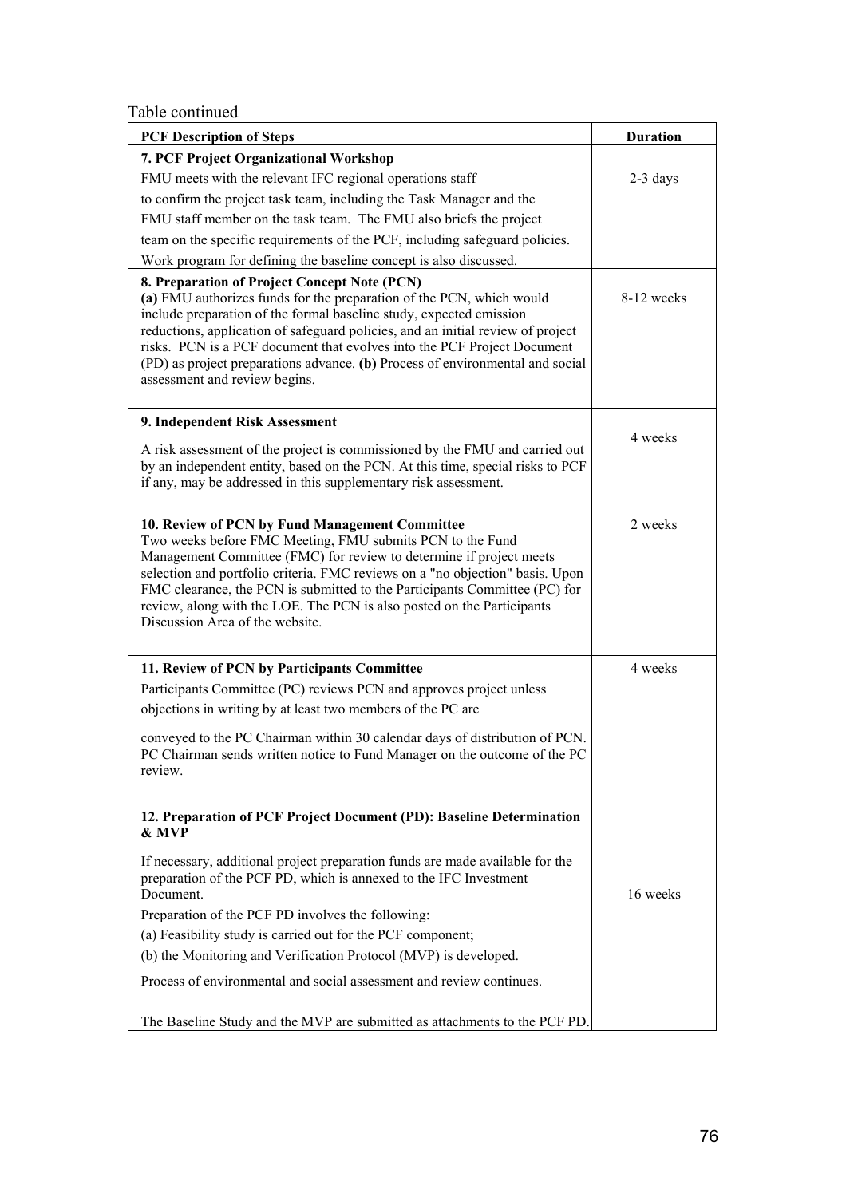Table continued

| PCF Description of Steps | Duration |
|---|---|
| **7. PCF Project Organizational Workshop**<br>FMU meets with the relevant IFC regional operations staff to confirm the project task team, including the Task Manager and the FMU staff member on the task team. The FMU also briefs the project team on the specific requirements of the PCF, including safeguard policies. Work program for defining the baseline concept is also discussed. | 2-3 days |
| **8. Preparation of Project Concept Note (PCN)**<br>**(a)** FMU authorizes funds for the preparation of the PCN, which would include preparation of the formal baseline study, expected emission reductions, application of safeguard policies, and an initial review of project risks. PCN is a PCF document that evolves into the PCF Project Document (PD) as project preparations advance. **(b)** Process of environmental and social assessment and review begins. | 8-12 weeks |
| **9. Independent Risk Assessment**<br>A risk assessment of the project is commissioned by the FMU and carried out by an independent entity, based on the PCN. At this time, special risks to PCF if any, may be addressed in this supplementary risk assessment. | 4 weeks |
| **10. Review of PCN by Fund Management Committee**<br>Two weeks before FMC Meeting, FMU submits PCN to the Fund Management Committee (FMC) for review to determine if project meets selection and portfolio criteria. FMC reviews on a "no objection" basis. Upon FMC clearance, the PCN is submitted to the Participants Committee (PC) for review, along with the LOE. The PCN is also posted on the Participants Discussion Area of the website. | 2 weeks |
| **11. Review of PCN by Participants Committee**<br>Participants Committee (PC) reviews PCN and approves project unless objections in writing by at least two members of the PC are conveyed to the PC Chairman within 30 calendar days of distribution of PCN. PC Chairman sends written notice to Fund Manager on the outcome of the PC review. | 4 weeks |
| **12. Preparation of PCF Project Document (PD): Baseline Determination & MVP**<br>If necessary, additional project preparation funds are made available for the preparation of the PCF PD, which is annexed to the IFC Investment Document.<br>Preparation of the PCF PD involves the following:<br>(a) Feasibility study is carried out for the PCF component;<br>(b) the Monitoring and Verification Protocol (MVP) is developed.<br>Process of environmental and social assessment and review continues.<br>The Baseline Study and the MVP are submitted as attachments to the PCF PD. | 16 weeks |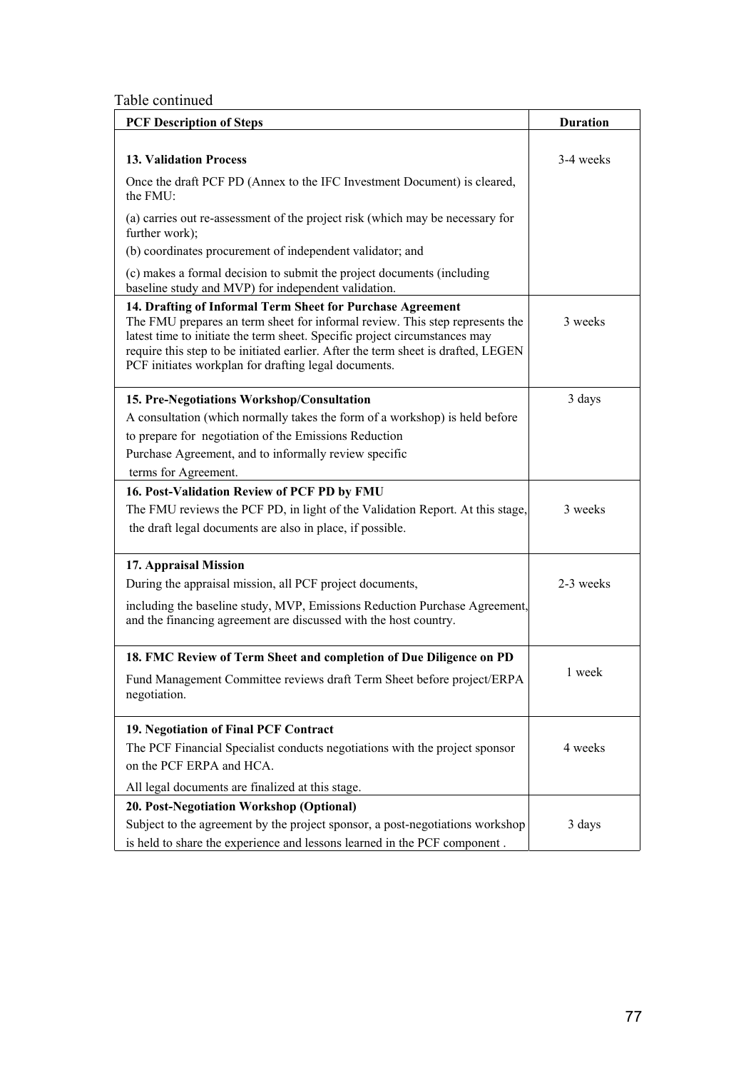Table continued

| PCF Description of Steps | Duration |
|---|---|
| **13. Validation Process**<br>Once the draft PCF PD (Annex to the IFC Investment Document) is cleared, the FMU:<br>(a) carries out re-assessment of the project risk (which may be necessary for further work);<br>(b) coordinates procurement of independent validator; and<br>(c) makes a formal decision to submit the project documents (including baseline study and MVP) for independent validation. | 3-4 weeks |
| **14. Drafting of Informal Term Sheet for Purchase Agreement**<br>The FMU prepares an term sheet for informal review. This step represents the latest time to initiate the term sheet. Specific project circumstances may require this step to be initiated earlier. After the term sheet is drafted, LEGEN PCF initiates workplan for drafting legal documents. | 3 weeks |
| **15. Pre-Negotiations Workshop/Consultation**<br>A consultation (which normally takes the form of a workshop) is held before to prepare for negotiation of the Emissions Reduction Purchase Agreement, and to informally review specific terms for Agreement. | 3 days |
| **16. Post-Validation Review of PCF PD by FMU**<br>The FMU reviews the PCF PD, in light of the Validation Report. At this stage, the draft legal documents are also in place, if possible. | 3 weeks |
| **17. Appraisal Mission**<br>During the appraisal mission, all PCF project documents,<br>including the baseline study, MVP, Emissions Reduction Purchase Agreement, and the financing agreement are discussed with the host country. | 2-3 weeks |
| **18. FMC Review of Term Sheet and completion of Due Diligence on PD**<br>Fund Management Committee reviews draft Term Sheet before project/ERPA negotiation. | 1 week |
| **19. Negotiation of Final PCF Contract**<br>The PCF Financial Specialist conducts negotiations with the project sponsor on the PCF ERPA and HCA.<br>All legal documents are finalized at this stage. | 4 weeks |
| **20. Post-Negotiation Workshop (Optional)**<br>Subject to the agreement by the project sponsor, a post-negotiations workshop is held to share the experience and lessons learned in the PCF component . | 3 days |